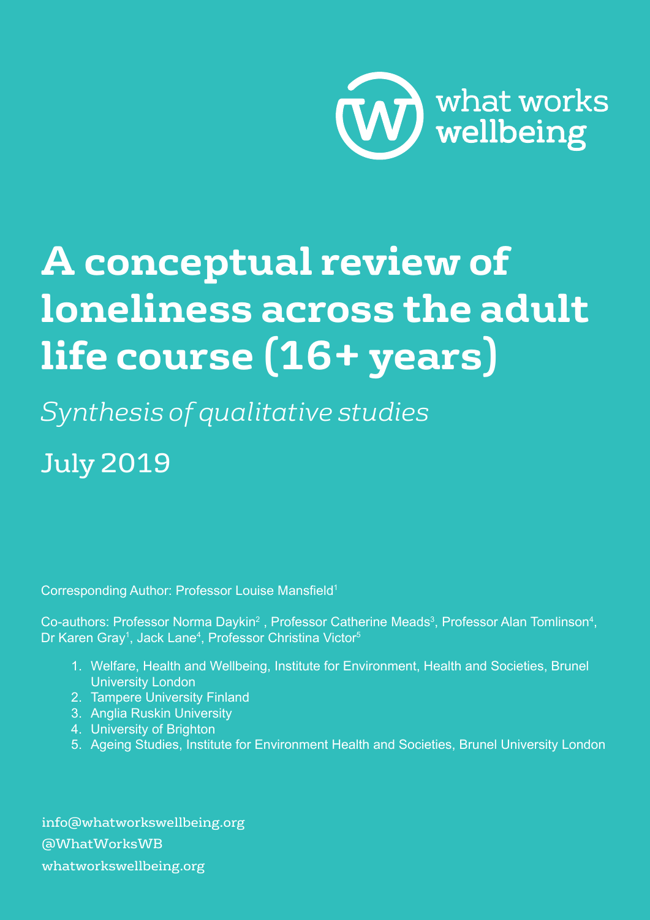what works wellbeing

# A conceptual review of loneliness across the adult life course (16+ years)

*Synthesis of qualitative studies*

July 2019

Corresponding Author: Professor Louise Mansfield[1]

Co-authors: Professor Norma Daykin[2] , Professor Catherine Meads[3], Professor Alan Tomlinson[4], Dr Karen Gray[1], Jack Lane[4], Professor Christina Victor[5]

1. Welfare, Health and Wellbeing, Institute for Environment, Health and Societies, Brunel University London
2. Tampere University Finland
3. Anglia Ruskin University
4. University of Brighton
5. Ageing Studies, Institute for Environment Health and Societies, Brunel University London

info@whatworkswellbeing.org
@WhatWorksWB
whatworkswellbeing.org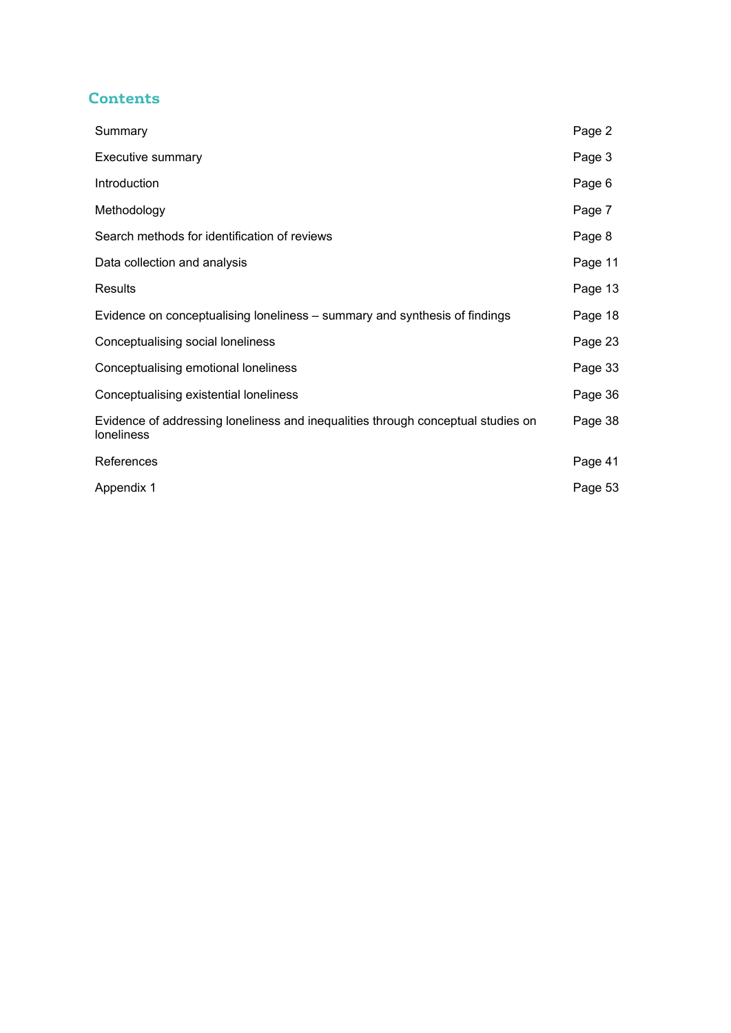## Contents

| | |
|---|---|
| Summary | Page 2 |
| Executive summary | Page 3 |
| Introduction | Page 6 |
| Methodology | Page 7 |
| Search methods for identification of reviews | Page 8 |
| Data collection and analysis | Page 11 |
| Results | Page 13 |
| Evidence on conceptualising loneliness – summary and synthesis of findings | Page 18 |
| Conceptualising social loneliness | Page 23 |
| Conceptualising emotional loneliness | Page 33 |
| Conceptualising existential loneliness | Page 36 |
| Evidence of addressing loneliness and inequalities through conceptual studies on loneliness | Page 38 |
| References | Page 41 |
| Appendix 1 | Page 53 |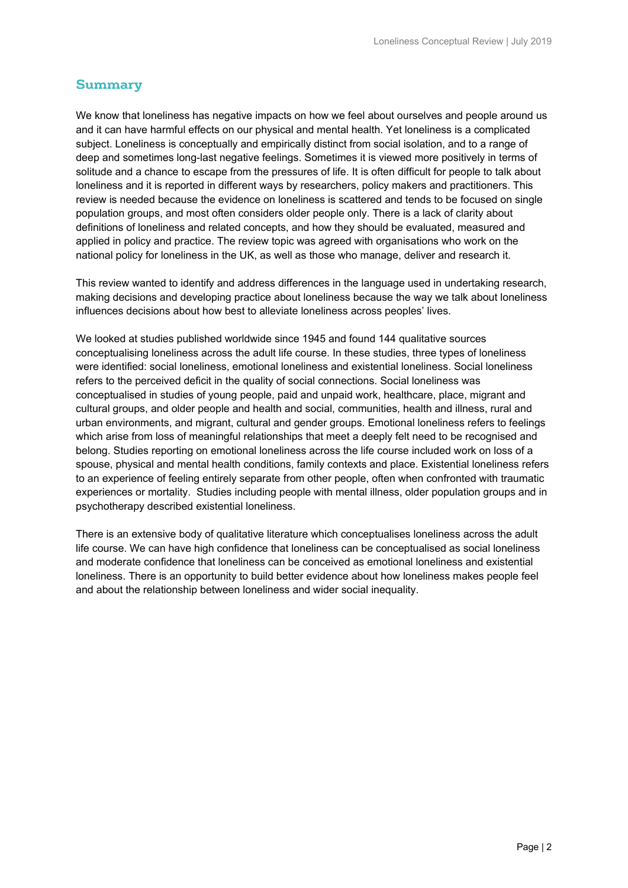## Summary

We know that loneliness has negative impacts on how we feel about ourselves and people around us and it can have harmful effects on our physical and mental health. Yet loneliness is a complicated subject. Loneliness is conceptually and empirically distinct from social isolation, and to a range of deep and sometimes long-last negative feelings. Sometimes it is viewed more positively in terms of solitude and a chance to escape from the pressures of life. It is often difficult for people to talk about loneliness and it is reported in different ways by researchers, policy makers and practitioners. This review is needed because the evidence on loneliness is scattered and tends to be focused on single population groups, and most often considers older people only. There is a lack of clarity about definitions of loneliness and related concepts, and how they should be evaluated, measured and applied in policy and practice. The review topic was agreed with organisations who work on the national policy for loneliness in the UK, as well as those who manage, deliver and research it.

This review wanted to identify and address differences in the language used in undertaking research, making decisions and developing practice about loneliness because the way we talk about loneliness influences decisions about how best to alleviate loneliness across peoples' lives.

We looked at studies published worldwide since 1945 and found 144 qualitative sources conceptualising loneliness across the adult life course. In these studies, three types of loneliness were identified: social loneliness, emotional loneliness and existential loneliness. Social loneliness refers to the perceived deficit in the quality of social connections. Social loneliness was conceptualised in studies of young people, paid and unpaid work, healthcare, place, migrant and cultural groups, and older people and health and social, communities, health and illness, rural and urban environments, and migrant, cultural and gender groups. Emotional loneliness refers to feelings which arise from loss of meaningful relationships that meet a deeply felt need to be recognised and belong. Studies reporting on emotional loneliness across the life course included work on loss of a spouse, physical and mental health conditions, family contexts and place. Existential loneliness refers to an experience of feeling entirely separate from other people, often when confronted with traumatic experiences or mortality. Studies including people with mental illness, older population groups and in psychotherapy described existential loneliness.

There is an extensive body of qualitative literature which conceptualises loneliness across the adult life course. We can have high confidence that loneliness can be conceptualised as social loneliness and moderate confidence that loneliness can be conceived as emotional loneliness and existential loneliness. There is an opportunity to build better evidence about how loneliness makes people feel and about the relationship between loneliness and wider social inequality.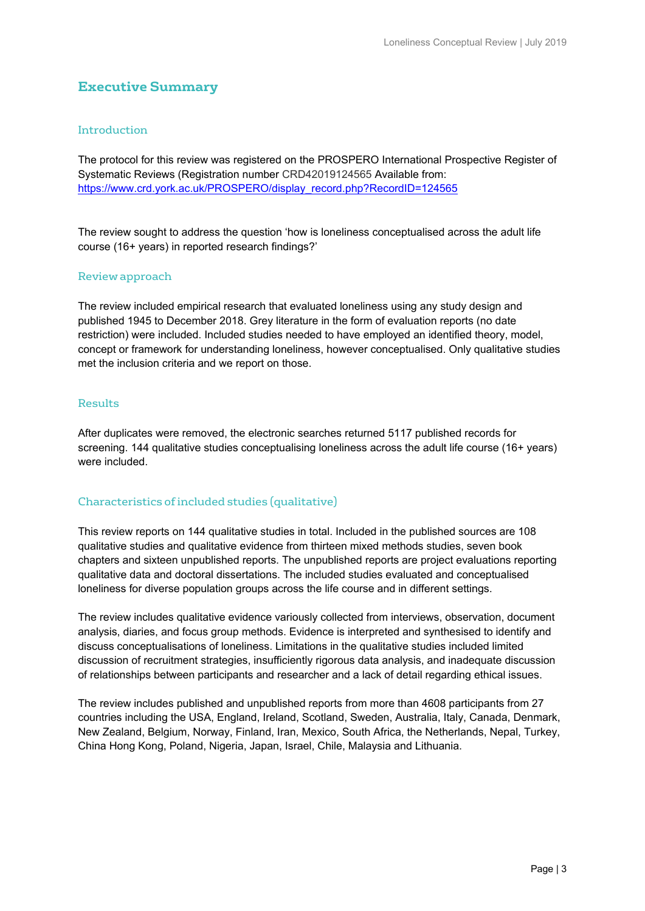# Executive Summary

## Introduction

The protocol for this review was registered on the PROSPERO International Prospective Register of Systematic Reviews (Registration number CRD42019124565 Available from: https://www.crd.york.ac.uk/PROSPERO/display_record.php?RecordID=124565

The review sought to address the question 'how is loneliness conceptualised across the adult life course (16+ years) in reported research findings?'

## Review approach

The review included empirical research that evaluated loneliness using any study design and published 1945 to December 2018. Grey literature in the form of evaluation reports (no date restriction) were included. Included studies needed to have employed an identified theory, model, concept or framework for understanding loneliness, however conceptualised. Only qualitative studies met the inclusion criteria and we report on those.

## Results

After duplicates were removed, the electronic searches returned 5117 published records for screening. 144 qualitative studies conceptualising loneliness across the adult life course (16+ years) were included.

## Characteristics of included studies (qualitative)

This review reports on 144 qualitative studies in total. Included in the published sources are 108 qualitative studies and qualitative evidence from thirteen mixed methods studies, seven book chapters and sixteen unpublished reports. The unpublished reports are project evaluations reporting qualitative data and doctoral dissertations. The included studies evaluated and conceptualised loneliness for diverse population groups across the life course and in different settings.

The review includes qualitative evidence variously collected from interviews, observation, document analysis, diaries, and focus group methods. Evidence is interpreted and synthesised to identify and discuss conceptualisations of loneliness. Limitations in the qualitative studies included limited discussion of recruitment strategies, insufficiently rigorous data analysis, and inadequate discussion of relationships between participants and researcher and a lack of detail regarding ethical issues.

The review includes published and unpublished reports from more than 4608 participants from 27 countries including the USA, England, Ireland, Scotland, Sweden, Australia, Italy, Canada, Denmark, New Zealand, Belgium, Norway, Finland, Iran, Mexico, South Africa, the Netherlands, Nepal, Turkey, China Hong Kong, Poland, Nigeria, Japan, Israel, Chile, Malaysia and Lithuania.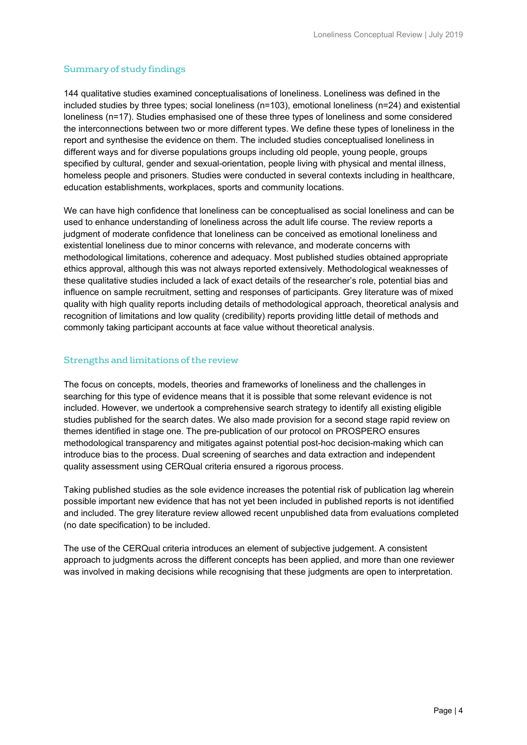## Summary of study findings

144 qualitative studies examined conceptualisations of loneliness. Loneliness was defined in the included studies by three types; social loneliness (n=103), emotional loneliness (n=24) and existential loneliness (n=17). Studies emphasised one of these three types of loneliness and some considered the interconnections between two or more different types. We define these types of loneliness in the report and synthesise the evidence on them. The included studies conceptualised loneliness in different ways and for diverse populations groups including old people, young people, groups specified by cultural, gender and sexual-orientation, people living with physical and mental illness, homeless people and prisoners. Studies were conducted in several contexts including in healthcare, education establishments, workplaces, sports and community locations.

We can have high confidence that loneliness can be conceptualised as social loneliness and can be used to enhance understanding of loneliness across the adult life course. The review reports a judgment of moderate confidence that loneliness can be conceived as emotional loneliness and existential loneliness due to minor concerns with relevance, and moderate concerns with methodological limitations, coherence and adequacy. Most published studies obtained appropriate ethics approval, although this was not always reported extensively. Methodological weaknesses of these qualitative studies included a lack of exact details of the researcher's role, potential bias and influence on sample recruitment, setting and responses of participants. Grey literature was of mixed quality with high quality reports including details of methodological approach, theoretical analysis and recognition of limitations and low quality (credibility) reports providing little detail of methods and commonly taking participant accounts at face value without theoretical analysis.

## Strengths and limitations of the review

The focus on concepts, models, theories and frameworks of loneliness and the challenges in searching for this type of evidence means that it is possible that some relevant evidence is not included. However, we undertook a comprehensive search strategy to identify all existing eligible studies published for the search dates. We also made provision for a second stage rapid review on themes identified in stage one. The pre-publication of our protocol on PROSPERO ensures methodological transparency and mitigates against potential post-hoc decision-making which can introduce bias to the process. Dual screening of searches and data extraction and independent quality assessment using CERQual criteria ensured a rigorous process.

Taking published studies as the sole evidence increases the potential risk of publication lag wherein possible important new evidence that has not yet been included in published reports is not identified and included. The grey literature review allowed recent unpublished data from evaluations completed (no date specification) to be included.

The use of the CERQual criteria introduces an element of subjective judgement. A consistent approach to judgments across the different concepts has been applied, and more than one reviewer was involved in making decisions while recognising that these judgments are open to interpretation.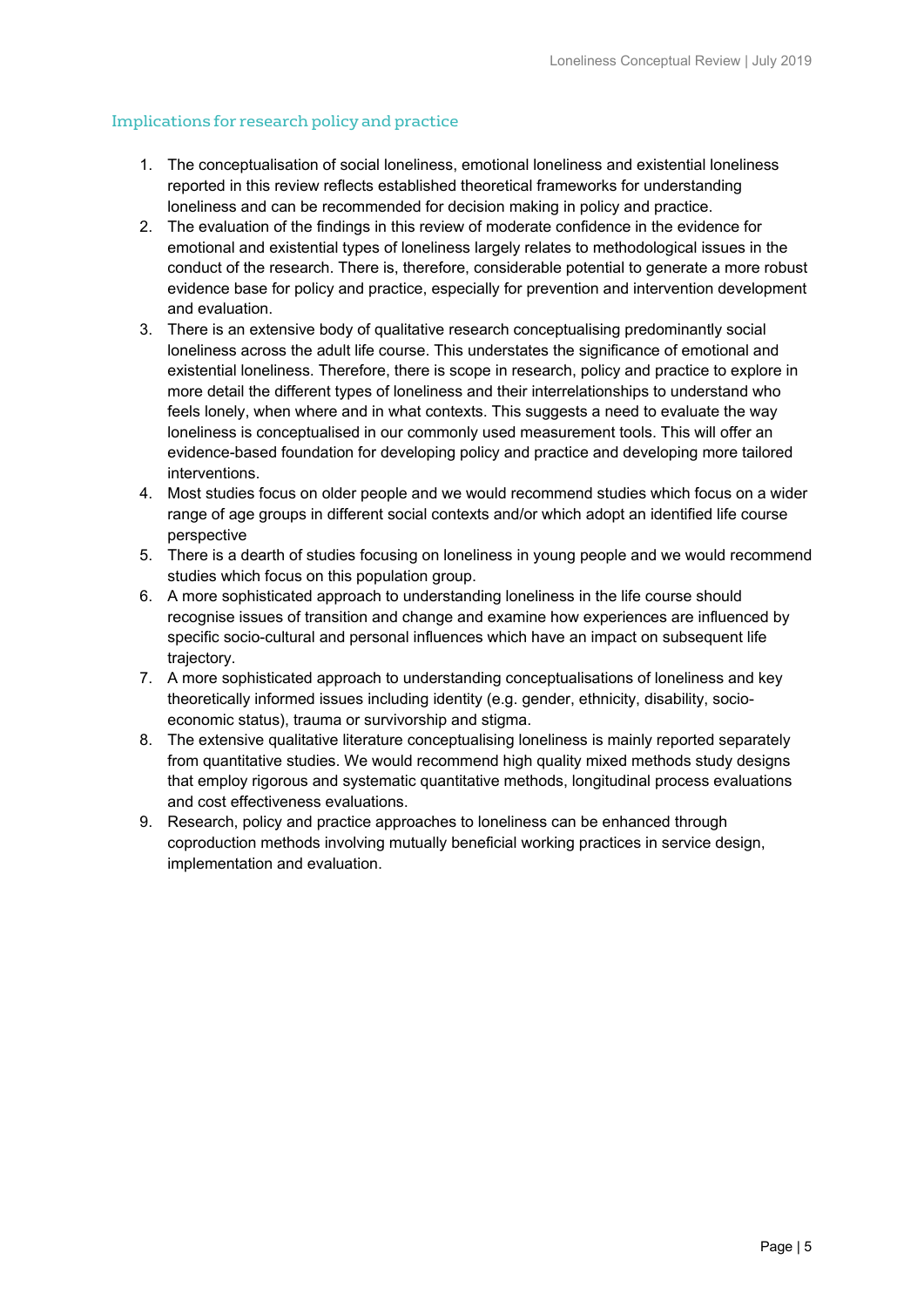## Implications for research policy and practice

1. The conceptualisation of social loneliness, emotional loneliness and existential loneliness reported in this review reflects established theoretical frameworks for understanding loneliness and can be recommended for decision making in policy and practice.
2. The evaluation of the findings in this review of moderate confidence in the evidence for emotional and existential types of loneliness largely relates to methodological issues in the conduct of the research. There is, therefore, considerable potential to generate a more robust evidence base for policy and practice, especially for prevention and intervention development and evaluation.
3. There is an extensive body of qualitative research conceptualising predominantly social loneliness across the adult life course. This understates the significance of emotional and existential loneliness. Therefore, there is scope in research, policy and practice to explore in more detail the different types of loneliness and their interrelationships to understand who feels lonely, when where and in what contexts. This suggests a need to evaluate the way loneliness is conceptualised in our commonly used measurement tools. This will offer an evidence-based foundation for developing policy and practice and developing more tailored interventions.
4. Most studies focus on older people and we would recommend studies which focus on a wider range of age groups in different social contexts and/or which adopt an identified life course perspective
5. There is a dearth of studies focusing on loneliness in young people and we would recommend studies which focus on this population group.
6. A more sophisticated approach to understanding loneliness in the life course should recognise issues of transition and change and examine how experiences are influenced by specific socio-cultural and personal influences which have an impact on subsequent life trajectory.
7. A more sophisticated approach to understanding conceptualisations of loneliness and key theoretically informed issues including identity (e.g. gender, ethnicity, disability, socio-economic status), trauma or survivorship and stigma.
8. The extensive qualitative literature conceptualising loneliness is mainly reported separately from quantitative studies. We would recommend high quality mixed methods study designs that employ rigorous and systematic quantitative methods, longitudinal process evaluations and cost effectiveness evaluations.
9. Research, policy and practice approaches to loneliness can be enhanced through coproduction methods involving mutually beneficial working practices in service design, implementation and evaluation.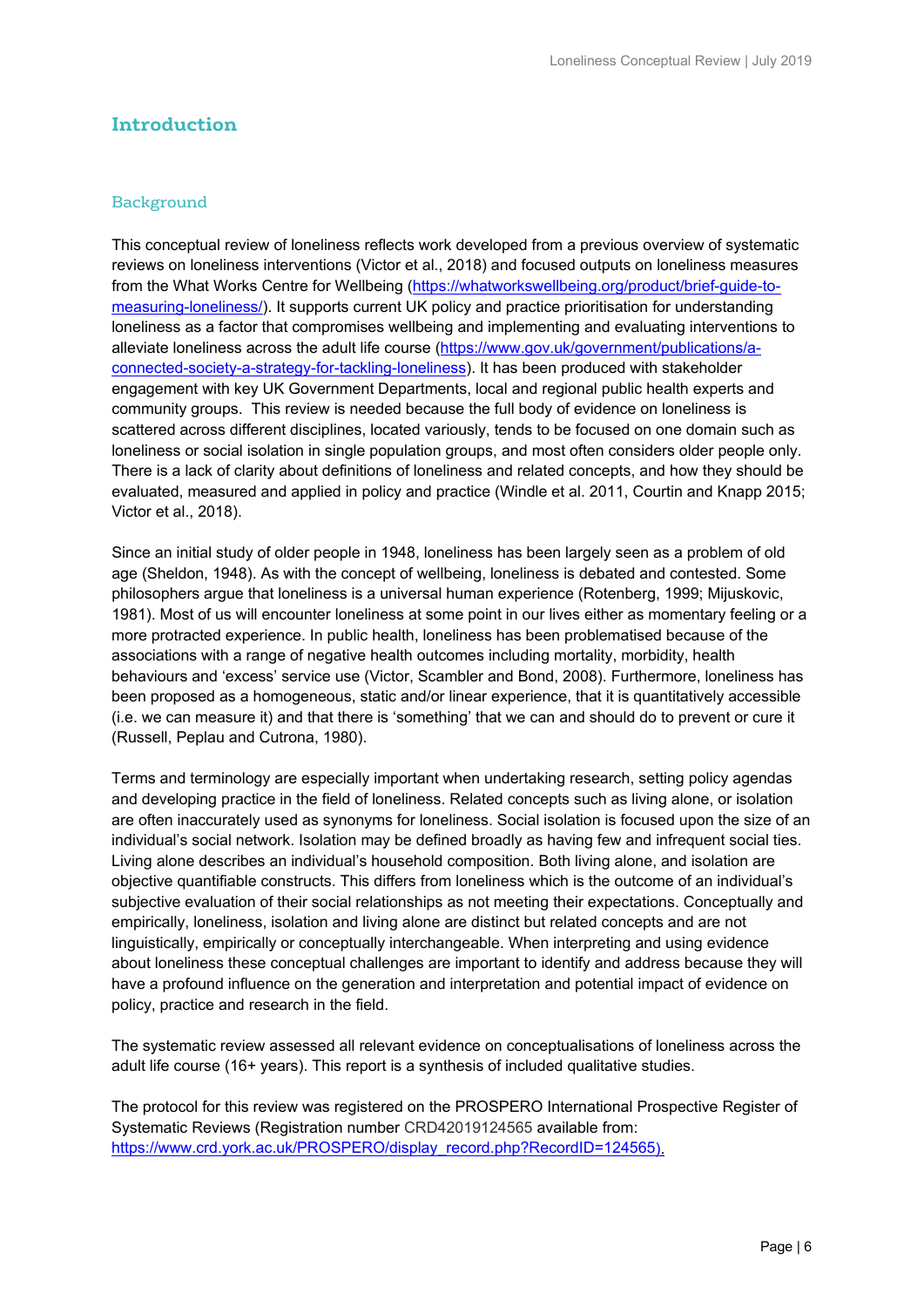## Introduction

### Background

This conceptual review of loneliness reflects work developed from a previous overview of systematic reviews on loneliness interventions (Victor et al., 2018) and focused outputs on loneliness measures from the What Works Centre for Wellbeing (https://whatworkswellbeing.org/product/brief-guide-to-measuring-loneliness/). It supports current UK policy and practice prioritisation for understanding loneliness as a factor that compromises wellbeing and implementing and evaluating interventions to alleviate loneliness across the adult life course (https://www.gov.uk/government/publications/a-connected-society-a-strategy-for-tackling-loneliness). It has been produced with stakeholder engagement with key UK Government Departments, local and regional public health experts and community groups. This review is needed because the full body of evidence on loneliness is scattered across different disciplines, located variously, tends to be focused on one domain such as loneliness or social isolation in single population groups, and most often considers older people only. There is a lack of clarity about definitions of loneliness and related concepts, and how they should be evaluated, measured and applied in policy and practice (Windle et al. 2011, Courtin and Knapp 2015; Victor et al., 2018).

Since an initial study of older people in 1948, loneliness has been largely seen as a problem of old age (Sheldon, 1948). As with the concept of wellbeing, loneliness is debated and contested. Some philosophers argue that loneliness is a universal human experience (Rotenberg, 1999; Mijuskovic, 1981). Most of us will encounter loneliness at some point in our lives either as momentary feeling or a more protracted experience. In public health, loneliness has been problematised because of the associations with a range of negative health outcomes including mortality, morbidity, health behaviours and 'excess' service use (Victor, Scambler and Bond, 2008). Furthermore, loneliness has been proposed as a homogeneous, static and/or linear experience, that it is quantitatively accessible (i.e. we can measure it) and that there is 'something' that we can and should do to prevent or cure it (Russell, Peplau and Cutrona, 1980).

Terms and terminology are especially important when undertaking research, setting policy agendas and developing practice in the field of loneliness. Related concepts such as living alone, or isolation are often inaccurately used as synonyms for loneliness. Social isolation is focused upon the size of an individual's social network. Isolation may be defined broadly as having few and infrequent social ties. Living alone describes an individual's household composition. Both living alone, and isolation are objective quantifiable constructs. This differs from loneliness which is the outcome of an individual's subjective evaluation of their social relationships as not meeting their expectations. Conceptually and empirically, loneliness, isolation and living alone are distinct but related concepts and are not linguistically, empirically or conceptually interchangeable. When interpreting and using evidence about loneliness these conceptual challenges are important to identify and address because they will have a profound influence on the generation and interpretation and potential impact of evidence on policy, practice and research in the field.

The systematic review assessed all relevant evidence on conceptualisations of loneliness across the adult life course (16+ years). This report is a synthesis of included qualitative studies.

The protocol for this review was registered on the PROSPERO International Prospective Register of Systematic Reviews (Registration number CRD42019124565 available from: https://www.crd.york.ac.uk/PROSPERO/display_record.php?RecordID=124565).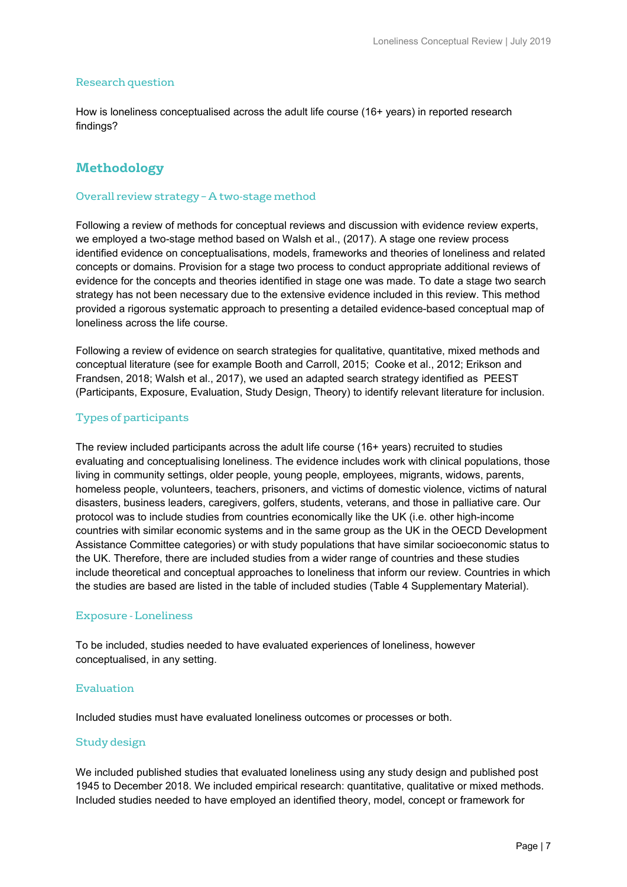### Research question

How is loneliness conceptualised across the adult life course (16+ years) in reported research findings?

## Methodology

### Overall review strategy – A two-stage method

Following a review of methods for conceptual reviews and discussion with evidence review experts, we employed a two-stage method based on Walsh et al., (2017). A stage one review process identified evidence on conceptualisations, models, frameworks and theories of loneliness and related concepts or domains. Provision for a stage two process to conduct appropriate additional reviews of evidence for the concepts and theories identified in stage one was made. To date a stage two search strategy has not been necessary due to the extensive evidence included in this review. This method provided a rigorous systematic approach to presenting a detailed evidence-based conceptual map of loneliness across the life course.

Following a review of evidence on search strategies for qualitative, quantitative, mixed methods and conceptual literature (see for example Booth and Carroll, 2015; Cooke et al., 2012; Erikson and Frandsen, 2018; Walsh et al., 2017), we used an adapted search strategy identified as PEEST (Participants, Exposure, Evaluation, Study Design, Theory) to identify relevant literature for inclusion.

### Types of participants

The review included participants across the adult life course (16+ years) recruited to studies evaluating and conceptualising loneliness. The evidence includes work with clinical populations, those living in community settings, older people, young people, employees, migrants, widows, parents, homeless people, volunteers, teachers, prisoners, and victims of domestic violence, victims of natural disasters, business leaders, caregivers, golfers, students, veterans, and those in palliative care. Our protocol was to include studies from countries economically like the UK (i.e. other high-income countries with similar economic systems and in the same group as the UK in the OECD Development Assistance Committee categories) or with study populations that have similar socioeconomic status to the UK. Therefore, there are included studies from a wider range of countries and these studies include theoretical and conceptual approaches to loneliness that inform our review. Countries in which the studies are based are listed in the table of included studies (Table 4 Supplementary Material).

### Exposure - Loneliness

To be included, studies needed to have evaluated experiences of loneliness, however conceptualised, in any setting.

### Evaluation

Included studies must have evaluated loneliness outcomes or processes or both.

### Study design

We included published studies that evaluated loneliness using any study design and published post 1945 to December 2018. We included empirical research: quantitative, qualitative or mixed methods. Included studies needed to have employed an identified theory, model, concept or framework for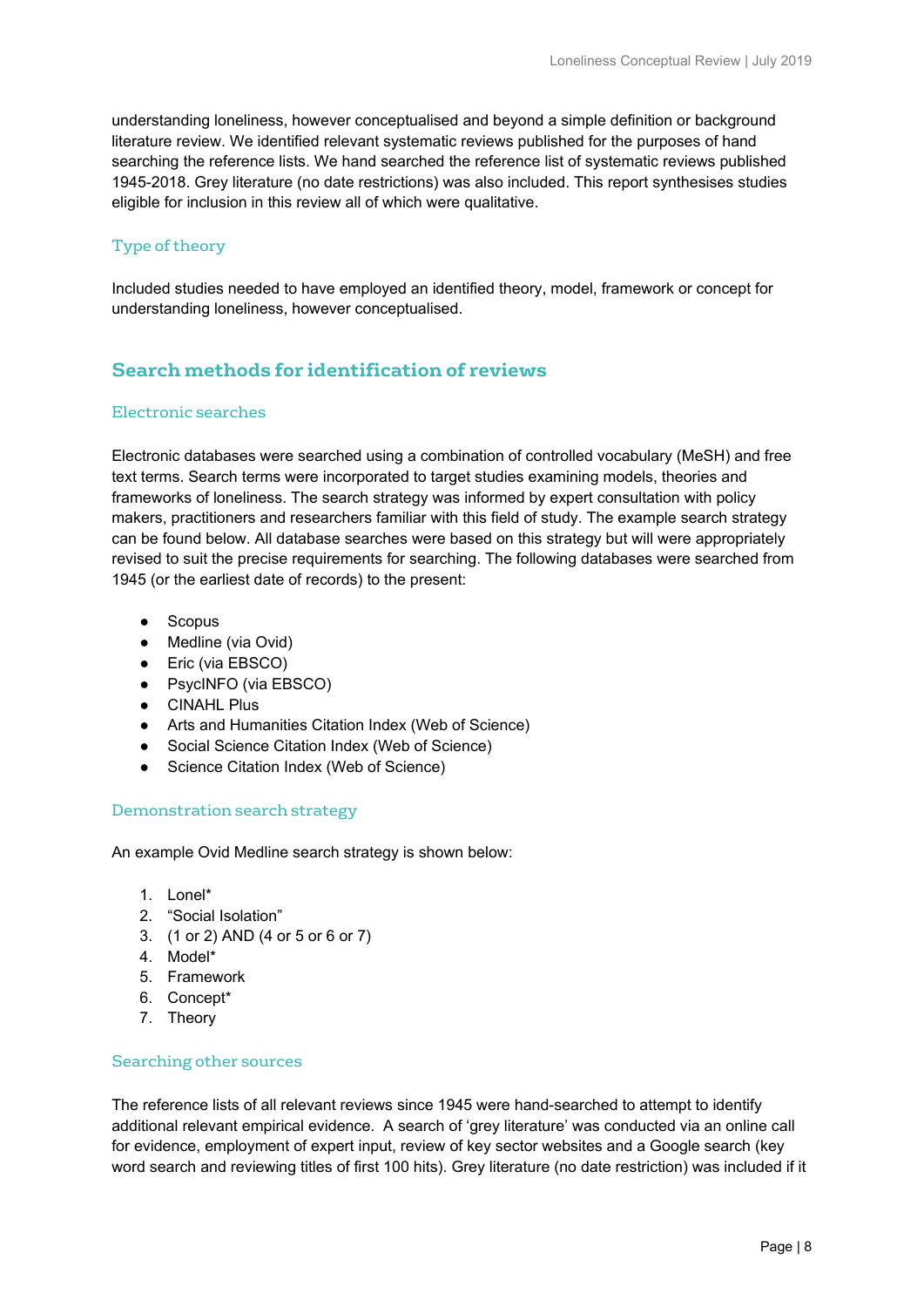understanding loneliness, however conceptualised and beyond a simple definition or background literature review. We identified relevant systematic reviews published for the purposes of hand searching the reference lists. We hand searched the reference list of systematic reviews published 1945-2018. Grey literature (no date restrictions) was also included. This report synthesises studies eligible for inclusion in this review all of which were qualitative.

### Type of theory

Included studies needed to have employed an identified theory, model, framework or concept for understanding loneliness, however conceptualised.

## Search methods for identification of reviews

### Electronic searches

Electronic databases were searched using a combination of controlled vocabulary (MeSH) and free text terms. Search terms were incorporated to target studies examining models, theories and frameworks of loneliness. The search strategy was informed by expert consultation with policy makers, practitioners and researchers familiar with this field of study. The example search strategy can be found below. All database searches were based on this strategy but will were appropriately revised to suit the precise requirements for searching. The following databases were searched from 1945 (or the earliest date of records) to the present:

- Scopus
- Medline (via Ovid)
- Eric (via EBSCO)
- PsycINFO (via EBSCO)
- CINAHL Plus
- Arts and Humanities Citation Index (Web of Science)
- Social Science Citation Index (Web of Science)
- Science Citation Index (Web of Science)

### Demonstration search strategy

An example Ovid Medline search strategy is shown below:

1. Lonel*
2. “Social Isolation”
3. (1 or 2) AND (4 or 5 or 6 or 7)
4. Model*
5. Framework
6. Concept*
7. Theory

### Searching other sources

The reference lists of all relevant reviews since 1945 were hand-searched to attempt to identify additional relevant empirical evidence. A search of ‘grey literature’ was conducted via an online call for evidence, employment of expert input, review of key sector websites and a Google search (key word search and reviewing titles of first 100 hits). Grey literature (no date restriction) was included if it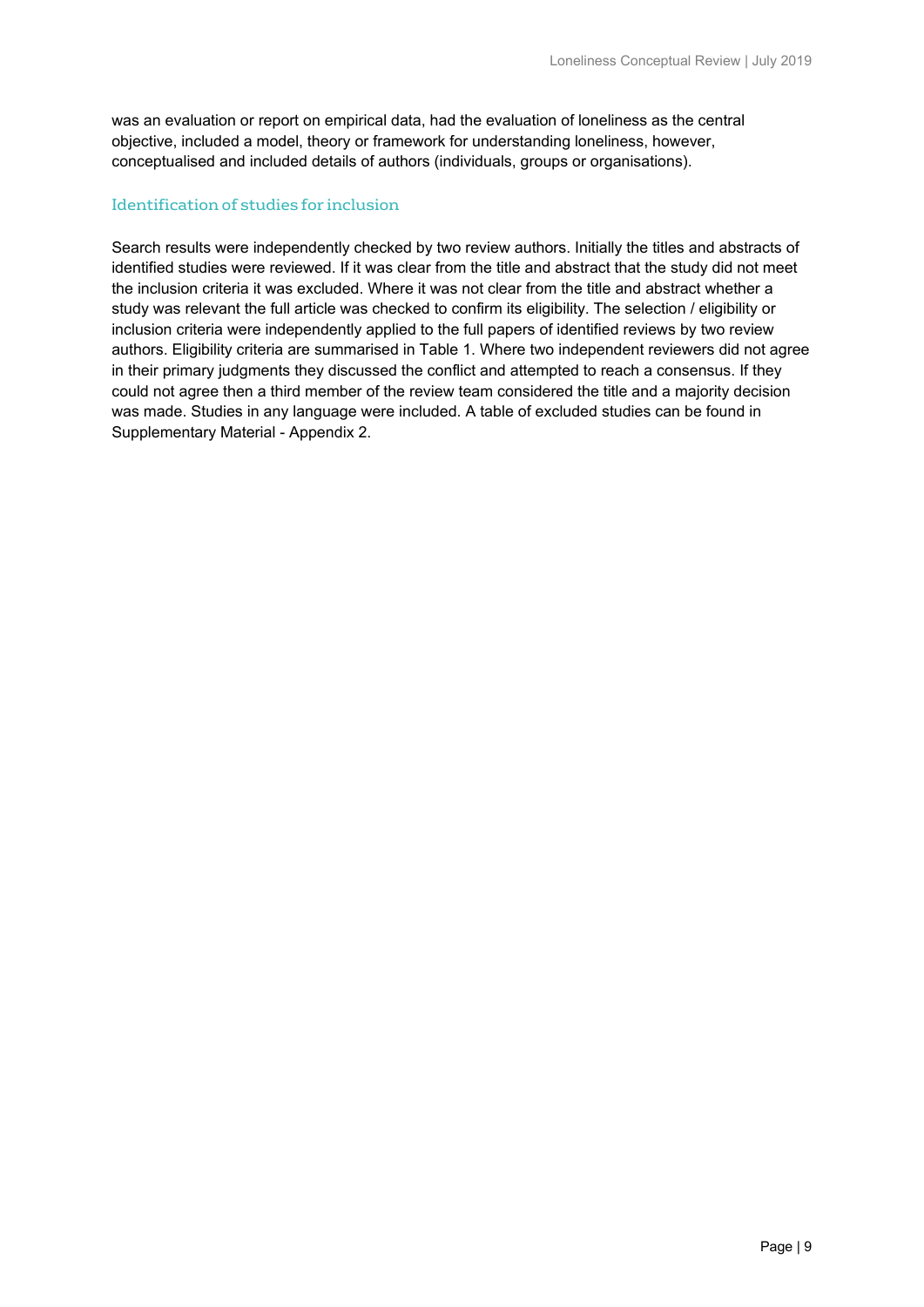was an evaluation or report on empirical data, had the evaluation of loneliness as the central objective, included a model, theory or framework for understanding loneliness, however, conceptualised and included details of authors (individuals, groups or organisations).

### Identification of studies for inclusion

Search results were independently checked by two review authors. Initially the titles and abstracts of identified studies were reviewed. If it was clear from the title and abstract that the study did not meet the inclusion criteria it was excluded. Where it was not clear from the title and abstract whether a study was relevant the full article was checked to confirm its eligibility. The selection / eligibility or inclusion criteria were independently applied to the full papers of identified reviews by two review authors. Eligibility criteria are summarised in Table 1. Where two independent reviewers did not agree in their primary judgments they discussed the conflict and attempted to reach a consensus. If they could not agree then a third member of the review team considered the title and a majority decision was made. Studies in any language were included. A table of excluded studies can be found in Supplementary Material - Appendix 2.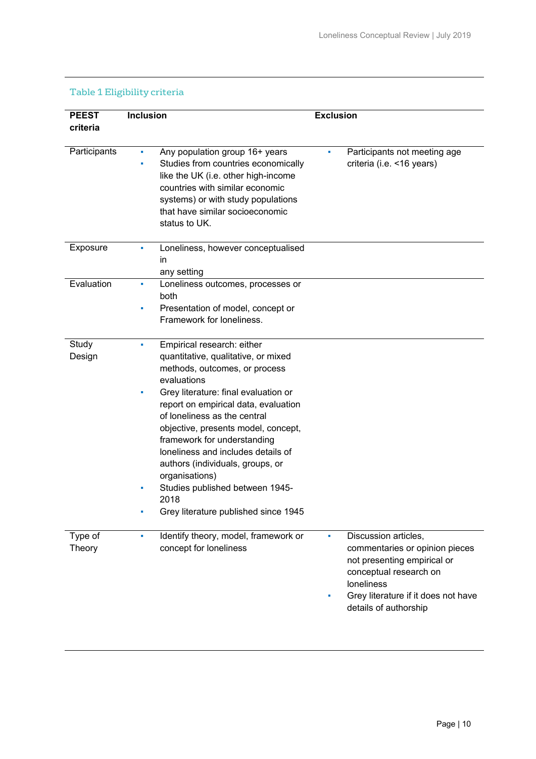Table 1 Eligibility criteria

| PEEST criteria | Inclusion | Exclusion |
|---|---|---|
| Participants | ▪ Any population group 16+ years<br>▪ Studies from countries economically like the UK (i.e. other high-income countries with similar economic systems) or with study populations that have similar socioeconomic status to UK. | ▪ Participants not meeting age criteria (i.e. <16 years) |
| Exposure | ▪ Loneliness, however conceptualised in any setting | |
| Evaluation | ▪ Loneliness outcomes, processes or both<br>▪ Presentation of model, concept or Framework for loneliness. | |
| Study Design | ▪ Empirical research: either quantitative, qualitative, or mixed methods, outcomes, or process evaluations<br>▪ Grey literature: final evaluation or report on empirical data, evaluation of loneliness as the central objective, presents model, concept, framework for understanding loneliness and includes details of authors (individuals, groups, or organisations)<br>▪ Studies published between 1945-2018<br>▪ Grey literature published since 1945 | |
| Type of Theory | ▪ Identify theory, model, framework or concept for loneliness | ▪ Discussion articles, commentaries or opinion pieces not presenting empirical or conceptual research on loneliness<br>▪ Grey literature if it does not have details of authorship |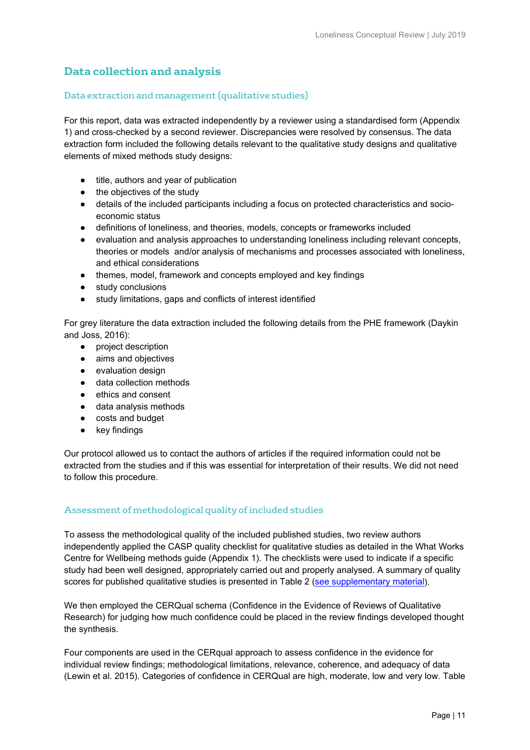## Data collection and analysis

### Data extraction and management (qualitative studies)

For this report, data was extracted independently by a reviewer using a standardised form (Appendix 1) and cross-checked by a second reviewer. Discrepancies were resolved by consensus. The data extraction form included the following details relevant to the qualitative study designs and qualitative elements of mixed methods study designs:

- title, authors and year of publication
- the objectives of the study
- details of the included participants including a focus on protected characteristics and socio-economic status
- definitions of loneliness, and theories, models, concepts or frameworks included
- evaluation and analysis approaches to understanding loneliness including relevant concepts, theories or models and/or analysis of mechanisms and processes associated with loneliness, and ethical considerations
- themes, model, framework and concepts employed and key findings
- study conclusions
- study limitations, gaps and conflicts of interest identified

For grey literature the data extraction included the following details from the PHE framework (Daykin and Joss, 2016):

- project description
- aims and objectives
- evaluation design
- data collection methods
- ethics and consent
- data analysis methods
- costs and budget
- key findings

Our protocol allowed us to contact the authors of articles if the required information could not be extracted from the studies and if this was essential for interpretation of their results. We did not need to follow this procedure.

### Assessment of methodological quality of included studies

To assess the methodological quality of the included published studies, two review authors independently applied the CASP quality checklist for qualitative studies as detailed in the What Works Centre for Wellbeing methods guide (Appendix 1). The checklists were used to indicate if a specific study had been well designed, appropriately carried out and properly analysed. A summary of quality scores for published qualitative studies is presented in Table 2 (see supplementary material).

We then employed the CERQual schema (Confidence in the Evidence of Reviews of Qualitative Research) for judging how much confidence could be placed in the review findings developed thought the synthesis.

Four components are used in the CERqual approach to assess confidence in the evidence for individual review findings; methodological limitations, relevance, coherence, and adequacy of data (Lewin et al. 2015). Categories of confidence in CERQual are high, moderate, low and very low. Table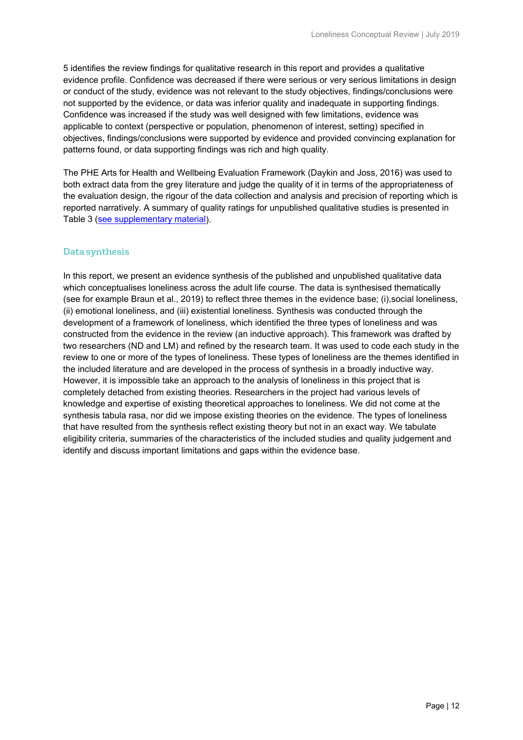5 identifies the review findings for qualitative research in this report and provides a qualitative evidence profile. Confidence was decreased if there were serious or very serious limitations in design or conduct of the study, evidence was not relevant to the study objectives, findings/conclusions were not supported by the evidence, or data was inferior quality and inadequate in supporting findings. Confidence was increased if the study was well designed with few limitations, evidence was applicable to context (perspective or population, phenomenon of interest, setting) specified in objectives, findings/conclusions were supported by evidence and provided convincing explanation for patterns found, or data supporting findings was rich and high quality.

The PHE Arts for Health and Wellbeing Evaluation Framework (Daykin and Joss, 2016) was used to both extract data from the grey literature and judge the quality of it in terms of the appropriateness of the evaluation design, the rigour of the data collection and analysis and precision of reporting which is reported narratively. A summary of quality ratings for unpublished qualitative studies is presented in Table 3 (see supplementary material).

### Data synthesis

In this report, we present an evidence synthesis of the published and unpublished qualitative data which conceptualises loneliness across the adult life course. The data is synthesised thematically (see for example Braun et al., 2019) to reflect three themes in the evidence base; (i),social loneliness, (ii) emotional loneliness, and (iii) existential loneliness. Synthesis was conducted through the development of a framework of loneliness, which identified the three types of loneliness and was constructed from the evidence in the review (an inductive approach). This framework was drafted by two researchers (ND and LM) and refined by the research team. It was used to code each study in the review to one or more of the types of loneliness. These types of loneliness are the themes identified in the included literature and are developed in the process of synthesis in a broadly inductive way. However, it is impossible take an approach to the analysis of loneliness in this project that is completely detached from existing theories. Researchers in the project had various levels of knowledge and expertise of existing theoretical approaches to loneliness. We did not come at the synthesis tabula rasa, nor did we impose existing theories on the evidence. The types of loneliness that have resulted from the synthesis reflect existing theory but not in an exact way. We tabulate eligibility criteria, summaries of the characteristics of the included studies and quality judgement and identify and discuss important limitations and gaps within the evidence base.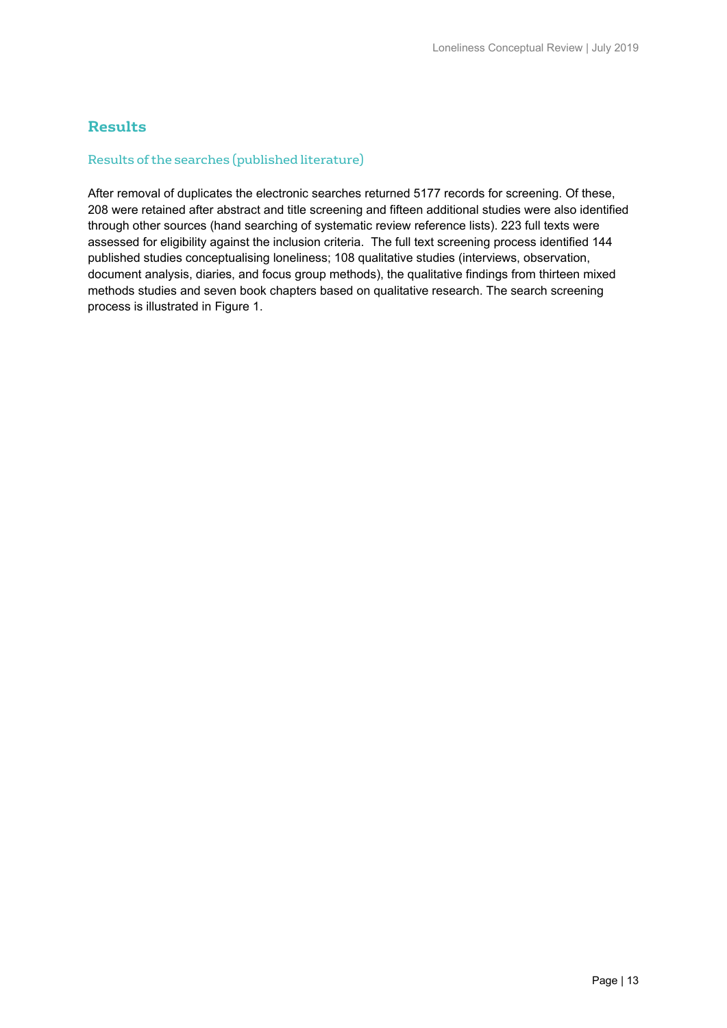## Results

### Results of the searches (published literature)

After removal of duplicates the electronic searches returned 5177 records for screening. Of these, 208 were retained after abstract and title screening and fifteen additional studies were also identified through other sources (hand searching of systematic review reference lists). 223 full texts were assessed for eligibility against the inclusion criteria. The full text screening process identified 144 published studies conceptualising loneliness; 108 qualitative studies (interviews, observation, document analysis, diaries, and focus group methods), the qualitative findings from thirteen mixed methods studies and seven book chapters based on qualitative research. The search screening process is illustrated in Figure 1.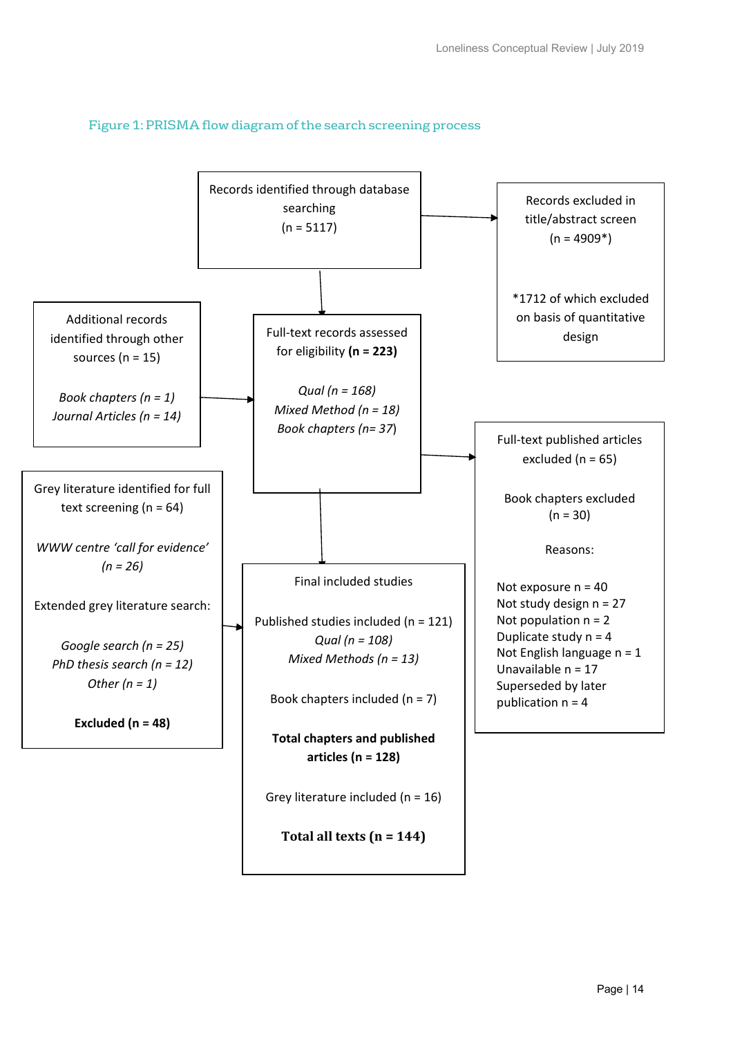Figure 1: PRISMA flow diagram of the search screening process

Records identified through database searching
(n = 5117)

Records excluded in title/abstract screen
(n = 4909*)

*1712 of which excluded on basis of quantitative design

Additional records identified through other sources (n = 15)

*Book chapters (n = 1)*
*Journal Articles (n = 14)*

Full-text records assessed for eligibility **(n = 223)**

*Qual (n = 168)*
*Mixed Method (n = 18)*
*Book chapters (n= 37)*

Full-text published articles excluded (n = 65)

Book chapters excluded
(n = 30)

Reasons:

Not exposure n = 40
Not study design n = 27
Not population n = 2
Duplicate study n = 4
Not English language n = 1
Unavailable n = 17
Superseded by later publication n = 4

Grey literature identified for full text screening (n = 64)

*WWW centre 'call for evidence' (n = 26)*

Extended grey literature search:

*Google search (n = 25)*
*PhD thesis search (n = 12)*
*Other (n = 1)*

**Excluded (n = 48)**

Final included studies

Published studies included (n = 121)
*Qual (n = 108)*
*Mixed Methods (n = 13)*

Book chapters included (n = 7)

**Total chapters and published articles (n = 128)**

Grey literature included (n = 16)

**Total all texts (n = 144)**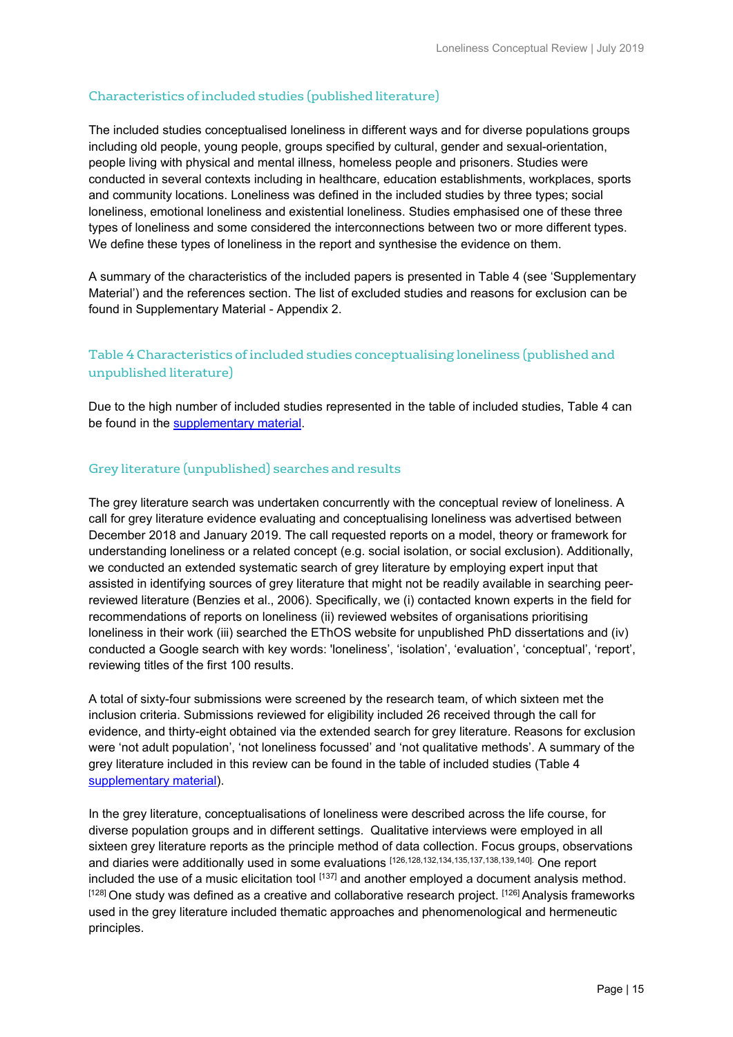### Characteristics of included studies (published literature)

The included studies conceptualised loneliness in different ways and for diverse populations groups including old people, young people, groups specified by cultural, gender and sexual-orientation, people living with physical and mental illness, homeless people and prisoners. Studies were conducted in several contexts including in healthcare, education establishments, workplaces, sports and community locations. Loneliness was defined in the included studies by three types; social loneliness, emotional loneliness and existential loneliness. Studies emphasised one of these three types of loneliness and some considered the interconnections between two or more different types. We define these types of loneliness in the report and synthesise the evidence on them.

A summary of the characteristics of the included papers is presented in Table 4 (see 'Supplementary Material') and the references section. The list of excluded studies and reasons for exclusion can be found in Supplementary Material - Appendix 2.

### Table 4 Characteristics of included studies conceptualising loneliness (published and unpublished literature)

Due to the high number of included studies represented in the table of included studies, Table 4 can be found in the supplementary material.

### Grey literature (unpublished) searches and results

The grey literature search was undertaken concurrently with the conceptual review of loneliness. A call for grey literature evidence evaluating and conceptualising loneliness was advertised between December 2018 and January 2019. The call requested reports on a model, theory or framework for understanding loneliness or a related concept (e.g. social isolation, or social exclusion). Additionally, we conducted an extended systematic search of grey literature by employing expert input that assisted in identifying sources of grey literature that might not be readily available in searching peer-reviewed literature (Benzies et al., 2006). Specifically, we (i) contacted known experts in the field for recommendations of reports on loneliness (ii) reviewed websites of organisations prioritising loneliness in their work (iii) searched the EThOS website for unpublished PhD dissertations and (iv) conducted a Google search with key words: 'loneliness', 'isolation', 'evaluation', 'conceptual', 'report', reviewing titles of the first 100 results.

A total of sixty-four submissions were screened by the research team, of which sixteen met the inclusion criteria. Submissions reviewed for eligibility included 26 received through the call for evidence, and thirty-eight obtained via the extended search for grey literature. Reasons for exclusion were 'not adult population', 'not loneliness focussed' and 'not qualitative methods'. A summary of the grey literature included in this review can be found in the table of included studies (Table 4 supplementary material).

In the grey literature, conceptualisations of loneliness were described across the life course, for diverse population groups and in different settings. Qualitative interviews were employed in all sixteen grey literature reports as the principle method of data collection. Focus groups, observations and diaries were additionally used in some evaluations [126,128,132,134,135,137,138,139,140]. One report included the use of a music elicitation tool [137] and another employed a document analysis method. [128] One study was defined as a creative and collaborative research project. [126] Analysis frameworks used in the grey literature included thematic approaches and phenomenological and hermeneutic principles.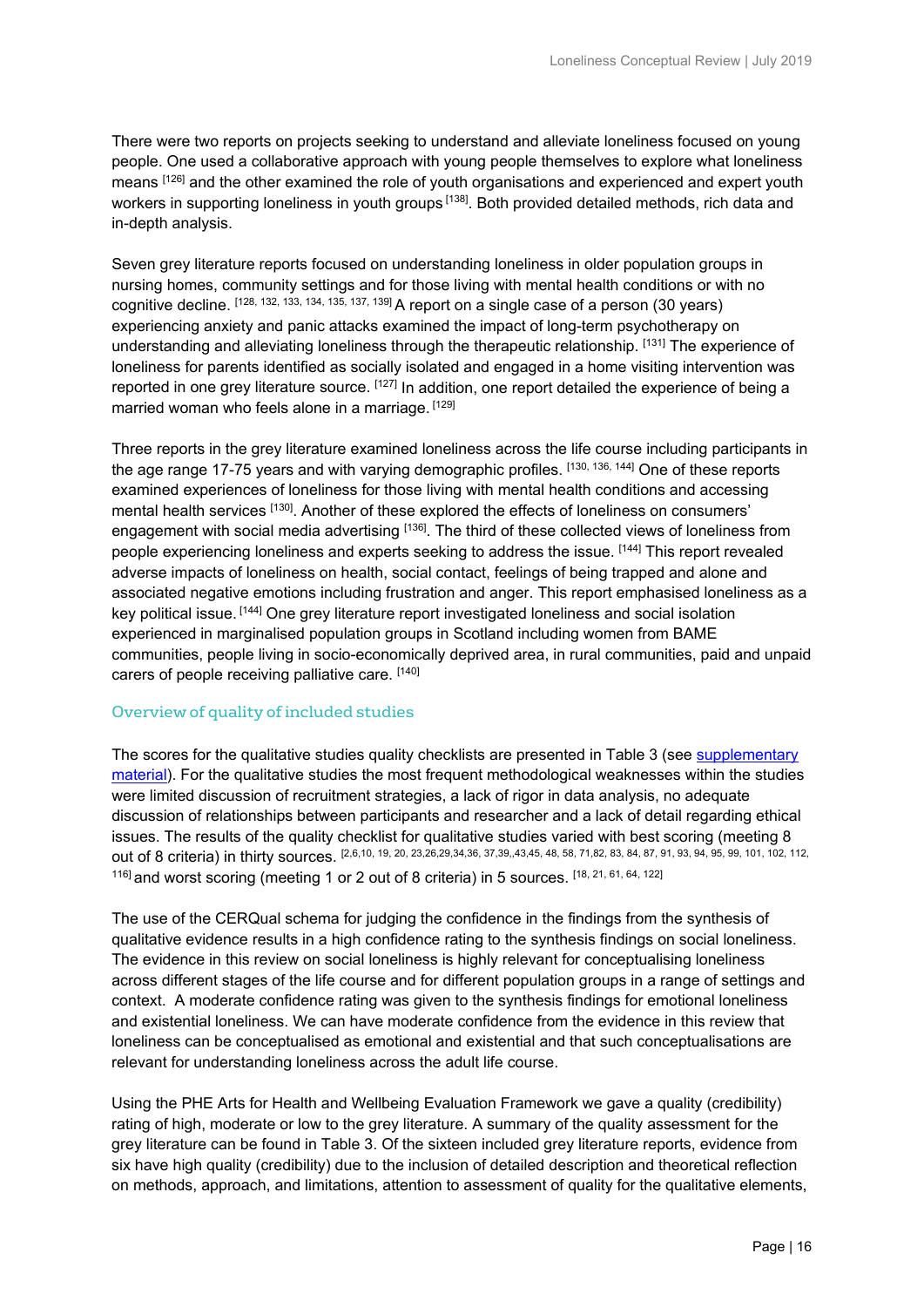There were two reports on projects seeking to understand and alleviate loneliness focused on young people. One used a collaborative approach with young people themselves to explore what loneliness means [126] and the other examined the role of youth organisations and experienced and expert youth workers in supporting loneliness in youth groups [138]. Both provided detailed methods, rich data and in-depth analysis.

Seven grey literature reports focused on understanding loneliness in older population groups in nursing homes, community settings and for those living with mental health conditions or with no cognitive decline. [128, 132, 133, 134, 135, 137, 139] A report on a single case of a person (30 years) experiencing anxiety and panic attacks examined the impact of long-term psychotherapy on understanding and alleviating loneliness through the therapeutic relationship. [131] The experience of loneliness for parents identified as socially isolated and engaged in a home visiting intervention was reported in one grey literature source. [127] In addition, one report detailed the experience of being a married woman who feels alone in a marriage. [129]

Three reports in the grey literature examined loneliness across the life course including participants in the age range 17-75 years and with varying demographic profiles. [130, 136, 144] One of these reports examined experiences of loneliness for those living with mental health conditions and accessing mental health services [130]. Another of these explored the effects of loneliness on consumers' engagement with social media advertising [136]. The third of these collected views of loneliness from people experiencing loneliness and experts seeking to address the issue. [144] This report revealed adverse impacts of loneliness on health, social contact, feelings of being trapped and alone and associated negative emotions including frustration and anger. This report emphasised loneliness as a key political issue. [144] One grey literature report investigated loneliness and social isolation experienced in marginalised population groups in Scotland including women from BAME communities, people living in socio-economically deprived area, in rural communities, paid and unpaid carers of people receiving palliative care. [140]

### Overview of quality of included studies

The scores for the qualitative studies quality checklists are presented in Table 3 (see supplementary material). For the qualitative studies the most frequent methodological weaknesses within the studies were limited discussion of recruitment strategies, a lack of rigor in data analysis, no adequate discussion of relationships between participants and researcher and a lack of detail regarding ethical issues. The results of the quality checklist for qualitative studies varied with best scoring (meeting 8 out of 8 criteria) in thirty sources. [2,6,10, 19, 20, 23,26,29,34,36, 37,39,,43,45, 48, 58, 71,82, 83, 84, 87, 91, 93, 94, 95, 99, 101, 102, 112, 116] and worst scoring (meeting 1 or 2 out of 8 criteria) in 5 sources. [18, 21, 61, 64, 122]

The use of the CERQual schema for judging the confidence in the findings from the synthesis of qualitative evidence results in a high confidence rating to the synthesis findings on social loneliness. The evidence in this review on social loneliness is highly relevant for conceptualising loneliness across different stages of the life course and for different population groups in a range of settings and context. A moderate confidence rating was given to the synthesis findings for emotional loneliness and existential loneliness. We can have moderate confidence from the evidence in this review that loneliness can be conceptualised as emotional and existential and that such conceptualisations are relevant for understanding loneliness across the adult life course.

Using the PHE Arts for Health and Wellbeing Evaluation Framework we gave a quality (credibility) rating of high, moderate or low to the grey literature. A summary of the quality assessment for the grey literature can be found in Table 3. Of the sixteen included grey literature reports, evidence from six have high quality (credibility) due to the inclusion of detailed description and theoretical reflection on methods, approach, and limitations, attention to assessment of quality for the qualitative elements,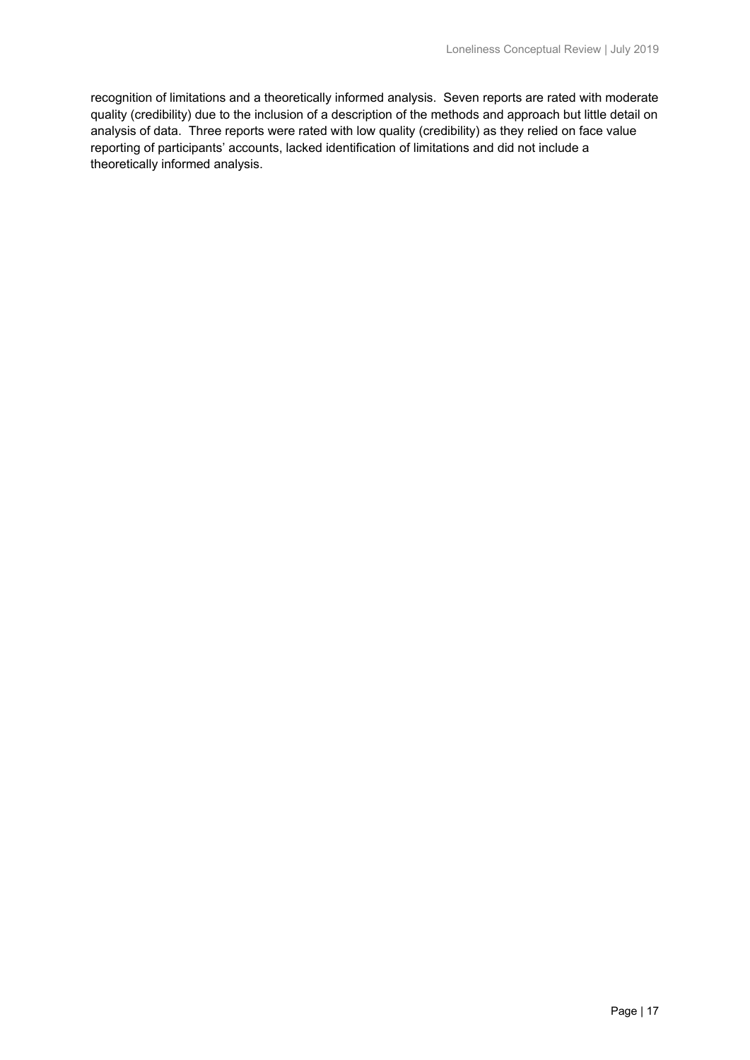recognition of limitations and a theoretically informed analysis. Seven reports are rated with moderate quality (credibility) due to the inclusion of a description of the methods and approach but little detail on analysis of data. Three reports were rated with low quality (credibility) as they relied on face value reporting of participants' accounts, lacked identification of limitations and did not include a theoretically informed analysis.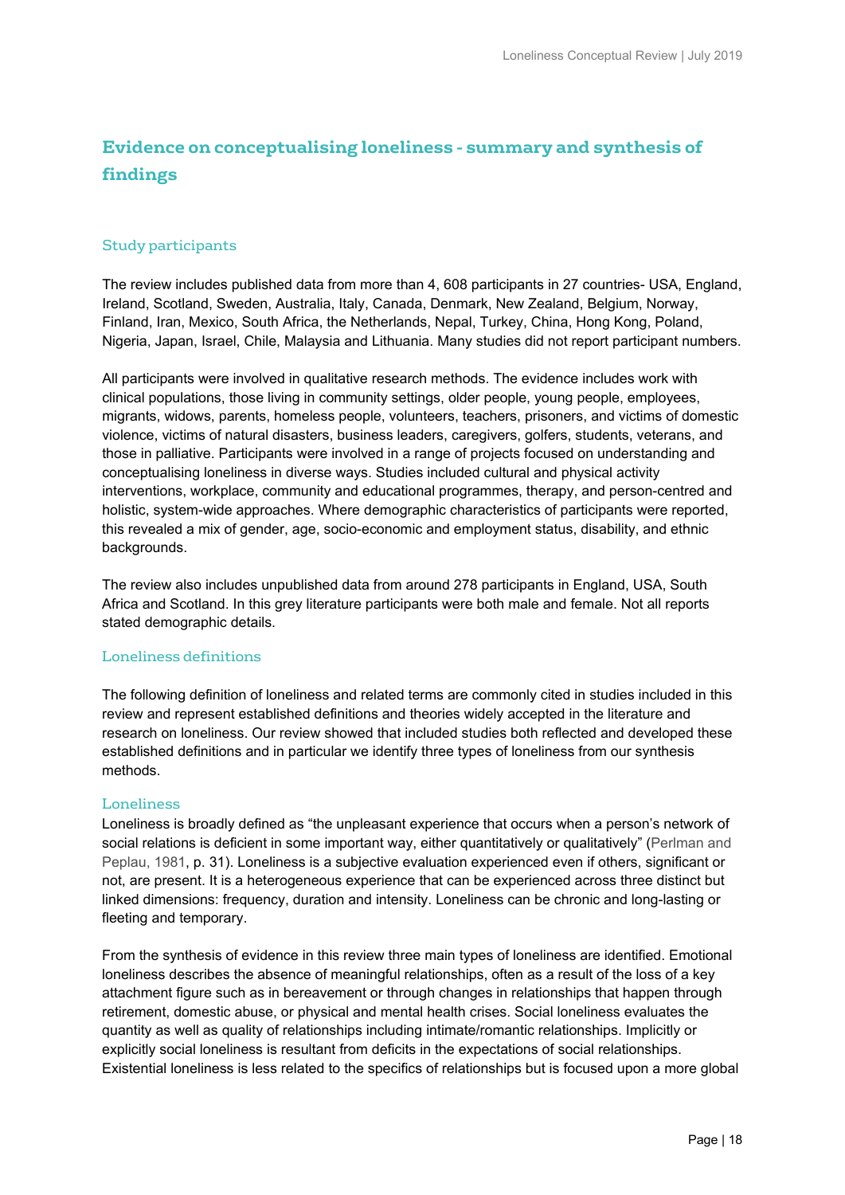## Evidence on conceptualising loneliness - summary and synthesis of findings

### Study participants

The review includes published data from more than 4, 608 participants in 27 countries- USA, England, Ireland, Scotland, Sweden, Australia, Italy, Canada, Denmark, New Zealand, Belgium, Norway, Finland, Iran, Mexico, South Africa, the Netherlands, Nepal, Turkey, China, Hong Kong, Poland, Nigeria, Japan, Israel, Chile, Malaysia and Lithuania. Many studies did not report participant numbers.

All participants were involved in qualitative research methods. The evidence includes work with clinical populations, those living in community settings, older people, young people, employees, migrants, widows, parents, homeless people, volunteers, teachers, prisoners, and victims of domestic violence, victims of natural disasters, business leaders, caregivers, golfers, students, veterans, and those in palliative. Participants were involved in a range of projects focused on understanding and conceptualising loneliness in diverse ways. Studies included cultural and physical activity interventions, workplace, community and educational programmes, therapy, and person-centred and holistic, system-wide approaches. Where demographic characteristics of participants were reported, this revealed a mix of gender, age, socio-economic and employment status, disability, and ethnic backgrounds.

The review also includes unpublished data from around 278 participants in England, USA, South Africa and Scotland. In this grey literature participants were both male and female. Not all reports stated demographic details.

### Loneliness definitions

The following definition of loneliness and related terms are commonly cited in studies included in this review and represent established definitions and theories widely accepted in the literature and research on loneliness. Our review showed that included studies both reflected and developed these established definitions and in particular we identify three types of loneliness from our synthesis methods.

#### Loneliness

Loneliness is broadly defined as "the unpleasant experience that occurs when a person's network of social relations is deficient in some important way, either quantitatively or qualitatively" (Perlman and Peplau, 1981, p. 31). Loneliness is a subjective evaluation experienced even if others, significant or not, are present. It is a heterogeneous experience that can be experienced across three distinct but linked dimensions: frequency, duration and intensity. Loneliness can be chronic and long-lasting or fleeting and temporary.

From the synthesis of evidence in this review three main types of loneliness are identified. Emotional loneliness describes the absence of meaningful relationships, often as a result of the loss of a key attachment figure such as in bereavement or through changes in relationships that happen through retirement, domestic abuse, or physical and mental health crises. Social loneliness evaluates the quantity as well as quality of relationships including intimate/romantic relationships. Implicitly or explicitly social loneliness is resultant from deficits in the expectations of social relationships. Existential loneliness is less related to the specifics of relationships but is focused upon a more global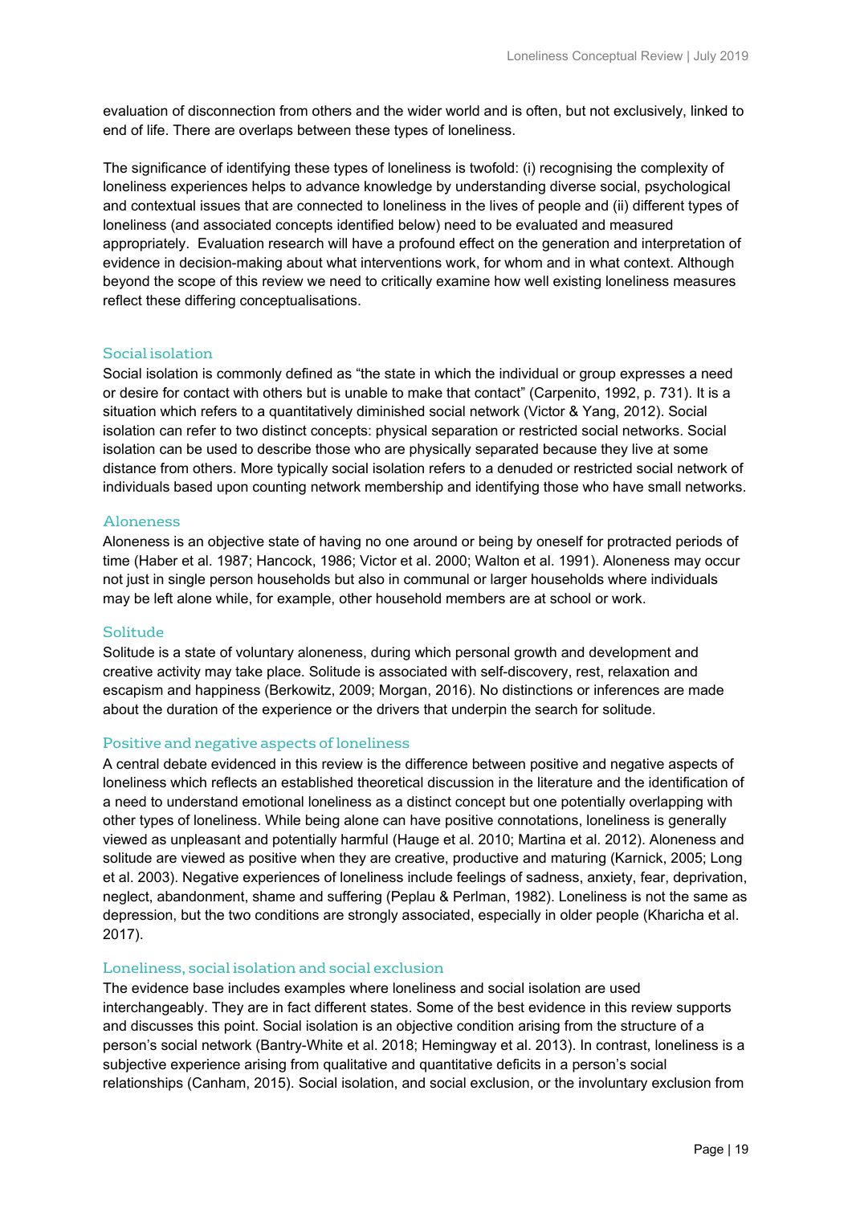evaluation of disconnection from others and the wider world and is often, but not exclusively, linked to end of life. There are overlaps between these types of loneliness.

The significance of identifying these types of loneliness is twofold: (i) recognising the complexity of loneliness experiences helps to advance knowledge by understanding diverse social, psychological and contextual issues that are connected to loneliness in the lives of people and (ii) different types of loneliness (and associated concepts identified below) need to be evaluated and measured appropriately. Evaluation research will have a profound effect on the generation and interpretation of evidence in decision-making about what interventions work, for whom and in what context. Although beyond the scope of this review we need to critically examine how well existing loneliness measures reflect these differing conceptualisations.

### Social isolation

Social isolation is commonly defined as "the state in which the individual or group expresses a need or desire for contact with others but is unable to make that contact" (Carpenito, 1992, p. 731). It is a situation which refers to a quantitatively diminished social network (Victor & Yang, 2012). Social isolation can refer to two distinct concepts: physical separation or restricted social networks. Social isolation can be used to describe those who are physically separated because they live at some distance from others. More typically social isolation refers to a denuded or restricted social network of individuals based upon counting network membership and identifying those who have small networks.

### Aloneness

Aloneness is an objective state of having no one around or being by oneself for protracted periods of time (Haber et al. 1987; Hancock, 1986; Victor et al. 2000; Walton et al. 1991). Aloneness may occur not just in single person households but also in communal or larger households where individuals may be left alone while, for example, other household members are at school or work.

### Solitude

Solitude is a state of voluntary aloneness, during which personal growth and development and creative activity may take place. Solitude is associated with self-discovery, rest, relaxation and escapism and happiness (Berkowitz, 2009; Morgan, 2016). No distinctions or inferences are made about the duration of the experience or the drivers that underpin the search for solitude.

### Positive and negative aspects of loneliness

A central debate evidenced in this review is the difference between positive and negative aspects of loneliness which reflects an established theoretical discussion in the literature and the identification of a need to understand emotional loneliness as a distinct concept but one potentially overlapping with other types of loneliness. While being alone can have positive connotations, loneliness is generally viewed as unpleasant and potentially harmful (Hauge et al. 2010; Martina et al. 2012). Aloneness and solitude are viewed as positive when they are creative, productive and maturing (Karnick, 2005; Long et al. 2003). Negative experiences of loneliness include feelings of sadness, anxiety, fear, deprivation, neglect, abandonment, shame and suffering (Peplau & Perlman, 1982). Loneliness is not the same as depression, but the two conditions are strongly associated, especially in older people (Kharicha et al. 2017).

### Loneliness, social isolation and social exclusion

The evidence base includes examples where loneliness and social isolation are used interchangeably. They are in fact different states. Some of the best evidence in this review supports and discusses this point. Social isolation is an objective condition arising from the structure of a person's social network (Bantry-White et al. 2018; Hemingway et al. 2013). In contrast, loneliness is a subjective experience arising from qualitative and quantitative deficits in a person's social relationships (Canham, 2015). Social isolation, and social exclusion, or the involuntary exclusion from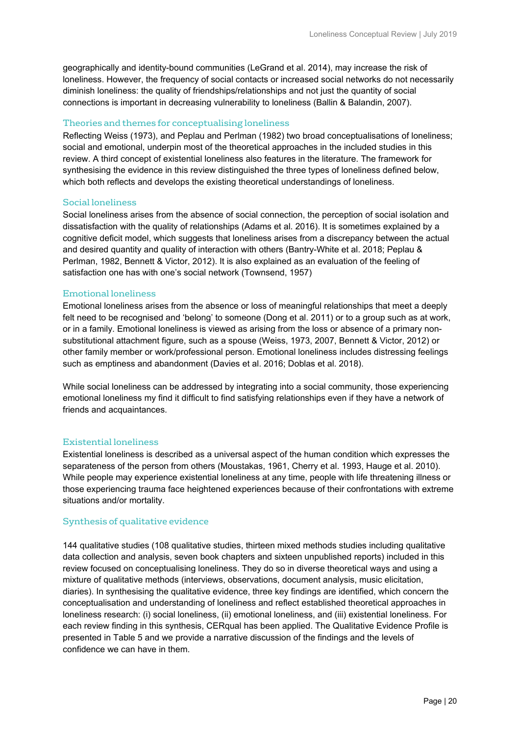geographically and identity-bound communities (LeGrand et al. 2014), may increase the risk of loneliness. However, the frequency of social contacts or increased social networks do not necessarily diminish loneliness: the quality of friendships/relationships and not just the quantity of social connections is important in decreasing vulnerability to loneliness (Ballin & Balandin, 2007).

## Theories and themes for conceptualising loneliness

Reflecting Weiss (1973), and Peplau and Perlman (1982) two broad conceptualisations of loneliness; social and emotional, underpin most of the theoretical approaches in the included studies in this review. A third concept of existential loneliness also features in the literature. The framework for synthesising the evidence in this review distinguished the three types of loneliness defined below, which both reflects and develops the existing theoretical understandings of loneliness.

### Social loneliness

Social loneliness arises from the absence of social connection, the perception of social isolation and dissatisfaction with the quality of relationships (Adams et al. 2016). It is sometimes explained by a cognitive deficit model, which suggests that loneliness arises from a discrepancy between the actual and desired quantity and quality of interaction with others (Bantry-White et al. 2018; Peplau & Perlman, 1982, Bennett & Victor, 2012). It is also explained as an evaluation of the feeling of satisfaction one has with one's social network (Townsend, 1957)

### Emotional loneliness

Emotional loneliness arises from the absence or loss of meaningful relationships that meet a deeply felt need to be recognised and 'belong' to someone (Dong et al. 2011) or to a group such as at work, or in a family. Emotional loneliness is viewed as arising from the loss or absence of a primary non-substitutional attachment figure, such as a spouse (Weiss, 1973, 2007, Bennett & Victor, 2012) or other family member or work/professional person. Emotional loneliness includes distressing feelings such as emptiness and abandonment (Davies et al. 2016; Doblas et al. 2018).

While social loneliness can be addressed by integrating into a social community, those experiencing emotional loneliness my find it difficult to find satisfying relationships even if they have a network of friends and acquaintances.

### Existential loneliness

Existential loneliness is described as a universal aspect of the human condition which expresses the separateness of the person from others (Moustakas, 1961, Cherry et al. 1993, Hauge et al. 2010). While people may experience existential loneliness at any time, people with life threatening illness or those experiencing trauma face heightened experiences because of their confrontations with extreme situations and/or mortality.

## Synthesis of qualitative evidence

144 qualitative studies (108 qualitative studies, thirteen mixed methods studies including qualitative data collection and analysis, seven book chapters and sixteen unpublished reports) included in this review focused on conceptualising loneliness. They do so in diverse theoretical ways and using a mixture of qualitative methods (interviews, observations, document analysis, music elicitation, diaries). In synthesising the qualitative evidence, three key findings are identified, which concern the conceptualisation and understanding of loneliness and reflect established theoretical approaches in loneliness research: (i) social loneliness, (ii) emotional loneliness, and (iii) existential loneliness. For each review finding in this synthesis, CERqual has been applied. The Qualitative Evidence Profile is presented in Table 5 and we provide a narrative discussion of the findings and the levels of confidence we can have in them.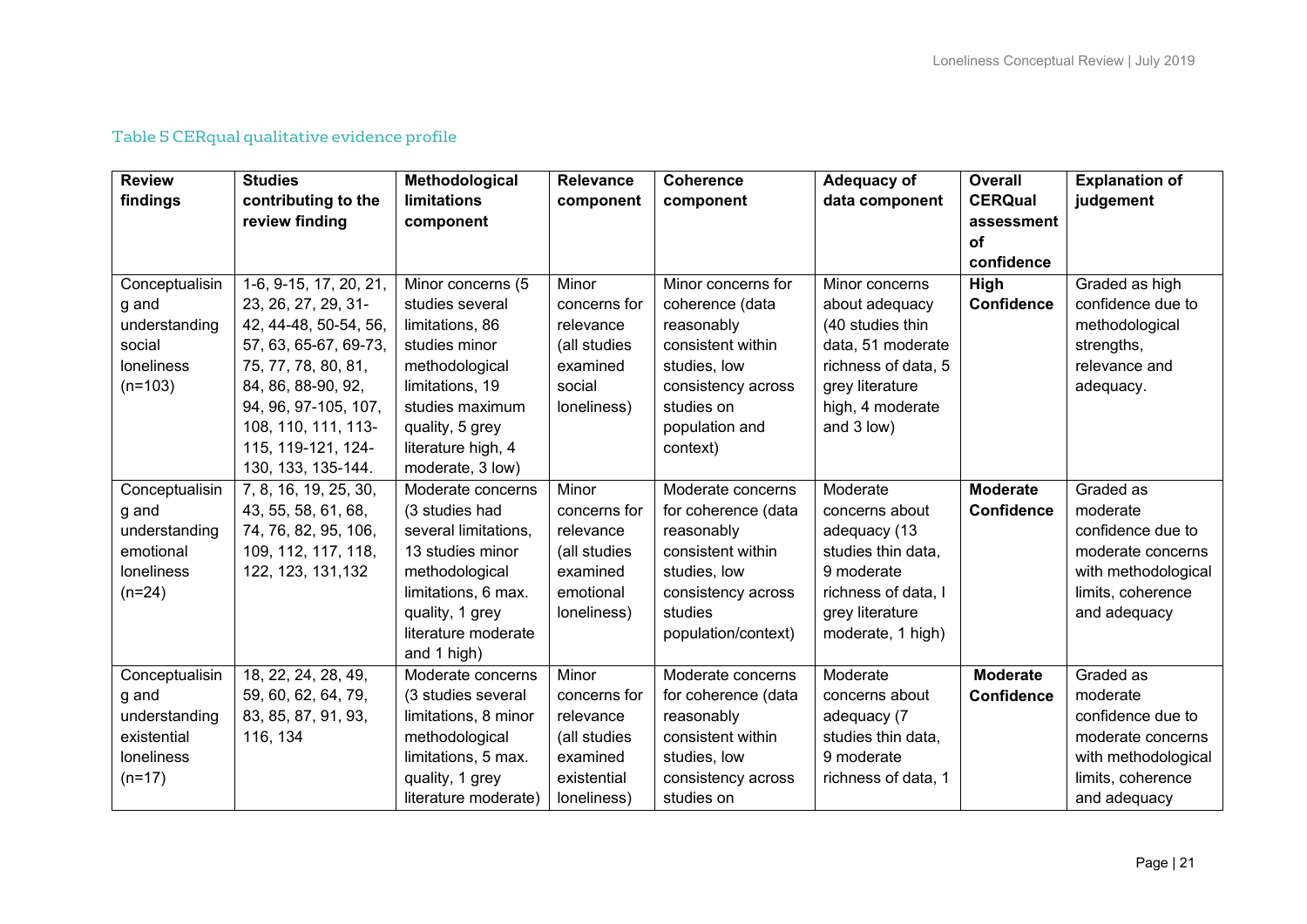### Table 5 CERqual qualitative evidence profile

| Review findings | Studies contributing to the review finding | Methodological limitations component | Relevance component | Coherence component | Adequacy of data component | Overall CERQual assessment of confidence | Explanation of judgement |
|---|---|---|---|---|---|---|---|
| Conceptualising and understanding social loneliness (n=103) | 1-6, 9-15, 17, 20, 21, 23, 26, 27, 29, 31-42, 44-48, 50-54, 56, 57, 63, 65-67, 69-73, 75, 77, 78, 80, 81, 84, 86, 88-90, 92, 94, 96, 97-105, 107, 108, 110, 111, 113-115, 119-121, 124-130, 133, 135-144. | Minor concerns (5 studies several limitations, 86 studies minor methodological limitations, 19 studies maximum quality, 5 grey literature high, 4 moderate, 3 low) | Minor concerns for relevance (all studies examined social loneliness) | Minor concerns for coherence (data reasonably consistent within studies, low consistency across studies on population and context) | Minor concerns about adequacy (40 studies thin data, 51 moderate richness of data, 5 grey literature high, 4 moderate and 3 low) | **High Confidence** | Graded as high confidence due to methodological strengths, relevance and adequacy. |
| Conceptualising and understanding emotional loneliness (n=24) | 7, 8, 16, 19, 25, 30, 43, 55, 58, 61, 68, 74, 76, 82, 95, 106, 109, 112, 117, 118, 122, 123, 131,132 | Moderate concerns (3 studies had several limitations, 13 studies minor methodological limitations, 6 max. quality, 1 grey literature moderate and 1 high) | Minor concerns for relevance (all studies examined emotional loneliness) | Moderate concerns for coherence (data reasonably consistent within studies, low consistency across studies population/context) | Moderate concerns about adequacy (13 studies thin data, 9 moderate richness of data, I grey literature moderate, 1 high) | **Moderate Confidence** | Graded as moderate confidence due to moderate concerns with methodological limits, coherence and adequacy |
| Conceptualising and understanding existential loneliness (n=17) | 18, 22, 24, 28, 49, 59, 60, 62, 64, 79, 83, 85, 87, 91, 93, 116, 134 | Moderate concerns (3 studies several limitations, 8 minor methodological limitations, 5 max. quality, 1 grey literature moderate) | Minor concerns for relevance (all studies examined existential loneliness) | Moderate concerns for coherence (data reasonably consistent within studies, low consistency across studies on | Moderate concerns about adequacy (7 studies thin data, 9 moderate richness of data, 1 | **Moderate Confidence** | Graded as moderate confidence due to moderate concerns with methodological limits, coherence and adequacy |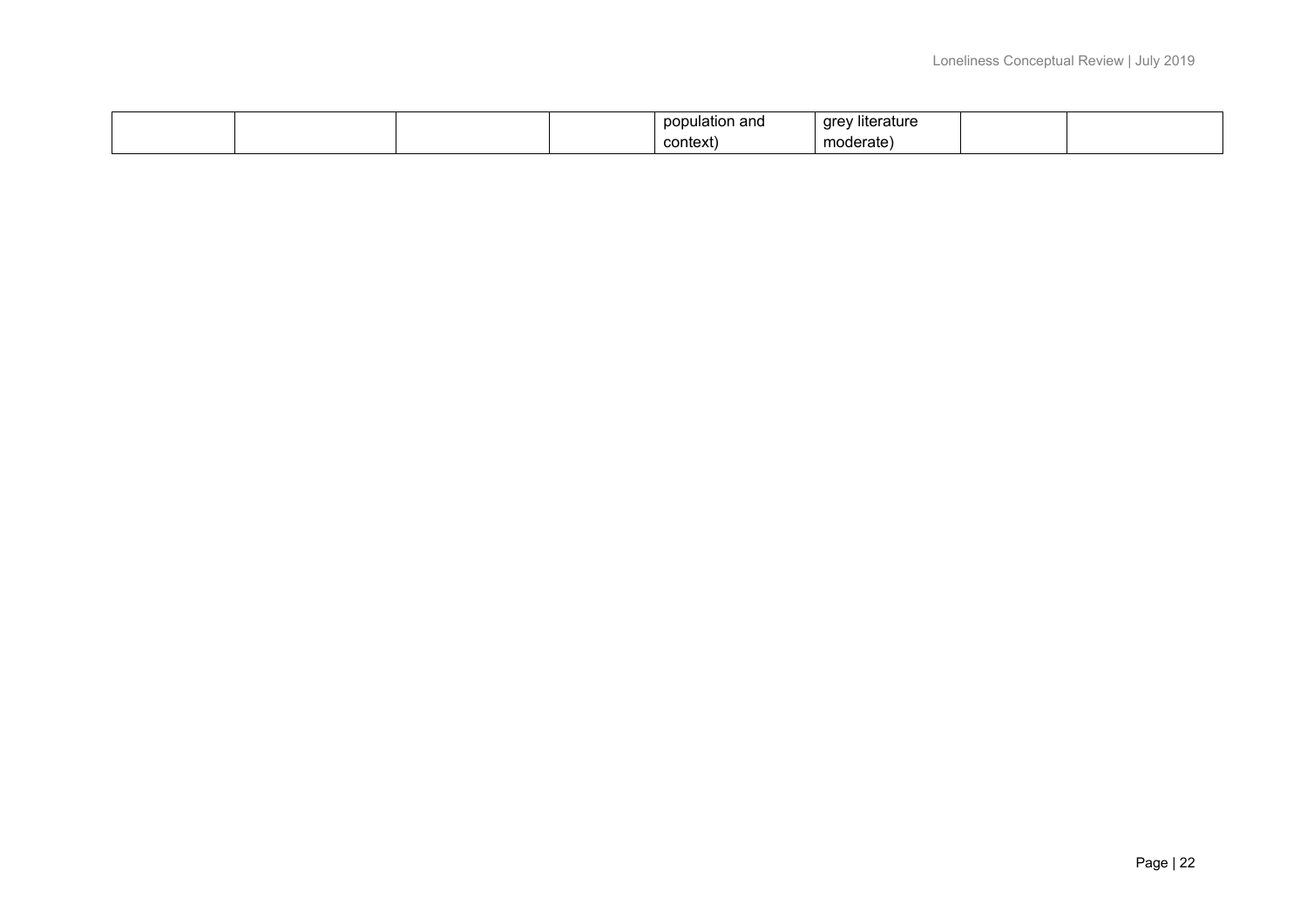| | | | | population and context) | grey literature moderate) | | |
|---|---|---|---|---|---|---|---|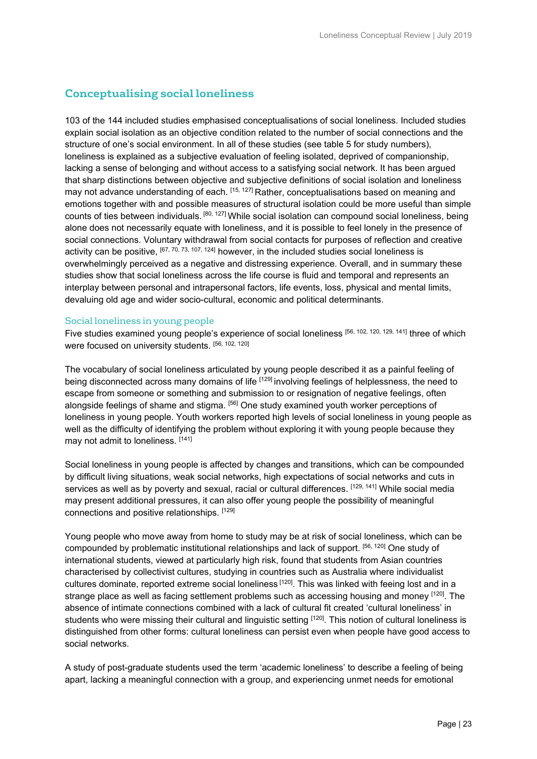## Conceptualising social loneliness

103 of the 144 included studies emphasised conceptualisations of social loneliness. Included studies explain social isolation as an objective condition related to the number of social connections and the structure of one's social environment. In all of these studies (see table 5 for study numbers), loneliness is explained as a subjective evaluation of feeling isolated, deprived of companionship, lacking a sense of belonging and without access to a satisfying social network. It has been argued that sharp distinctions between objective and subjective definitions of social isolation and loneliness may not advance understanding of each. [15, 127] Rather, conceptualisations based on meaning and emotions together with and possible measures of structural isolation could be more useful than simple counts of ties between individuals. [80, 127] While social isolation can compound social loneliness, being alone does not necessarily equate with loneliness, and it is possible to feel lonely in the presence of social connections. Voluntary withdrawal from social contacts for purposes of reflection and creative activity can be positive, [67, 70, 73, 107, 124] however, in the included studies social loneliness is overwhelmingly perceived as a negative and distressing experience. Overall, and in summary these studies show that social loneliness across the life course is fluid and temporal and represents an interplay between personal and intrapersonal factors, life events, loss, physical and mental limits, devaluing old age and wider socio-cultural, economic and political determinants.

### Social loneliness in young people

Five studies examined young people's experience of social loneliness [56, 102, 120, 129, 141] three of which were focused on university students. [56, 102, 120]

The vocabulary of social loneliness articulated by young people described it as a painful feeling of being disconnected across many domains of life [129] involving feelings of helplessness, the need to escape from someone or something and submission to or resignation of negative feelings, often alongside feelings of shame and stigma. [56] One study examined youth worker perceptions of loneliness in young people. Youth workers reported high levels of social loneliness in young people as well as the difficulty of identifying the problem without exploring it with young people because they may not admit to loneliness. [141]

Social loneliness in young people is affected by changes and transitions, which can be compounded by difficult living situations, weak social networks, high expectations of social networks and cuts in services as well as by poverty and sexual, racial or cultural differences. [129, 141] While social media may present additional pressures, it can also offer young people the possibility of meaningful connections and positive relationships. [129]

Young people who move away from home to study may be at risk of social loneliness, which can be compounded by problematic institutional relationships and lack of support. [56, 120] One study of international students, viewed at particularly high risk, found that students from Asian countries characterised by collectivist cultures, studying in countries such as Australia where individualist cultures dominate, reported extreme social loneliness [120]. This was linked with feeing lost and in a strange place as well as facing settlement problems such as accessing housing and money [120]. The absence of intimate connections combined with a lack of cultural fit created 'cultural loneliness' in students who were missing their cultural and linguistic setting [120]. This notion of cultural loneliness is distinguished from other forms: cultural loneliness can persist even when people have good access to social networks.

A study of post-graduate students used the term 'academic loneliness' to describe a feeling of being apart, lacking a meaningful connection with a group, and experiencing unmet needs for emotional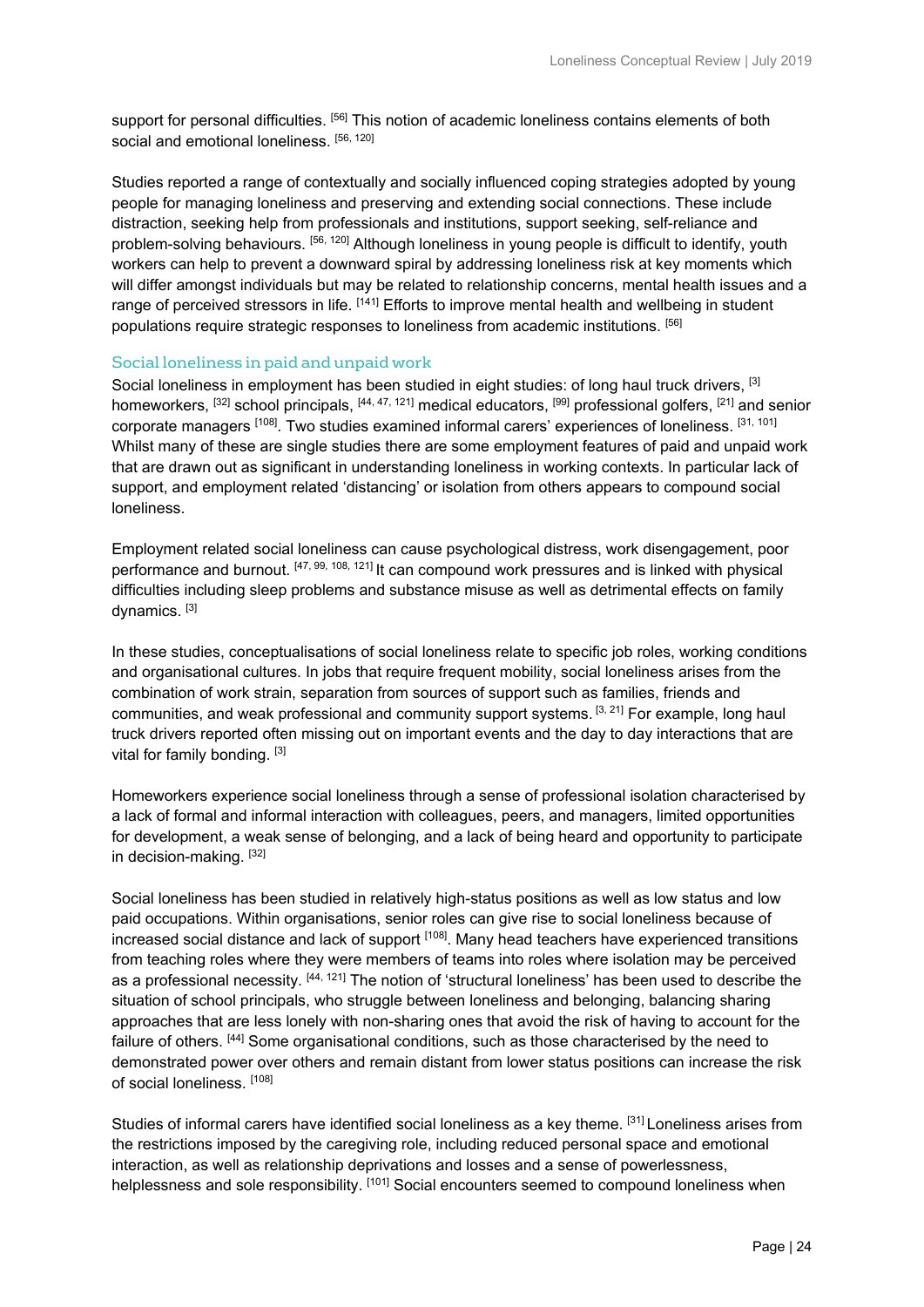support for personal difficulties. [56] This notion of academic loneliness contains elements of both social and emotional loneliness. [56, 120]

Studies reported a range of contextually and socially influenced coping strategies adopted by young people for managing loneliness and preserving and extending social connections. These include distraction, seeking help from professionals and institutions, support seeking, self-reliance and problem-solving behaviours. [56, 120] Although loneliness in young people is difficult to identify, youth workers can help to prevent a downward spiral by addressing loneliness risk at key moments which will differ amongst individuals but may be related to relationship concerns, mental health issues and a range of perceived stressors in life. [141] Efforts to improve mental health and wellbeing in student populations require strategic responses to loneliness from academic institutions. [56]

### Social loneliness in paid and unpaid work

Social loneliness in employment has been studied in eight studies: of long haul truck drivers, [3] homeworkers, [32] school principals, [44, 47, 121] medical educators, [99] professional golfers, [21] and senior corporate managers [108]. Two studies examined informal carers' experiences of loneliness. [31, 101] Whilst many of these are single studies there are some employment features of paid and unpaid work that are drawn out as significant in understanding loneliness in working contexts. In particular lack of support, and employment related 'distancing' or isolation from others appears to compound social loneliness.

Employment related social loneliness can cause psychological distress, work disengagement, poor performance and burnout. [47, 99, 108, 121] It can compound work pressures and is linked with physical difficulties including sleep problems and substance misuse as well as detrimental effects on family dynamics. [3]

In these studies, conceptualisations of social loneliness relate to specific job roles, working conditions and organisational cultures. In jobs that require frequent mobility, social loneliness arises from the combination of work strain, separation from sources of support such as families, friends and communities, and weak professional and community support systems. [3, 21] For example, long haul truck drivers reported often missing out on important events and the day to day interactions that are vital for family bonding. [3]

Homeworkers experience social loneliness through a sense of professional isolation characterised by a lack of formal and informal interaction with colleagues, peers, and managers, limited opportunities for development, a weak sense of belonging, and a lack of being heard and opportunity to participate in decision-making. [32]

Social loneliness has been studied in relatively high-status positions as well as low status and low paid occupations. Within organisations, senior roles can give rise to social loneliness because of increased social distance and lack of support [108]. Many head teachers have experienced transitions from teaching roles where they were members of teams into roles where isolation may be perceived as a professional necessity. [44, 121] The notion of 'structural loneliness' has been used to describe the situation of school principals, who struggle between loneliness and belonging, balancing sharing approaches that are less lonely with non-sharing ones that avoid the risk of having to account for the failure of others. [44] Some organisational conditions, such as those characterised by the need to demonstrated power over others and remain distant from lower status positions can increase the risk of social loneliness. [108]

Studies of informal carers have identified social loneliness as a key theme. [31] Loneliness arises from the restrictions imposed by the caregiving role, including reduced personal space and emotional interaction, as well as relationship deprivations and losses and a sense of powerlessness, helplessness and sole responsibility. [101] Social encounters seemed to compound loneliness when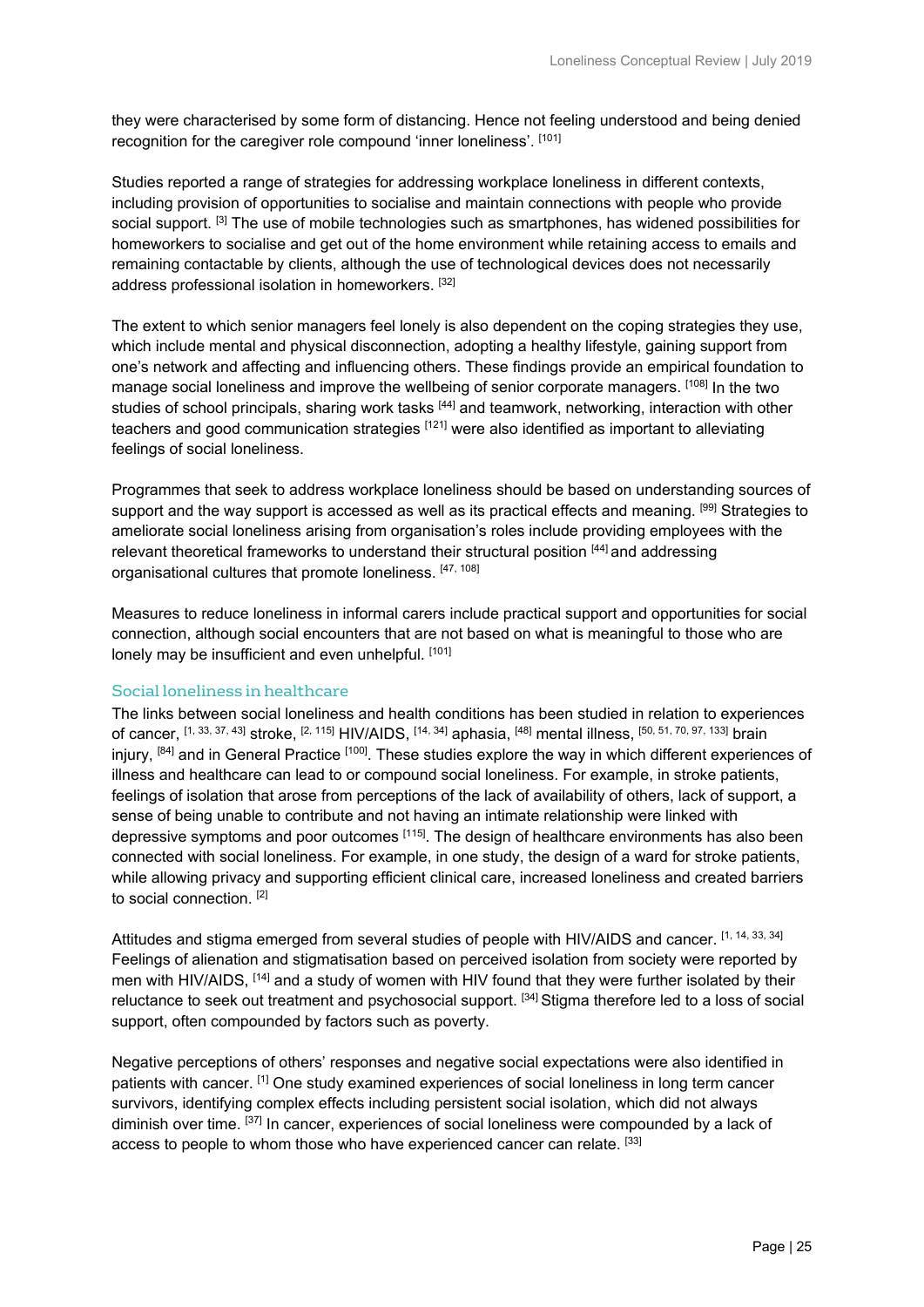they were characterised by some form of distancing. Hence not feeling understood and being denied recognition for the caregiver role compound 'inner loneliness'. [101]

Studies reported a range of strategies for addressing workplace loneliness in different contexts, including provision of opportunities to socialise and maintain connections with people who provide social support. [3] The use of mobile technologies such as smartphones, has widened possibilities for homeworkers to socialise and get out of the home environment while retaining access to emails and remaining contactable by clients, although the use of technological devices does not necessarily address professional isolation in homeworkers. [32]

The extent to which senior managers feel lonely is also dependent on the coping strategies they use, which include mental and physical disconnection, adopting a healthy lifestyle, gaining support from one's network and affecting and influencing others. These findings provide an empirical foundation to manage social loneliness and improve the wellbeing of senior corporate managers. [108] In the two studies of school principals, sharing work tasks [44] and teamwork, networking, interaction with other teachers and good communication strategies [121] were also identified as important to alleviating feelings of social loneliness.

Programmes that seek to address workplace loneliness should be based on understanding sources of support and the way support is accessed as well as its practical effects and meaning. [99] Strategies to ameliorate social loneliness arising from organisation's roles include providing employees with the relevant theoretical frameworks to understand their structural position [44] and addressing organisational cultures that promote loneliness. [47, 108]

Measures to reduce loneliness in informal carers include practical support and opportunities for social connection, although social encounters that are not based on what is meaningful to those who are lonely may be insufficient and even unhelpful. [101]

### Social loneliness in healthcare

The links between social loneliness and health conditions has been studied in relation to experiences of cancer, [1, 33, 37, 43] stroke, [2, 115] HIV/AIDS, [14, 34] aphasia, [48] mental illness, [50, 51, 70, 97, 133] brain injury, [84] and in General Practice [100]. These studies explore the way in which different experiences of illness and healthcare can lead to or compound social loneliness. For example, in stroke patients, feelings of isolation that arose from perceptions of the lack of availability of others, lack of support, a sense of being unable to contribute and not having an intimate relationship were linked with depressive symptoms and poor outcomes [115]. The design of healthcare environments has also been connected with social loneliness. For example, in one study, the design of a ward for stroke patients, while allowing privacy and supporting efficient clinical care, increased loneliness and created barriers to social connection. [2]

Attitudes and stigma emerged from several studies of people with HIV/AIDS and cancer. [1, 14, 33, 34] Feelings of alienation and stigmatisation based on perceived isolation from society were reported by men with HIV/AIDS, [14] and a study of women with HIV found that they were further isolated by their reluctance to seek out treatment and psychosocial support. [34] Stigma therefore led to a loss of social support, often compounded by factors such as poverty.

Negative perceptions of others' responses and negative social expectations were also identified in patients with cancer. [1] One study examined experiences of social loneliness in long term cancer survivors, identifying complex effects including persistent social isolation, which did not always diminish over time. [37] In cancer, experiences of social loneliness were compounded by a lack of access to people to whom those who have experienced cancer can relate. [33]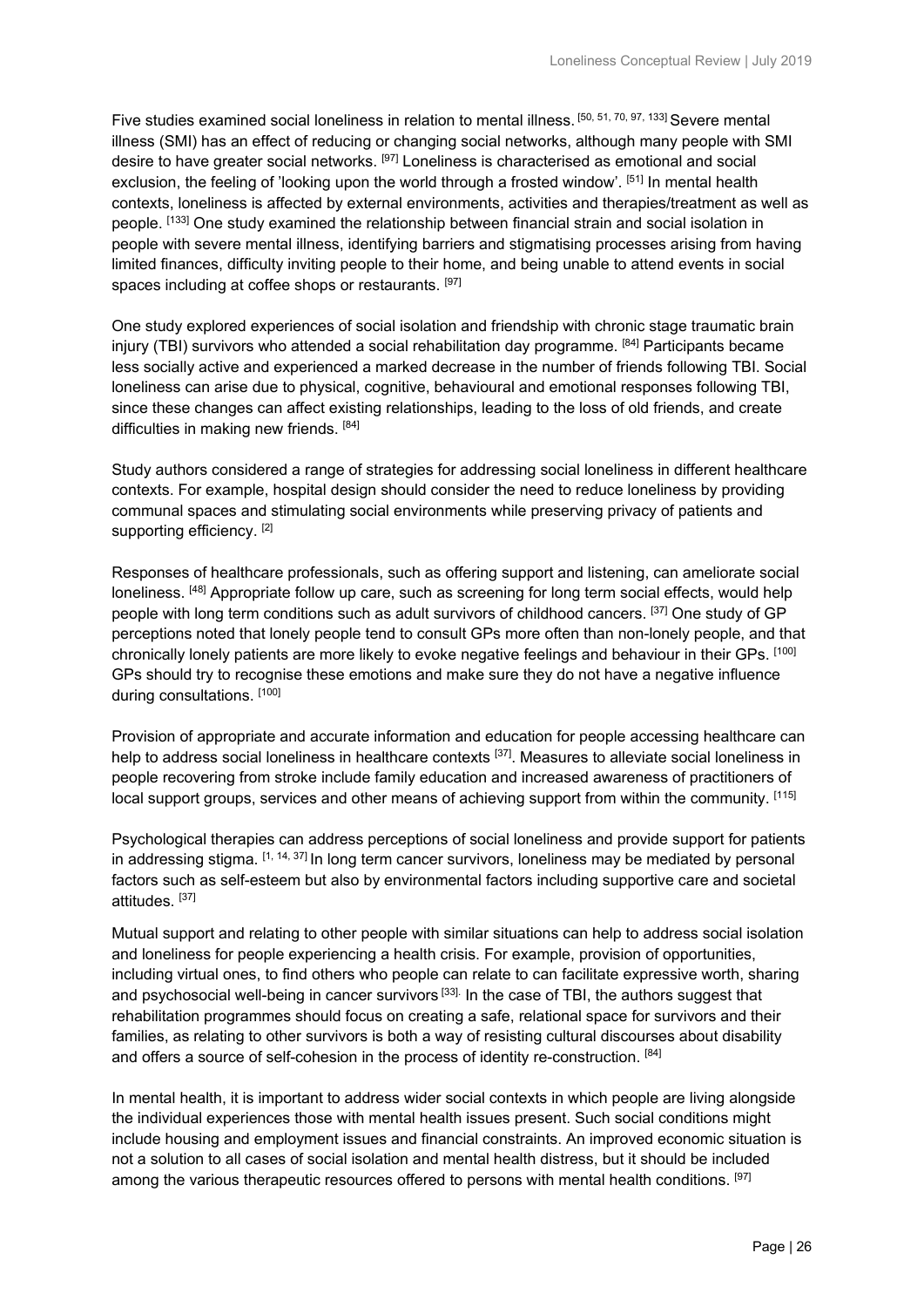Five studies examined social loneliness in relation to mental illness. [50, 51, 70, 97, 133] Severe mental illness (SMI) has an effect of reducing or changing social networks, although many people with SMI desire to have greater social networks. [97] Loneliness is characterised as emotional and social exclusion, the feeling of 'looking upon the world through a frosted window'. [51] In mental health contexts, loneliness is affected by external environments, activities and therapies/treatment as well as people. [133] One study examined the relationship between financial strain and social isolation in people with severe mental illness, identifying barriers and stigmatising processes arising from having limited finances, difficulty inviting people to their home, and being unable to attend events in social spaces including at coffee shops or restaurants. [97]

One study explored experiences of social isolation and friendship with chronic stage traumatic brain injury (TBI) survivors who attended a social rehabilitation day programme. [84] Participants became less socially active and experienced a marked decrease in the number of friends following TBI. Social loneliness can arise due to physical, cognitive, behavioural and emotional responses following TBI, since these changes can affect existing relationships, leading to the loss of old friends, and create difficulties in making new friends. [84]

Study authors considered a range of strategies for addressing social loneliness in different healthcare contexts. For example, hospital design should consider the need to reduce loneliness by providing communal spaces and stimulating social environments while preserving privacy of patients and supporting efficiency. [2]

Responses of healthcare professionals, such as offering support and listening, can ameliorate social loneliness. [48] Appropriate follow up care, such as screening for long term social effects, would help people with long term conditions such as adult survivors of childhood cancers. [37] One study of GP perceptions noted that lonely people tend to consult GPs more often than non-lonely people, and that chronically lonely patients are more likely to evoke negative feelings and behaviour in their GPs. [100] GPs should try to recognise these emotions and make sure they do not have a negative influence during consultations. [100]

Provision of appropriate and accurate information and education for people accessing healthcare can help to address social loneliness in healthcare contexts [37]. Measures to alleviate social loneliness in people recovering from stroke include family education and increased awareness of practitioners of local support groups, services and other means of achieving support from within the community. [115]

Psychological therapies can address perceptions of social loneliness and provide support for patients in addressing stigma. [1, 14, 37] In long term cancer survivors, loneliness may be mediated by personal factors such as self-esteem but also by environmental factors including supportive care and societal attitudes. [37]

Mutual support and relating to other people with similar situations can help to address social isolation and loneliness for people experiencing a health crisis. For example, provision of opportunities, including virtual ones, to find others who people can relate to can facilitate expressive worth, sharing and psychosocial well-being in cancer survivors [33]. In the case of TBI, the authors suggest that rehabilitation programmes should focus on creating a safe, relational space for survivors and their families, as relating to other survivors is both a way of resisting cultural discourses about disability and offers a source of self-cohesion in the process of identity re-construction. [84]

In mental health, it is important to address wider social contexts in which people are living alongside the individual experiences those with mental health issues present. Such social conditions might include housing and employment issues and financial constraints. An improved economic situation is not a solution to all cases of social isolation and mental health distress, but it should be included among the various therapeutic resources offered to persons with mental health conditions. [97]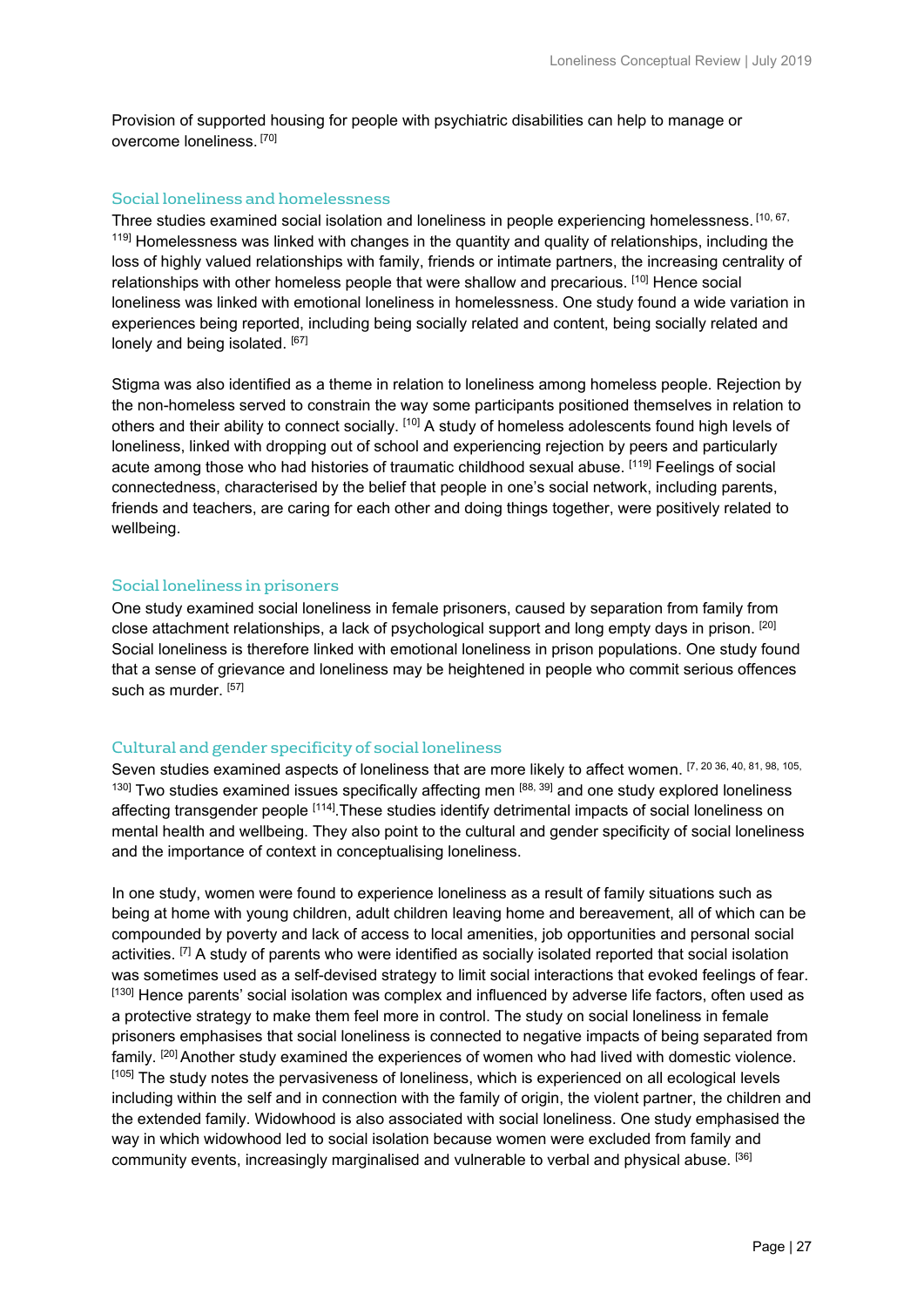Provision of supported housing for people with psychiatric disabilities can help to manage or overcome loneliness. [70]

### Social loneliness and homelessness

Three studies examined social isolation and loneliness in people experiencing homelessness. [10, 67, 119] Homelessness was linked with changes in the quantity and quality of relationships, including the loss of highly valued relationships with family, friends or intimate partners, the increasing centrality of relationships with other homeless people that were shallow and precarious. [10] Hence social loneliness was linked with emotional loneliness in homelessness. One study found a wide variation in experiences being reported, including being socially related and content, being socially related and lonely and being isolated. [67]

Stigma was also identified as a theme in relation to loneliness among homeless people. Rejection by the non-homeless served to constrain the way some participants positioned themselves in relation to others and their ability to connect socially. [10] A study of homeless adolescents found high levels of loneliness, linked with dropping out of school and experiencing rejection by peers and particularly acute among those who had histories of traumatic childhood sexual abuse. [119] Feelings of social connectedness, characterised by the belief that people in one's social network, including parents, friends and teachers, are caring for each other and doing things together, were positively related to wellbeing.

### Social loneliness in prisoners

One study examined social loneliness in female prisoners, caused by separation from family from close attachment relationships, a lack of psychological support and long empty days in prison. [20] Social loneliness is therefore linked with emotional loneliness in prison populations. One study found that a sense of grievance and loneliness may be heightened in people who commit serious offences such as murder. [57]

### Cultural and gender specificity of social loneliness

Seven studies examined aspects of loneliness that are more likely to affect women. [7, 20 36, 40, 81, 98, 105, 130] Two studies examined issues specifically affecting men [88, 39] and one study explored loneliness affecting transgender people [114].These studies identify detrimental impacts of social loneliness on mental health and wellbeing. They also point to the cultural and gender specificity of social loneliness and the importance of context in conceptualising loneliness.

In one study, women were found to experience loneliness as a result of family situations such as being at home with young children, adult children leaving home and bereavement, all of which can be compounded by poverty and lack of access to local amenities, job opportunities and personal social activities. [7] A study of parents who were identified as socially isolated reported that social isolation was sometimes used as a self-devised strategy to limit social interactions that evoked feelings of fear. [130] Hence parents' social isolation was complex and influenced by adverse life factors, often used as a protective strategy to make them feel more in control. The study on social loneliness in female prisoners emphasises that social loneliness is connected to negative impacts of being separated from family. [20] Another study examined the experiences of women who had lived with domestic violence. [105] The study notes the pervasiveness of loneliness, which is experienced on all ecological levels including within the self and in connection with the family of origin, the violent partner, the children and the extended family. Widowhood is also associated with social loneliness. One study emphasised the way in which widowhood led to social isolation because women were excluded from family and community events, increasingly marginalised and vulnerable to verbal and physical abuse. [36]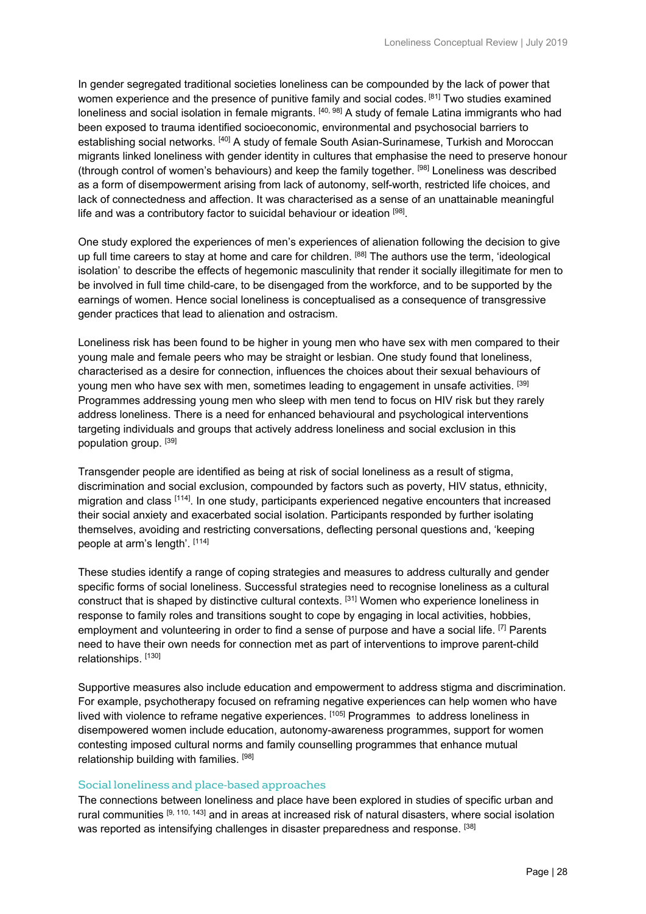In gender segregated traditional societies loneliness can be compounded by the lack of power that women experience and the presence of punitive family and social codes. [81] Two studies examined loneliness and social isolation in female migrants. [40, 98] A study of female Latina immigrants who had been exposed to trauma identified socioeconomic, environmental and psychosocial barriers to establishing social networks. [40] A study of female South Asian-Surinamese, Turkish and Moroccan migrants linked loneliness with gender identity in cultures that emphasise the need to preserve honour (through control of women's behaviours) and keep the family together. [98] Loneliness was described as a form of disempowerment arising from lack of autonomy, self-worth, restricted life choices, and lack of connectedness and affection. It was characterised as a sense of an unattainable meaningful life and was a contributory factor to suicidal behaviour or ideation [98].

One study explored the experiences of men's experiences of alienation following the decision to give up full time careers to stay at home and care for children. [88] The authors use the term, 'ideological isolation' to describe the effects of hegemonic masculinity that render it socially illegitimate for men to be involved in full time child-care, to be disengaged from the workforce, and to be supported by the earnings of women. Hence social loneliness is conceptualised as a consequence of transgressive gender practices that lead to alienation and ostracism.

Loneliness risk has been found to be higher in young men who have sex with men compared to their young male and female peers who may be straight or lesbian. One study found that loneliness, characterised as a desire for connection, influences the choices about their sexual behaviours of young men who have sex with men, sometimes leading to engagement in unsafe activities. [39] Programmes addressing young men who sleep with men tend to focus on HIV risk but they rarely address loneliness. There is a need for enhanced behavioural and psychological interventions targeting individuals and groups that actively address loneliness and social exclusion in this population group. [39]

Transgender people are identified as being at risk of social loneliness as a result of stigma, discrimination and social exclusion, compounded by factors such as poverty, HIV status, ethnicity, migration and class [114]. In one study, participants experienced negative encounters that increased their social anxiety and exacerbated social isolation. Participants responded by further isolating themselves, avoiding and restricting conversations, deflecting personal questions and, 'keeping people at arm's length'. [114]

These studies identify a range of coping strategies and measures to address culturally and gender specific forms of social loneliness. Successful strategies need to recognise loneliness as a cultural construct that is shaped by distinctive cultural contexts. [31] Women who experience loneliness in response to family roles and transitions sought to cope by engaging in local activities, hobbies, employment and volunteering in order to find a sense of purpose and have a social life. [7] Parents need to have their own needs for connection met as part of interventions to improve parent-child relationships. [130]

Supportive measures also include education and empowerment to address stigma and discrimination. For example, psychotherapy focused on reframing negative experiences can help women who have lived with violence to reframe negative experiences. [105] Programmes to address loneliness in disempowered women include education, autonomy-awareness programmes, support for women contesting imposed cultural norms and family counselling programmes that enhance mutual relationship building with families. [98]

### Social loneliness and place-based approaches

The connections between loneliness and place have been explored in studies of specific urban and rural communities [9, 110, 143] and in areas at increased risk of natural disasters, where social isolation was reported as intensifying challenges in disaster preparedness and response. [38]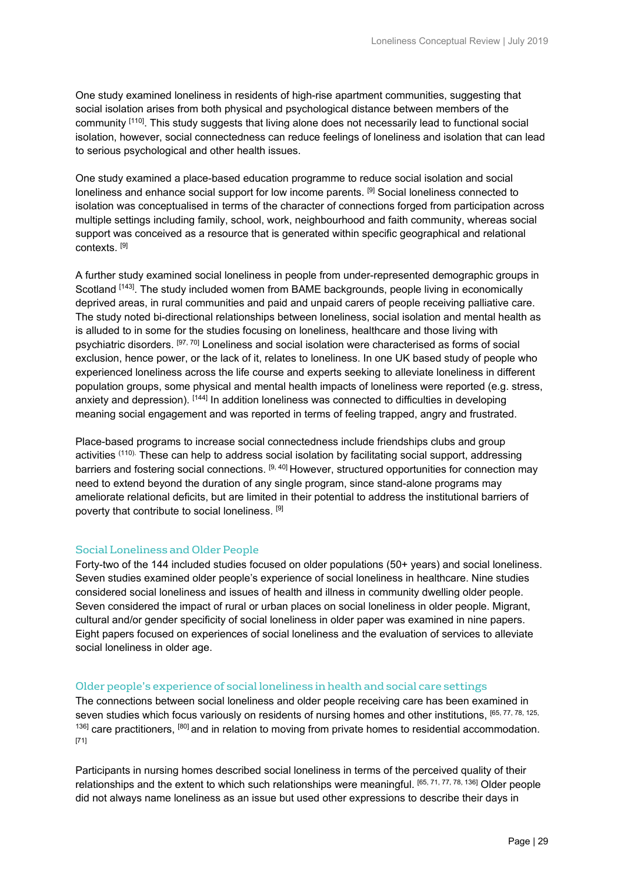One study examined loneliness in residents of high-rise apartment communities, suggesting that social isolation arises from both physical and psychological distance between members of the community [110]. This study suggests that living alone does not necessarily lead to functional social isolation, however, social connectedness can reduce feelings of loneliness and isolation that can lead to serious psychological and other health issues.

One study examined a place-based education programme to reduce social isolation and social loneliness and enhance social support for low income parents. [9] Social loneliness connected to isolation was conceptualised in terms of the character of connections forged from participation across multiple settings including family, school, work, neighbourhood and faith community, whereas social support was conceived as a resource that is generated within specific geographical and relational contexts. [9]

A further study examined social loneliness in people from under-represented demographic groups in Scotland [143]. The study included women from BAME backgrounds, people living in economically deprived areas, in rural communities and paid and unpaid carers of people receiving palliative care. The study noted bi-directional relationships between loneliness, social isolation and mental health as is alluded to in some for the studies focusing on loneliness, healthcare and those living with psychiatric disorders. [97, 70] Loneliness and social isolation were characterised as forms of social exclusion, hence power, or the lack of it, relates to loneliness. In one UK based study of people who experienced loneliness across the life course and experts seeking to alleviate loneliness in different population groups, some physical and mental health impacts of loneliness were reported (e.g. stress, anxiety and depression). [144] In addition loneliness was connected to difficulties in developing meaning social engagement and was reported in terms of feeling trapped, angry and frustrated.

Place-based programs to increase social connectedness include friendships clubs and group activities (110). These can help to address social isolation by facilitating social support, addressing barriers and fostering social connections. [9, 40] However, structured opportunities for connection may need to extend beyond the duration of any single program, since stand-alone programs may ameliorate relational deficits, but are limited in their potential to address the institutional barriers of poverty that contribute to social loneliness. [9]

## Social Loneliness and Older People

Forty-two of the 144 included studies focused on older populations (50+ years) and social loneliness. Seven studies examined older people's experience of social loneliness in healthcare. Nine studies considered social loneliness and issues of health and illness in community dwelling older people. Seven considered the impact of rural or urban places on social loneliness in older people. Migrant, cultural and/or gender specificity of social loneliness in older paper was examined in nine papers. Eight papers focused on experiences of social loneliness and the evaluation of services to alleviate social loneliness in older age.

### Older people's experience of social loneliness in health and social care settings

The connections between social loneliness and older people receiving care has been examined in seven studies which focus variously on residents of nursing homes and other institutions, [65, 77, 78, 125, 136] care practitioners, [80] and in relation to moving from private homes to residential accommodation. [71]

Participants in nursing homes described social loneliness in terms of the perceived quality of their relationships and the extent to which such relationships were meaningful. [65, 71, 77, 78, 136] Older people did not always name loneliness as an issue but used other expressions to describe their days in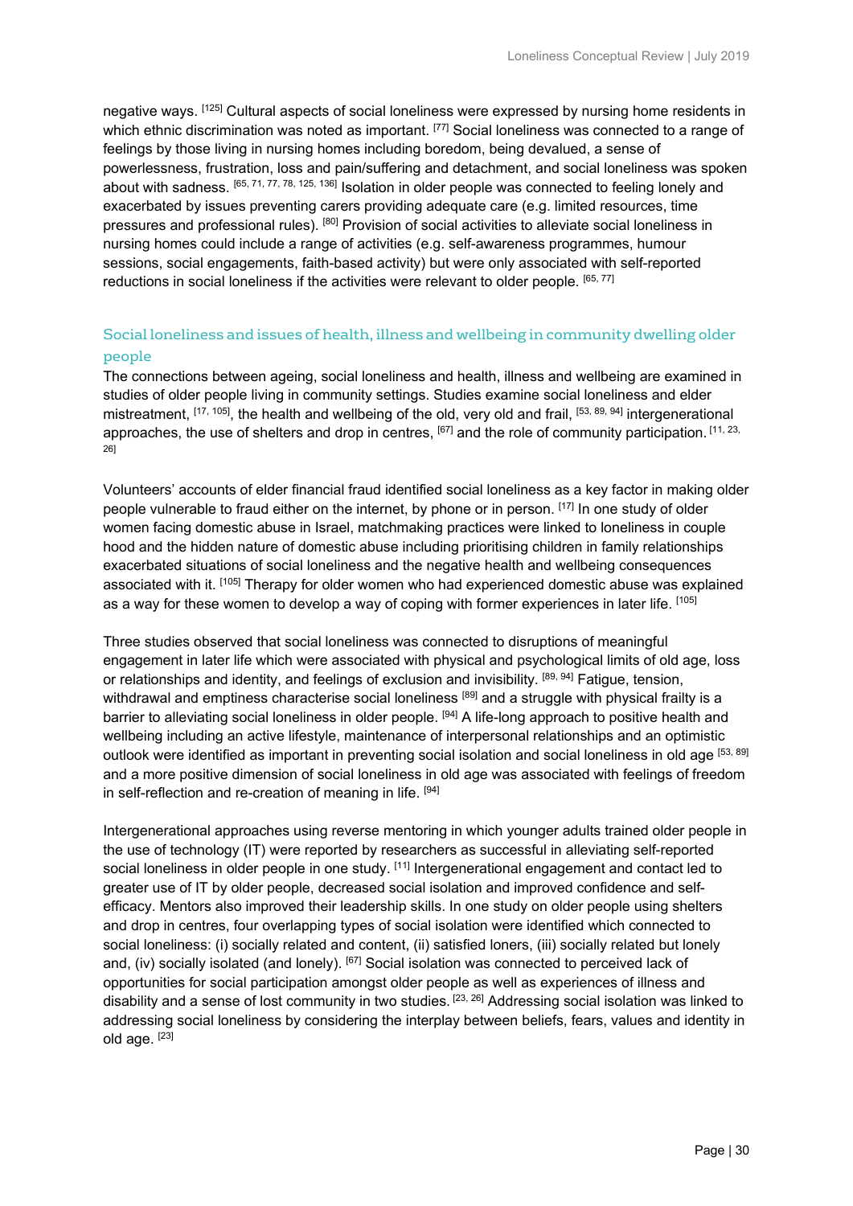negative ways. [125] Cultural aspects of social loneliness were expressed by nursing home residents in which ethnic discrimination was noted as important. [77] Social loneliness was connected to a range of feelings by those living in nursing homes including boredom, being devalued, a sense of powerlessness, frustration, loss and pain/suffering and detachment, and social loneliness was spoken about with sadness. [65, 71, 77, 78, 125, 136] Isolation in older people was connected to feeling lonely and exacerbated by issues preventing carers providing adequate care (e.g. limited resources, time pressures and professional rules). [80] Provision of social activities to alleviate social loneliness in nursing homes could include a range of activities (e.g. self-awareness programmes, humour sessions, social engagements, faith-based activity) but were only associated with self-reported reductions in social loneliness if the activities were relevant to older people. [65, 77]

### Social loneliness and issues of health, illness and wellbeing in community dwelling older people

The connections between ageing, social loneliness and health, illness and wellbeing are examined in studies of older people living in community settings. Studies examine social loneliness and elder mistreatment, [17, 105], the health and wellbeing of the old, very old and frail, [53, 89, 94] intergenerational approaches, the use of shelters and drop in centres, [67] and the role of community participation. [11, 23, 26]

Volunteers' accounts of elder financial fraud identified social loneliness as a key factor in making older people vulnerable to fraud either on the internet, by phone or in person. [17] In one study of older women facing domestic abuse in Israel, matchmaking practices were linked to loneliness in couple hood and the hidden nature of domestic abuse including prioritising children in family relationships exacerbated situations of social loneliness and the negative health and wellbeing consequences associated with it. [105] Therapy for older women who had experienced domestic abuse was explained as a way for these women to develop a way of coping with former experiences in later life. [105]

Three studies observed that social loneliness was connected to disruptions of meaningful engagement in later life which were associated with physical and psychological limits of old age, loss or relationships and identity, and feelings of exclusion and invisibility. [89, 94] Fatigue, tension, withdrawal and emptiness characterise social loneliness [89] and a struggle with physical frailty is a barrier to alleviating social loneliness in older people. [94] A life-long approach to positive health and wellbeing including an active lifestyle, maintenance of interpersonal relationships and an optimistic outlook were identified as important in preventing social isolation and social loneliness in old age [53, 89] and a more positive dimension of social loneliness in old age was associated with feelings of freedom in self-reflection and re-creation of meaning in life. [94]

Intergenerational approaches using reverse mentoring in which younger adults trained older people in the use of technology (IT) were reported by researchers as successful in alleviating self-reported social loneliness in older people in one study. [11] Intergenerational engagement and contact led to greater use of IT by older people, decreased social isolation and improved confidence and self-efficacy. Mentors also improved their leadership skills. In one study on older people using shelters and drop in centres, four overlapping types of social isolation were identified which connected to social loneliness: (i) socially related and content, (ii) satisfied loners, (iii) socially related but lonely and, (iv) socially isolated (and lonely). [67] Social isolation was connected to perceived lack of opportunities for social participation amongst older people as well as experiences of illness and disability and a sense of lost community in two studies. [23, 26] Addressing social isolation was linked to addressing social loneliness by considering the interplay between beliefs, fears, values and identity in old age. [23]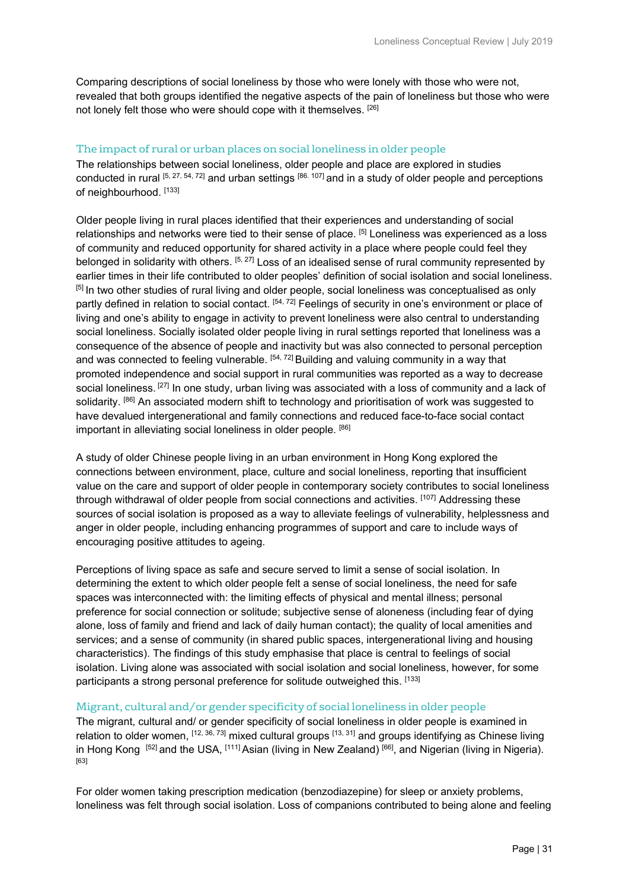Comparing descriptions of social loneliness by those who were lonely with those who were not, revealed that both groups identified the negative aspects of the pain of loneliness but those who were not lonely felt those who were should cope with it themselves. [26]

### The impact of rural or urban places on social loneliness in older people

The relationships between social loneliness, older people and place are explored in studies conducted in rural [5, 27, 54, 72] and urban settings [86. 107] and in a study of older people and perceptions of neighbourhood. [133]

Older people living in rural places identified that their experiences and understanding of social relationships and networks were tied to their sense of place. [5] Loneliness was experienced as a loss of community and reduced opportunity for shared activity in a place where people could feel they belonged in solidarity with others. [5, 27] Loss of an idealised sense of rural community represented by earlier times in their life contributed to older peoples' definition of social isolation and social loneliness. [5] In two other studies of rural living and older people, social loneliness was conceptualised as only partly defined in relation to social contact. [54, 72] Feelings of security in one's environment or place of living and one's ability to engage in activity to prevent loneliness were also central to understanding social loneliness. Socially isolated older people living in rural settings reported that loneliness was a consequence of the absence of people and inactivity but was also connected to personal perception and was connected to feeling vulnerable. [54, 72] Building and valuing community in a way that promoted independence and social support in rural communities was reported as a way to decrease social loneliness. [27] In one study, urban living was associated with a loss of community and a lack of solidarity. [86] An associated modern shift to technology and prioritisation of work was suggested to have devalued intergenerational and family connections and reduced face-to-face social contact important in alleviating social loneliness in older people. [86]

A study of older Chinese people living in an urban environment in Hong Kong explored the connections between environment, place, culture and social loneliness, reporting that insufficient value on the care and support of older people in contemporary society contributes to social loneliness through withdrawal of older people from social connections and activities. [107] Addressing these sources of social isolation is proposed as a way to alleviate feelings of vulnerability, helplessness and anger in older people, including enhancing programmes of support and care to include ways of encouraging positive attitudes to ageing.

Perceptions of living space as safe and secure served to limit a sense of social isolation. In determining the extent to which older people felt a sense of social loneliness, the need for safe spaces was interconnected with: the limiting effects of physical and mental illness; personal preference for social connection or solitude; subjective sense of aloneness (including fear of dying alone, loss of family and friend and lack of daily human contact); the quality of local amenities and services; and a sense of community (in shared public spaces, intergenerational living and housing characteristics). The findings of this study emphasise that place is central to feelings of social isolation. Living alone was associated with social isolation and social loneliness, however, for some participants a strong personal preference for solitude outweighed this. [133]

### Migrant, cultural and/or gender specificity of social loneliness in older people

The migrant, cultural and/ or gender specificity of social loneliness in older people is examined in relation to older women, [12, 36, 73] mixed cultural groups [13, 31] and groups identifying as Chinese living in Hong Kong [52] and the USA, [111] Asian (living in New Zealand) [66], and Nigerian (living in Nigeria). [63]

For older women taking prescription medication (benzodiazepine) for sleep or anxiety problems, loneliness was felt through social isolation. Loss of companions contributed to being alone and feeling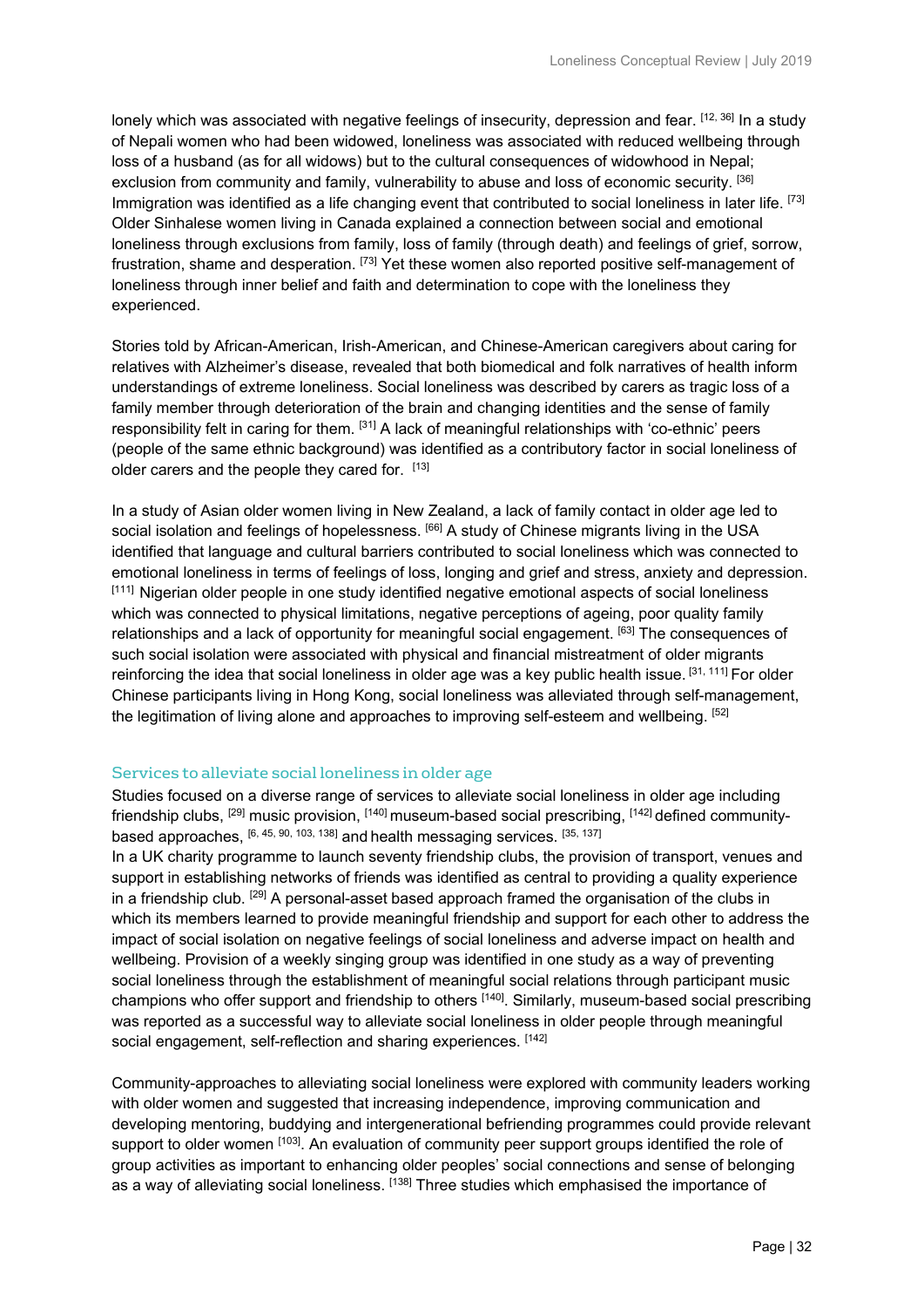lonely which was associated with negative feelings of insecurity, depression and fear. [12, 36] In a study of Nepali women who had been widowed, loneliness was associated with reduced wellbeing through loss of a husband (as for all widows) but to the cultural consequences of widowhood in Nepal; exclusion from community and family, vulnerability to abuse and loss of economic security. [36] Immigration was identified as a life changing event that contributed to social loneliness in later life. [73] Older Sinhalese women living in Canada explained a connection between social and emotional loneliness through exclusions from family, loss of family (through death) and feelings of grief, sorrow, frustration, shame and desperation. [73] Yet these women also reported positive self-management of loneliness through inner belief and faith and determination to cope with the loneliness they experienced.

Stories told by African-American, Irish-American, and Chinese-American caregivers about caring for relatives with Alzheimer's disease, revealed that both biomedical and folk narratives of health inform understandings of extreme loneliness. Social loneliness was described by carers as tragic loss of a family member through deterioration of the brain and changing identities and the sense of family responsibility felt in caring for them. [31] A lack of meaningful relationships with 'co-ethnic' peers (people of the same ethnic background) was identified as a contributory factor in social loneliness of older carers and the people they cared for. [13]

In a study of Asian older women living in New Zealand, a lack of family contact in older age led to social isolation and feelings of hopelessness. [66] A study of Chinese migrants living in the USA identified that language and cultural barriers contributed to social loneliness which was connected to emotional loneliness in terms of feelings of loss, longing and grief and stress, anxiety and depression. [111] Nigerian older people in one study identified negative emotional aspects of social loneliness which was connected to physical limitations, negative perceptions of ageing, poor quality family relationships and a lack of opportunity for meaningful social engagement. [63] The consequences of such social isolation were associated with physical and financial mistreatment of older migrants reinforcing the idea that social loneliness in older age was a key public health issue. [31, 111] For older Chinese participants living in Hong Kong, social loneliness was alleviated through self-management, the legitimation of living alone and approaches to improving self-esteem and wellbeing. [52]

### Services to alleviate social loneliness in older age

Studies focused on a diverse range of services to alleviate social loneliness in older age including friendship clubs, [29] music provision, [140] museum-based social prescribing, [142] defined community-based approaches, [6, 45, 90, 103, 138] and health messaging services. [35, 137]

In a UK charity programme to launch seventy friendship clubs, the provision of transport, venues and support in establishing networks of friends was identified as central to providing a quality experience in a friendship club. [29] A personal-asset based approach framed the organisation of the clubs in which its members learned to provide meaningful friendship and support for each other to address the impact of social isolation on negative feelings of social loneliness and adverse impact on health and wellbeing. Provision of a weekly singing group was identified in one study as a way of preventing social loneliness through the establishment of meaningful social relations through participant music champions who offer support and friendship to others [140]. Similarly, museum-based social prescribing was reported as a successful way to alleviate social loneliness in older people through meaningful social engagement, self-reflection and sharing experiences. [142]

Community-approaches to alleviating social loneliness were explored with community leaders working with older women and suggested that increasing independence, improving communication and developing mentoring, buddying and intergenerational befriending programmes could provide relevant support to older women [103]. An evaluation of community peer support groups identified the role of group activities as important to enhancing older peoples' social connections and sense of belonging as a way of alleviating social loneliness. [138] Three studies which emphasised the importance of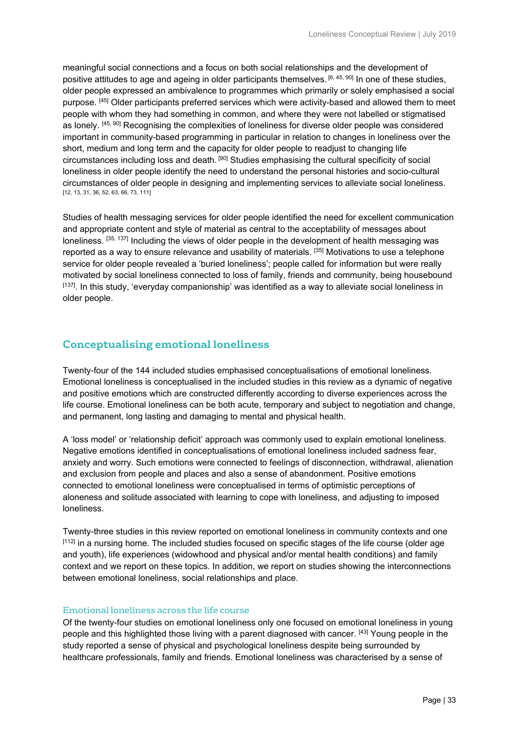meaningful social connections and a focus on both social relationships and the development of positive attitudes to age and ageing in older participants themselves. [6, 45, 90] In one of these studies, older people expressed an ambivalence to programmes which primarily or solely emphasised a social purpose. [45] Older participants preferred services which were activity-based and allowed them to meet people with whom they had something in common, and where they were not labelled or stigmatised as lonely. [45, 90] Recognising the complexities of loneliness for diverse older people was considered important in community-based programming in particular in relation to changes in loneliness over the short, medium and long term and the capacity for older people to readjust to changing life circumstances including loss and death. [90] Studies emphasising the cultural specificity of social loneliness in older people identify the need to understand the personal histories and socio-cultural circumstances of older people in designing and implementing services to alleviate social loneliness. [12, 13, 31, 36, 52, 63, 66, 73, 111]

Studies of health messaging services for older people identified the need for excellent communication and appropriate content and style of material as central to the acceptability of messages about loneliness. [35, 137] Including the views of older people in the development of health messaging was reported as a way to ensure relevance and usability of materials. [35] Motivations to use a telephone service for older people revealed a 'buried loneliness'; people called for information but were really motivated by social loneliness connected to loss of family, friends and community, being housebound [137]. In this study, 'everyday companionship' was identified as a way to alleviate social loneliness in older people.

## Conceptualising emotional loneliness

Twenty-four of the 144 included studies emphasised conceptualisations of emotional loneliness. Emotional loneliness is conceptualised in the included studies in this review as a dynamic of negative and positive emotions which are constructed differently according to diverse experiences across the life course. Emotional loneliness can be both acute, temporary and subject to negotiation and change, and permanent, long lasting and damaging to mental and physical health.

A 'loss model' or 'relationship deficit' approach was commonly used to explain emotional loneliness. Negative emotions identified in conceptualisations of emotional loneliness included sadness fear, anxiety and worry. Such emotions were connected to feelings of disconnection, withdrawal, alienation and exclusion from people and places and also a sense of abandonment. Positive emotions connected to emotional loneliness were conceptualised in terms of optimistic perceptions of aloneness and solitude associated with learning to cope with loneliness, and adjusting to imposed loneliness.

Twenty-three studies in this review reported on emotional loneliness in community contexts and one [112] in a nursing home. The included studies focused on specific stages of the life course (older age and youth), life experiences (widowhood and physical and/or mental health conditions) and family context and we report on these topics. In addition, we report on studies showing the interconnections between emotional loneliness, social relationships and place.

### Emotional loneliness across the life course

Of the twenty-four studies on emotional loneliness only one focused on emotional loneliness in young people and this highlighted those living with a parent diagnosed with cancer. [43] Young people in the study reported a sense of physical and psychological loneliness despite being surrounded by healthcare professionals, family and friends. Emotional loneliness was characterised by a sense of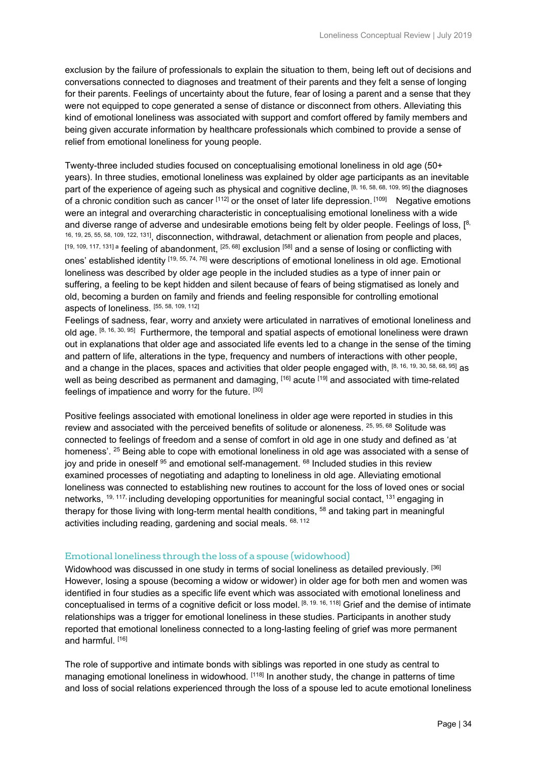exclusion by the failure of professionals to explain the situation to them, being left out of decisions and conversations connected to diagnoses and treatment of their parents and they felt a sense of longing for their parents. Feelings of uncertainty about the future, fear of losing a parent and a sense that they were not equipped to cope generated a sense of distance or disconnect from others. Alleviating this kind of emotional loneliness was associated with support and comfort offered by family members and being given accurate information by healthcare professionals which combined to provide a sense of relief from emotional loneliness for young people.

Twenty-three included studies focused on conceptualising emotional loneliness in old age (50+ years). In three studies, emotional loneliness was explained by older age participants as an inevitable part of the experience of ageing such as physical and cognitive decline, [8, 16, 58, 68, 109, 95] the diagnoses of a chronic condition such as cancer [112] or the onset of later life depression. [109] Negative emotions were an integral and overarching characteristic in conceptualising emotional loneliness with a wide and diverse range of adverse and undesirable emotions being felt by older people. Feelings of loss, [8, 16, 19, 25, 55, 58, 109, 122, 131], disconnection, withdrawal, detachment or alienation from people and places, [19, 109, 117, 131] a feeling of abandonment, [25, 68] exclusion [58] and a sense of losing or conflicting with ones' established identity [19, 55, 74, 76] were descriptions of emotional loneliness in old age. Emotional loneliness was described by older age people in the included studies as a type of inner pain or suffering, a feeling to be kept hidden and silent because of fears of being stigmatised as lonely and old, becoming a burden on family and friends and feeling responsible for controlling emotional aspects of loneliness. [55, 58, 109, 112]

Feelings of sadness, fear, worry and anxiety were articulated in narratives of emotional loneliness and old age. [8, 16, 30, 95] Furthermore, the temporal and spatial aspects of emotional loneliness were drawn out in explanations that older age and associated life events led to a change in the sense of the timing and pattern of life, alterations in the type, frequency and numbers of interactions with other people, and a change in the places, spaces and activities that older people engaged with, [8, 16, 19, 30, 58, 68, 95] as well as being described as permanent and damaging, [16] acute [19] and associated with time-related feelings of impatience and worry for the future. [30]

Positive feelings associated with emotional loneliness in older age were reported in studies in this review and associated with the perceived benefits of solitude or aloneness. [25, 95, 68] Solitude was connected to feelings of freedom and a sense of comfort in old age in one study and defined as 'at homeness'. [25] Being able to cope with emotional loneliness in old age was associated with a sense of joy and pride in oneself [95] and emotional self-management. [68] Included studies in this review examined processes of negotiating and adapting to loneliness in old age. Alleviating emotional loneliness was connected to establishing new routines to account for the loss of loved ones or social networks, [19, 117,] including developing opportunities for meaningful social contact, [131] engaging in therapy for those living with long-term mental health conditions, [58] and taking part in meaningful activities including reading, gardening and social meals. [68, 112]

### Emotional loneliness through the loss of a spouse (widowhood)

Widowhood was discussed in one study in terms of social loneliness as detailed previously. [36] However, losing a spouse (becoming a widow or widower) in older age for both men and women was identified in four studies as a specific life event which was associated with emotional loneliness and conceptualised in terms of a cognitive deficit or loss model. [8, 19. 16, 118] Grief and the demise of intimate relationships was a trigger for emotional loneliness in these studies. Participants in another study reported that emotional loneliness connected to a long-lasting feeling of grief was more permanent and harmful. [16]

The role of supportive and intimate bonds with siblings was reported in one study as central to managing emotional loneliness in widowhood. [118] In another study, the change in patterns of time and loss of social relations experienced through the loss of a spouse led to acute emotional loneliness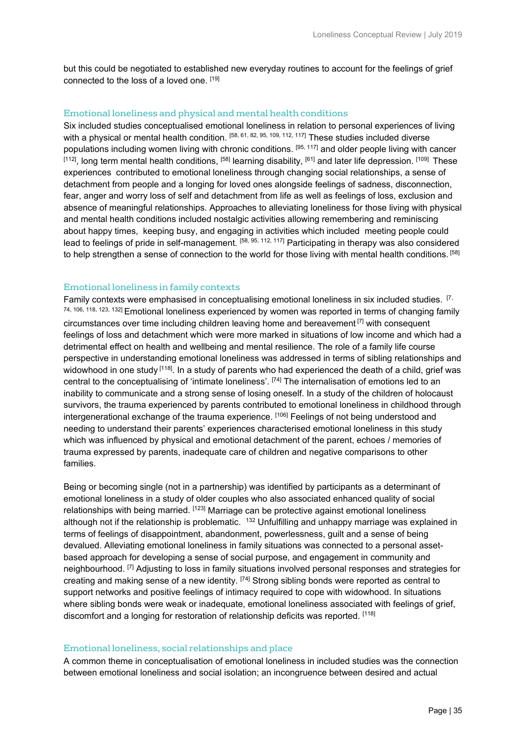but this could be negotiated to established new everyday routines to account for the feelings of grief connected to the loss of a loved one. [19]

### Emotional loneliness and physical and mental health conditions

Six included studies conceptualised emotional loneliness in relation to personal experiences of living with a physical or mental health condition. [58, 61, 82, 95, 109, 112, 117] These studies included diverse populations including women living with chronic conditions. [95, 117] and older people living with cancer [112], long term mental health conditions, [58] learning disability, [61] and later life depression. [109] These experiences contributed to emotional loneliness through changing social relationships, a sense of detachment from people and a longing for loved ones alongside feelings of sadness, disconnection, fear, anger and worry loss of self and detachment from life as well as feelings of loss, exclusion and absence of meaningful relationships. Approaches to alleviating loneliness for those living with physical and mental health conditions included nostalgic activities allowing remembering and reminiscing about happy times, keeping busy, and engaging in activities which included meeting people could lead to feelings of pride in self-management. [58, 95, 112, 117] Participating in therapy was also considered to help strengthen a sense of connection to the world for those living with mental health conditions. [58]

### Emotional loneliness in family contexts

Family contexts were emphasised in conceptualising emotional loneliness in six included studies. [7, 74, 106, 118, 123, 132] Emotional loneliness experienced by women was reported in terms of changing family circumstances over time including children leaving home and bereavement [7] with consequent feelings of loss and detachment which were more marked in situations of low income and which had a detrimental effect on health and wellbeing and mental resilience. The role of a family life course perspective in understanding emotional loneliness was addressed in terms of sibling relationships and widowhood in one study [118]. In a study of parents who had experienced the death of a child, grief was central to the conceptualising of 'intimate loneliness'. [74] The internalisation of emotions led to an inability to communicate and a strong sense of losing oneself. In a study of the children of holocaust survivors, the trauma experienced by parents contributed to emotional loneliness in childhood through intergenerational exchange of the trauma experience. [106] Feelings of not being understood and needing to understand their parents' experiences characterised emotional loneliness in this study which was influenced by physical and emotional detachment of the parent, echoes / memories of trauma expressed by parents, inadequate care of children and negative comparisons to other families.

Being or becoming single (not in a partnership) was identified by participants as a determinant of emotional loneliness in a study of older couples who also associated enhanced quality of social relationships with being married. [123] Marriage can be protective against emotional loneliness although not if the relationship is problematic. [132] Unfulfilling and unhappy marriage was explained in terms of feelings of disappointment, abandonment, powerlessness, guilt and a sense of being devalued. Alleviating emotional loneliness in family situations was connected to a personal asset-based approach for developing a sense of social purpose, and engagement in community and neighbourhood. [7] Adjusting to loss in family situations involved personal responses and strategies for creating and making sense of a new identity. [74] Strong sibling bonds were reported as central to support networks and positive feelings of intimacy required to cope with widowhood. In situations where sibling bonds were weak or inadequate, emotional loneliness associated with feelings of grief, discomfort and a longing for restoration of relationship deficits was reported. [118]

### Emotional loneliness, social relationships and place

A common theme in conceptualisation of emotional loneliness in included studies was the connection between emotional loneliness and social isolation; an incongruence between desired and actual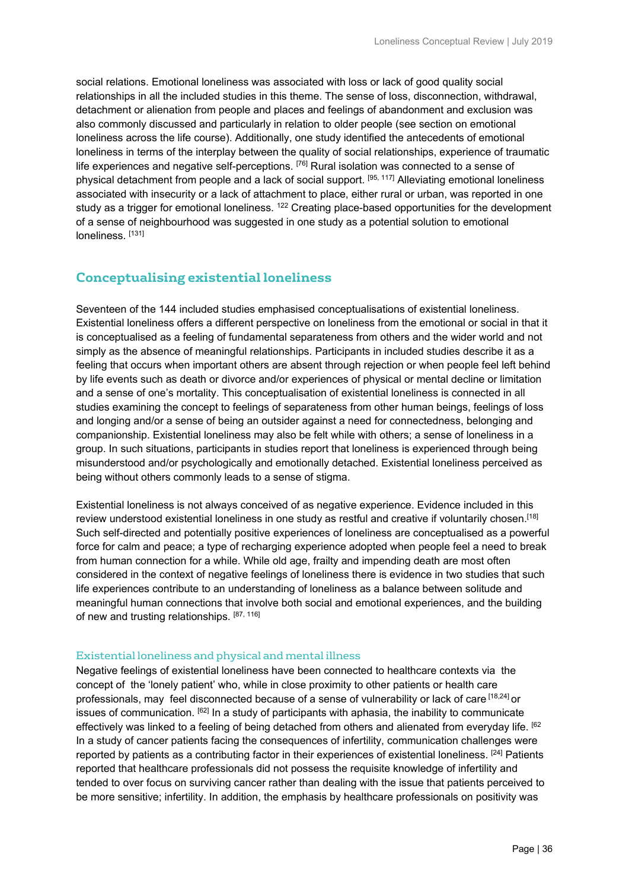social relations. Emotional loneliness was associated with loss or lack of good quality social relationships in all the included studies in this theme. The sense of loss, disconnection, withdrawal, detachment or alienation from people and places and feelings of abandonment and exclusion was also commonly discussed and particularly in relation to older people (see section on emotional loneliness across the life course). Additionally, one study identified the antecedents of emotional loneliness in terms of the interplay between the quality of social relationships, experience of traumatic life experiences and negative self-perceptions. [76] Rural isolation was connected to a sense of physical detachment from people and a lack of social support. [95, 117] Alleviating emotional loneliness associated with insecurity or a lack of attachment to place, either rural or urban, was reported in one study as a trigger for emotional loneliness. [122] Creating place-based opportunities for the development of a sense of neighbourhood was suggested in one study as a potential solution to emotional loneliness. [131]

## Conceptualising existential loneliness

Seventeen of the 144 included studies emphasised conceptualisations of existential loneliness. Existential loneliness offers a different perspective on loneliness from the emotional or social in that it is conceptualised as a feeling of fundamental separateness from others and the wider world and not simply as the absence of meaningful relationships. Participants in included studies describe it as a feeling that occurs when important others are absent through rejection or when people feel left behind by life events such as death or divorce and/or experiences of physical or mental decline or limitation and a sense of one's mortality. This conceptualisation of existential loneliness is connected in all studies examining the concept to feelings of separateness from other human beings, feelings of loss and longing and/or a sense of being an outsider against a need for connectedness, belonging and companionship. Existential loneliness may also be felt while with others; a sense of loneliness in a group. In such situations, participants in studies report that loneliness is experienced through being misunderstood and/or psychologically and emotionally detached. Existential loneliness perceived as being without others commonly leads to a sense of stigma.

Existential loneliness is not always conceived of as negative experience. Evidence included in this review understood existential loneliness in one study as restful and creative if voluntarily chosen.[18] Such self-directed and potentially positive experiences of loneliness are conceptualised as a powerful force for calm and peace; a type of recharging experience adopted when people feel a need to break from human connection for a while. While old age, frailty and impending death are most often considered in the context of negative feelings of loneliness there is evidence in two studies that such life experiences contribute to an understanding of loneliness as a balance between solitude and meaningful human connections that involve both social and emotional experiences, and the building of new and trusting relationships. [87, 116]

### Existential loneliness and physical and mental illness

Negative feelings of existential loneliness have been connected to healthcare contexts via the concept of the 'lonely patient' who, while in close proximity to other patients or health care professionals, may feel disconnected because of a sense of vulnerability or lack of care [18,24] or issues of communication. [62] In a study of participants with aphasia, the inability to communicate effectively was linked to a feeling of being detached from others and alienated from everyday life. [62] In a study of cancer patients facing the consequences of infertility, communication challenges were reported by patients as a contributing factor in their experiences of existential loneliness. [24] Patients reported that healthcare professionals did not possess the requisite knowledge of infertility and tended to over focus on surviving cancer rather than dealing with the issue that patients perceived to be more sensitive; infertility. In addition, the emphasis by healthcare professionals on positivity was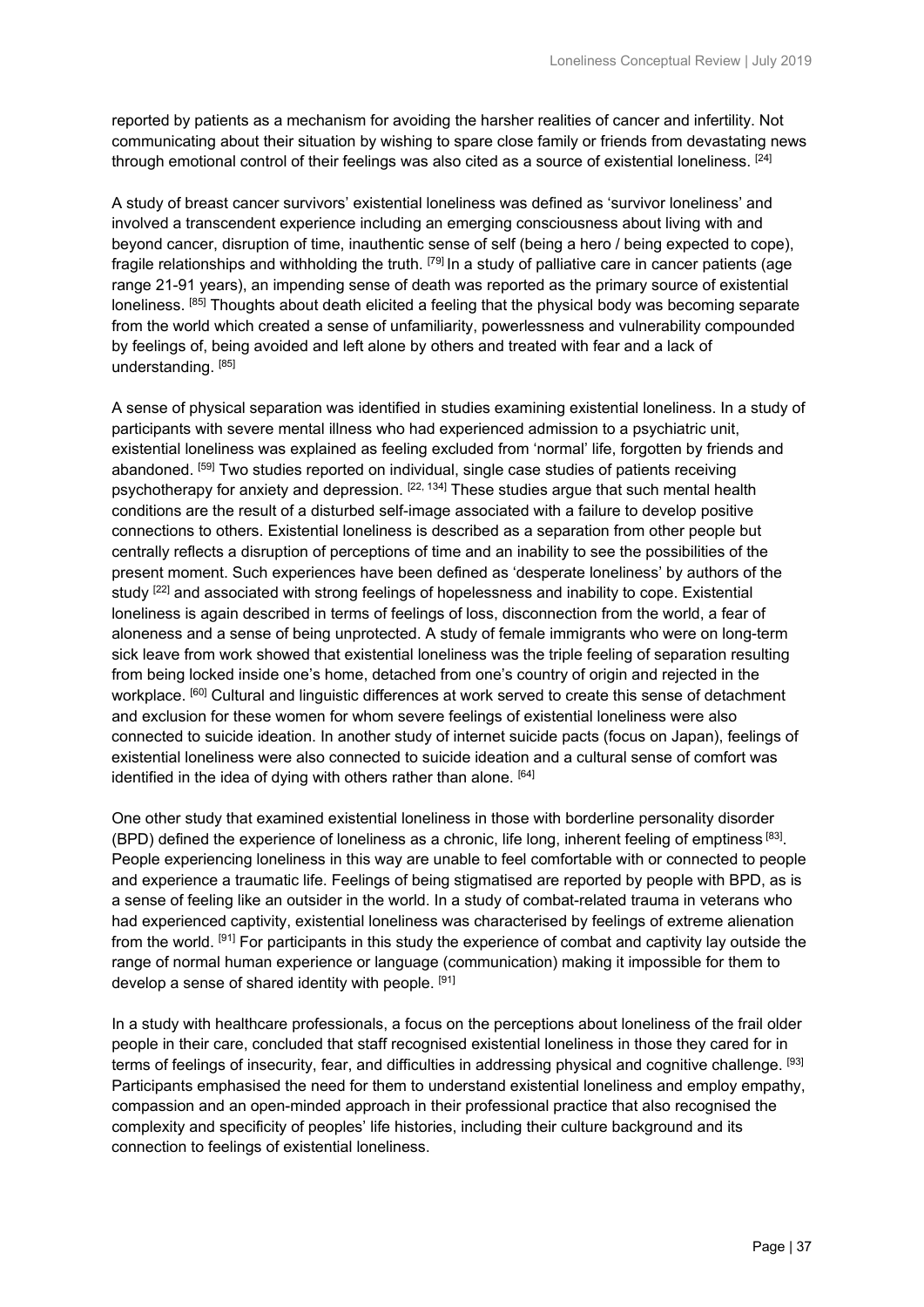reported by patients as a mechanism for avoiding the harsher realities of cancer and infertility. Not communicating about their situation by wishing to spare close family or friends from devastating news through emotional control of their feelings was also cited as a source of existential loneliness. [24]

A study of breast cancer survivors' existential loneliness was defined as 'survivor loneliness' and involved a transcendent experience including an emerging consciousness about living with and beyond cancer, disruption of time, inauthentic sense of self (being a hero / being expected to cope), fragile relationships and withholding the truth. [79] In a study of palliative care in cancer patients (age range 21-91 years), an impending sense of death was reported as the primary source of existential loneliness. [85] Thoughts about death elicited a feeling that the physical body was becoming separate from the world which created a sense of unfamiliarity, powerlessness and vulnerability compounded by feelings of, being avoided and left alone by others and treated with fear and a lack of understanding. [85]

A sense of physical separation was identified in studies examining existential loneliness. In a study of participants with severe mental illness who had experienced admission to a psychiatric unit, existential loneliness was explained as feeling excluded from 'normal' life, forgotten by friends and abandoned. [59] Two studies reported on individual, single case studies of patients receiving psychotherapy for anxiety and depression. [22, 134] These studies argue that such mental health conditions are the result of a disturbed self-image associated with a failure to develop positive connections to others. Existential loneliness is described as a separation from other people but centrally reflects a disruption of perceptions of time and an inability to see the possibilities of the present moment. Such experiences have been defined as 'desperate loneliness' by authors of the study [22] and associated with strong feelings of hopelessness and inability to cope. Existential loneliness is again described in terms of feelings of loss, disconnection from the world, a fear of aloneness and a sense of being unprotected. A study of female immigrants who were on long-term sick leave from work showed that existential loneliness was the triple feeling of separation resulting from being locked inside one's home, detached from one's country of origin and rejected in the workplace. [60] Cultural and linguistic differences at work served to create this sense of detachment and exclusion for these women for whom severe feelings of existential loneliness were also connected to suicide ideation. In another study of internet suicide pacts (focus on Japan), feelings of existential loneliness were also connected to suicide ideation and a cultural sense of comfort was identified in the idea of dying with others rather than alone. [64]

One other study that examined existential loneliness in those with borderline personality disorder (BPD) defined the experience of loneliness as a chronic, life long, inherent feeling of emptiness [83]. People experiencing loneliness in this way are unable to feel comfortable with or connected to people and experience a traumatic life. Feelings of being stigmatised are reported by people with BPD, as is a sense of feeling like an outsider in the world. In a study of combat-related trauma in veterans who had experienced captivity, existential loneliness was characterised by feelings of extreme alienation from the world. [91] For participants in this study the experience of combat and captivity lay outside the range of normal human experience or language (communication) making it impossible for them to develop a sense of shared identity with people. [91]

In a study with healthcare professionals, a focus on the perceptions about loneliness of the frail older people in their care, concluded that staff recognised existential loneliness in those they cared for in terms of feelings of insecurity, fear, and difficulties in addressing physical and cognitive challenge. [93] Participants emphasised the need for them to understand existential loneliness and employ empathy, compassion and an open-minded approach in their professional practice that also recognised the complexity and specificity of peoples' life histories, including their culture background and its connection to feelings of existential loneliness.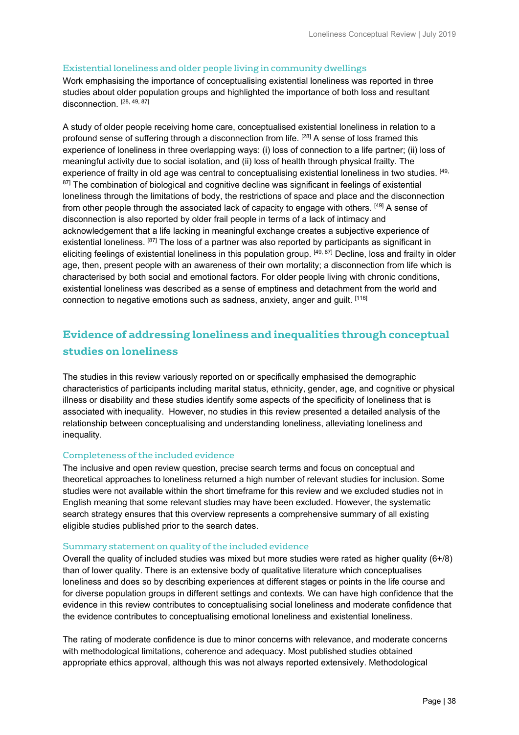### Existential loneliness and older people living in community dwellings

Work emphasising the importance of conceptualising existential loneliness was reported in three studies about older population groups and highlighted the importance of both loss and resultant disconnection. [28, 49, 87]

A study of older people receiving home care, conceptualised existential loneliness in relation to a profound sense of suffering through a disconnection from life. [28] A sense of loss framed this experience of loneliness in three overlapping ways: (i) loss of connection to a life partner; (ii) loss of meaningful activity due to social isolation, and (ii) loss of health through physical frailty. The experience of frailty in old age was central to conceptualising existential loneliness in two studies. [49, 87] The combination of biological and cognitive decline was significant in feelings of existential loneliness through the limitations of body, the restrictions of space and place and the disconnection from other people through the associated lack of capacity to engage with others. [49] A sense of disconnection is also reported by older frail people in terms of a lack of intimacy and acknowledgement that a life lacking in meaningful exchange creates a subjective experience of existential loneliness. [87] The loss of a partner was also reported by participants as significant in eliciting feelings of existential loneliness in this population group. [49, 87] Decline, loss and frailty in older age, then, present people with an awareness of their own mortality; a disconnection from life which is characterised by both social and emotional factors. For older people living with chronic conditions, existential loneliness was described as a sense of emptiness and detachment from the world and connection to negative emotions such as sadness, anxiety, anger and guilt. [116]

## Evidence of addressing loneliness and inequalities through conceptual studies on loneliness

The studies in this review variously reported on or specifically emphasised the demographic characteristics of participants including marital status, ethnicity, gender, age, and cognitive or physical illness or disability and these studies identify some aspects of the specificity of loneliness that is associated with inequality. However, no studies in this review presented a detailed analysis of the relationship between conceptualising and understanding loneliness, alleviating loneliness and inequality.

### Completeness of the included evidence

The inclusive and open review question, precise search terms and focus on conceptual and theoretical approaches to loneliness returned a high number of relevant studies for inclusion. Some studies were not available within the short timeframe for this review and we excluded studies not in English meaning that some relevant studies may have been excluded. However, the systematic search strategy ensures that this overview represents a comprehensive summary of all existing eligible studies published prior to the search dates.

### Summary statement on quality of the included evidence

Overall the quality of included studies was mixed but more studies were rated as higher quality (6+/8) than of lower quality. There is an extensive body of qualitative literature which conceptualises loneliness and does so by describing experiences at different stages or points in the life course and for diverse population groups in different settings and contexts. We can have high confidence that the evidence in this review contributes to conceptualising social loneliness and moderate confidence that the evidence contributes to conceptualising emotional loneliness and existential loneliness.

The rating of moderate confidence is due to minor concerns with relevance, and moderate concerns with methodological limitations, coherence and adequacy. Most published studies obtained appropriate ethics approval, although this was not always reported extensively. Methodological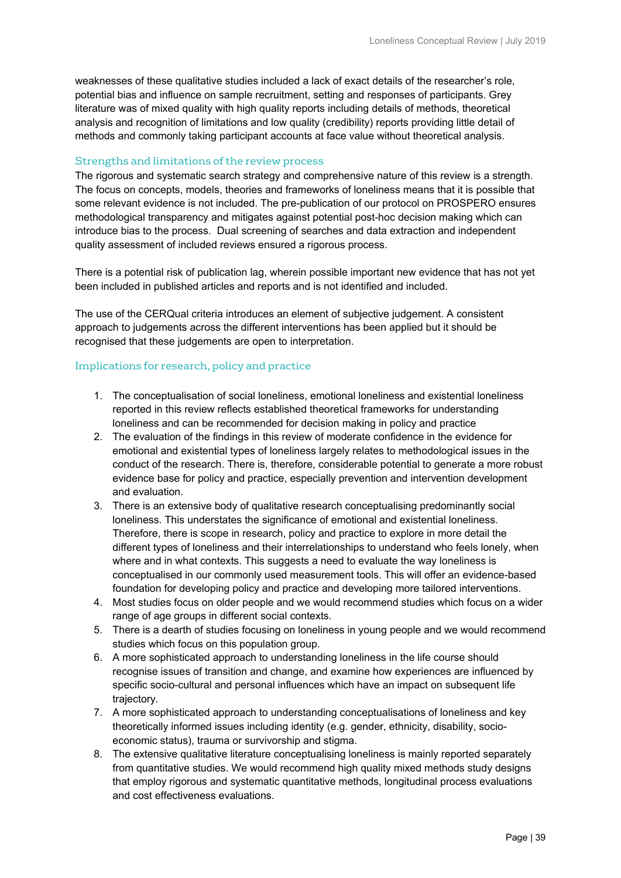weaknesses of these qualitative studies included a lack of exact details of the researcher's role, potential bias and influence on sample recruitment, setting and responses of participants. Grey literature was of mixed quality with high quality reports including details of methods, theoretical analysis and recognition of limitations and low quality (credibility) reports providing little detail of methods and commonly taking participant accounts at face value without theoretical analysis.

### Strengths and limitations of the review process

The rigorous and systematic search strategy and comprehensive nature of this review is a strength. The focus on concepts, models, theories and frameworks of loneliness means that it is possible that some relevant evidence is not included. The pre-publication of our protocol on PROSPERO ensures methodological transparency and mitigates against potential post-hoc decision making which can introduce bias to the process. Dual screening of searches and data extraction and independent quality assessment of included reviews ensured a rigorous process.

There is a potential risk of publication lag, wherein possible important new evidence that has not yet been included in published articles and reports and is not identified and included.

The use of the CERQual criteria introduces an element of subjective judgement. A consistent approach to judgements across the different interventions has been applied but it should be recognised that these judgements are open to interpretation.

### Implications for research, policy and practice

1. The conceptualisation of social loneliness, emotional loneliness and existential loneliness reported in this review reflects established theoretical frameworks for understanding loneliness and can be recommended for decision making in policy and practice
2. The evaluation of the findings in this review of moderate confidence in the evidence for emotional and existential types of loneliness largely relates to methodological issues in the conduct of the research. There is, therefore, considerable potential to generate a more robust evidence base for policy and practice, especially prevention and intervention development and evaluation.
3. There is an extensive body of qualitative research conceptualising predominantly social loneliness. This understates the significance of emotional and existential loneliness. Therefore, there is scope in research, policy and practice to explore in more detail the different types of loneliness and their interrelationships to understand who feels lonely, when where and in what contexts. This suggests a need to evaluate the way loneliness is conceptualised in our commonly used measurement tools. This will offer an evidence-based foundation for developing policy and practice and developing more tailored interventions.
4. Most studies focus on older people and we would recommend studies which focus on a wider range of age groups in different social contexts.
5. There is a dearth of studies focusing on loneliness in young people and we would recommend studies which focus on this population group.
6. A more sophisticated approach to understanding loneliness in the life course should recognise issues of transition and change, and examine how experiences are influenced by specific socio-cultural and personal influences which have an impact on subsequent life trajectory.
7. A more sophisticated approach to understanding conceptualisations of loneliness and key theoretically informed issues including identity (e.g. gender, ethnicity, disability, socio-economic status), trauma or survivorship and stigma.
8. The extensive qualitative literature conceptualising loneliness is mainly reported separately from quantitative studies. We would recommend high quality mixed methods study designs that employ rigorous and systematic quantitative methods, longitudinal process evaluations and cost effectiveness evaluations.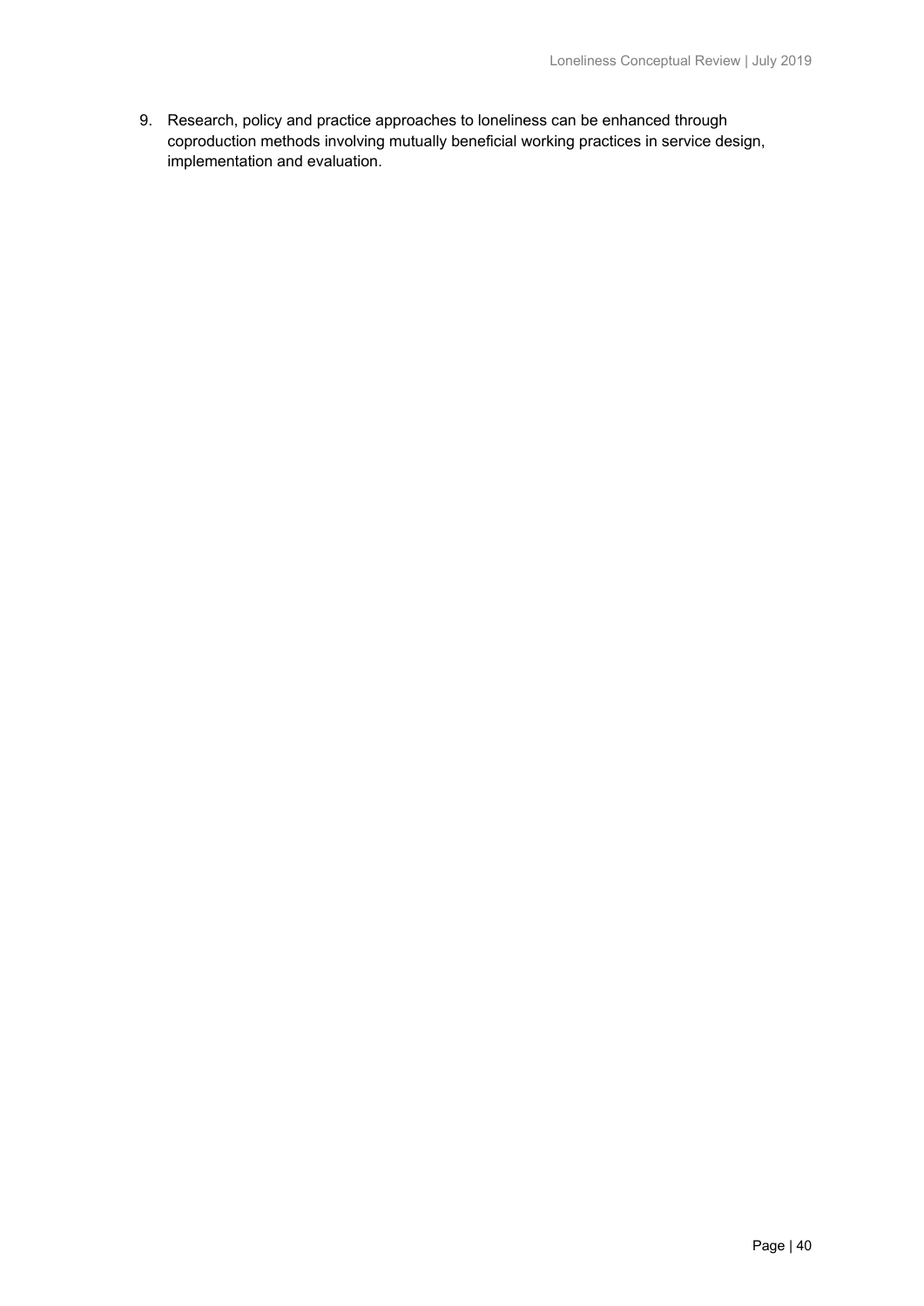9. Research, policy and practice approaches to loneliness can be enhanced through coproduction methods involving mutually beneficial working practices in service design, implementation and evaluation.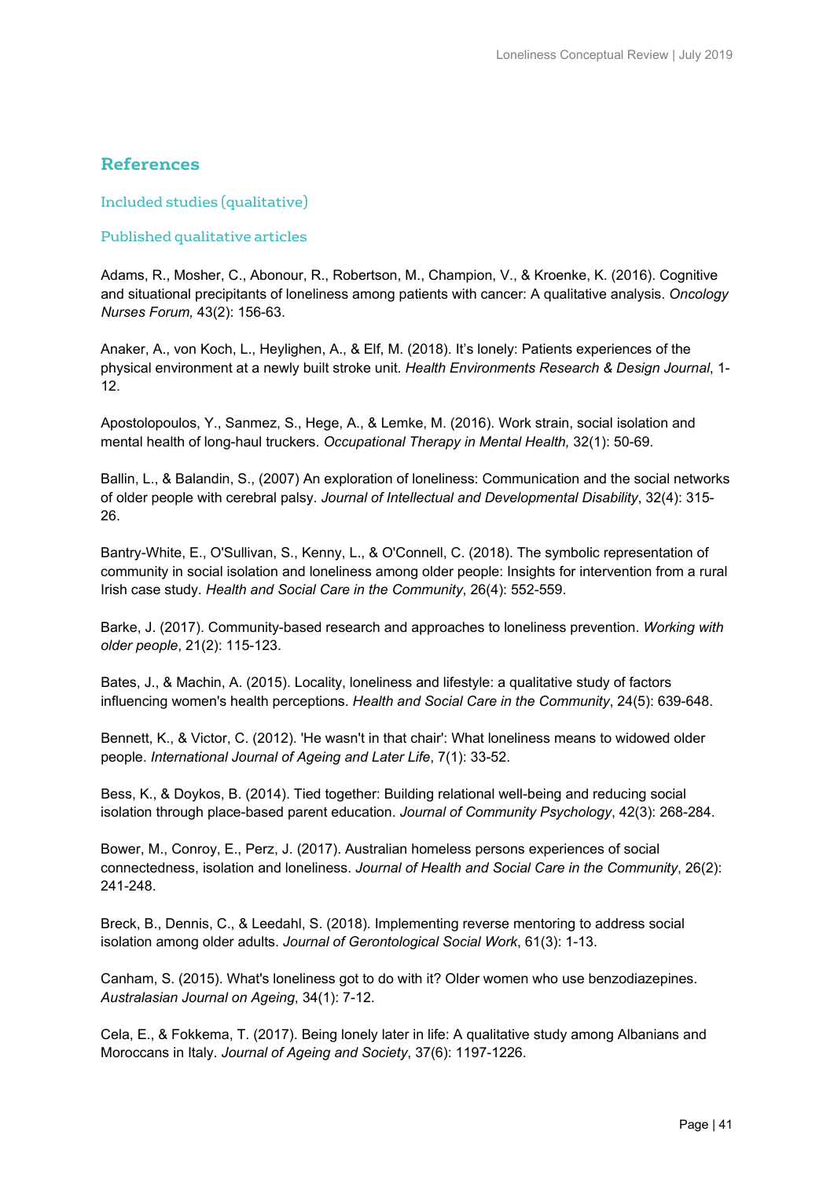## References

### Included studies (qualitative)

### Published qualitative articles

Adams, R., Mosher, C., Abonour, R., Robertson, M., Champion, V., & Kroenke, K. (2016). Cognitive and situational precipitants of loneliness among patients with cancer: A qualitative analysis. *Oncology Nurses Forum,* 43(2): 156-63.

Anaker, A., von Koch, L., Heylighen, A., & Elf, M. (2018). It's lonely: Patients experiences of the physical environment at a newly built stroke unit. *Health Environments Research & Design Journal*, 1-12.

Apostolopoulos, Y., Sanmez, S., Hege, A., & Lemke, M. (2016). Work strain, social isolation and mental health of long-haul truckers. *Occupational Therapy in Mental Health,* 32(1): 50-69.

Ballin, L., & Balandin, S., (2007) An exploration of loneliness: Communication and the social networks of older people with cerebral palsy. *Journal of Intellectual and Developmental Disability*, 32(4): 315-26.

Bantry-White, E., O'Sullivan, S., Kenny, L., & O'Connell, C. (2018). The symbolic representation of community in social isolation and loneliness among older people: Insights for intervention from a rural Irish case study. *Health and Social Care in the Community*, 26(4): 552-559.

Barke, J. (2017). Community-based research and approaches to loneliness prevention. *Working with older people*, 21(2): 115-123.

Bates, J., & Machin, A. (2015). Locality, loneliness and lifestyle: a qualitative study of factors influencing women's health perceptions. *Health and Social Care in the Community*, 24(5): 639-648.

Bennett, K., & Victor, C. (2012). 'He wasn't in that chair': What loneliness means to widowed older people. *International Journal of Ageing and Later Life*, 7(1): 33-52.

Bess, K., & Doykos, B. (2014). Tied together: Building relational well-being and reducing social isolation through place-based parent education. *Journal of Community Psychology*, 42(3): 268-284.

Bower, M., Conroy, E., Perz, J. (2017). Australian homeless persons experiences of social connectedness, isolation and loneliness. *Journal of Health and Social Care in the Community*, 26(2): 241-248.

Breck, B., Dennis, C., & Leedahl, S. (2018). Implementing reverse mentoring to address social isolation among older adults. *Journal of Gerontological Social Work*, 61(3): 1-13.

Canham, S. (2015). What's loneliness got to do with it? Older women who use benzodiazepines. *Australasian Journal on Ageing*, 34(1): 7-12.

Cela, E., & Fokkema, T. (2017). Being lonely later in life: A qualitative study among Albanians and Moroccans in Italy. *Journal of Ageing and Society*, 37(6): 1197-1226.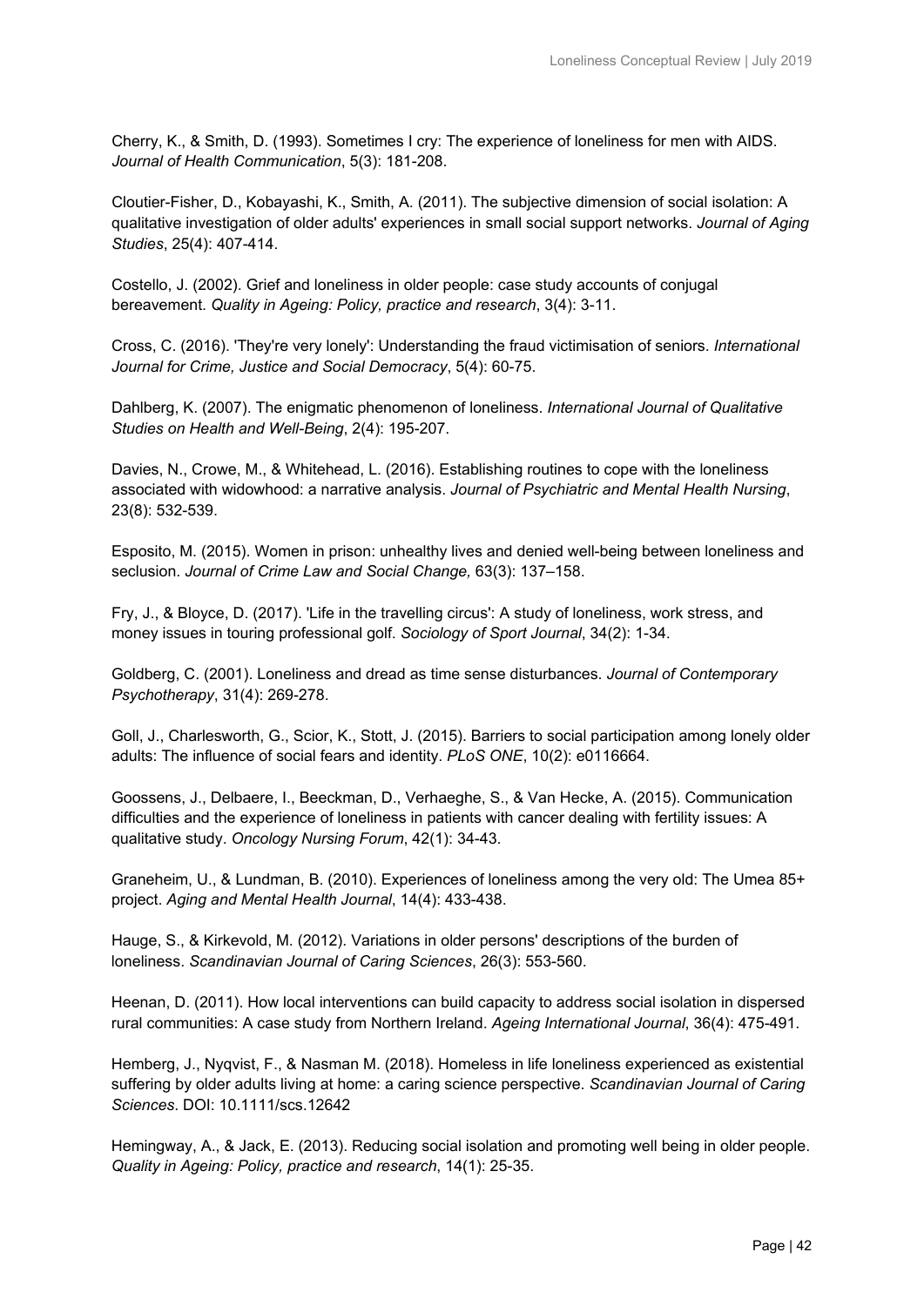Cherry, K., & Smith, D. (1993). Sometimes I cry: The experience of loneliness for men with AIDS. *Journal of Health Communication*, 5(3): 181-208.

Cloutier-Fisher, D., Kobayashi, K., Smith, A. (2011). The subjective dimension of social isolation: A qualitative investigation of older adults' experiences in small social support networks. *Journal of Aging Studies*, 25(4): 407-414.

Costello, J. (2002). Grief and loneliness in older people: case study accounts of conjugal bereavement. *Quality in Ageing: Policy, practice and research*, 3(4): 3-11.

Cross, C. (2016). 'They're very lonely': Understanding the fraud victimisation of seniors. *International Journal for Crime, Justice and Social Democracy*, 5(4): 60-75.

Dahlberg, K. (2007). The enigmatic phenomenon of loneliness. *International Journal of Qualitative Studies on Health and Well-Being*, 2(4): 195-207.

Davies, N., Crowe, M., & Whitehead, L. (2016). Establishing routines to cope with the loneliness associated with widowhood: a narrative analysis. *Journal of Psychiatric and Mental Health Nursing*, 23(8): 532-539.

Esposito, M. (2015). Women in prison: unhealthy lives and denied well-being between loneliness and seclusion. *Journal of Crime Law and Social Change,* 63(3): 137–158.

Fry, J., & Bloyce, D. (2017). 'Life in the travelling circus': A study of loneliness, work stress, and money issues in touring professional golf. *Sociology of Sport Journal*, 34(2): 1-34.

Goldberg, C. (2001). Loneliness and dread as time sense disturbances. *Journal of Contemporary Psychotherapy*, 31(4): 269-278.

Goll, J., Charlesworth, G., Scior, K., Stott, J. (2015). Barriers to social participation among lonely older adults: The influence of social fears and identity. *PLoS ONE*, 10(2): e0116664.

Goossens, J., Delbaere, I., Beeckman, D., Verhaeghe, S., & Van Hecke, A. (2015). Communication difficulties and the experience of loneliness in patients with cancer dealing with fertility issues: A qualitative study. *Oncology Nursing Forum*, 42(1): 34-43.

Graneheim, U., & Lundman, B. (2010). Experiences of loneliness among the very old: The Umea 85+ project. *Aging and Mental Health Journal*, 14(4): 433-438.

Hauge, S., & Kirkevold, M. (2012). Variations in older persons' descriptions of the burden of loneliness. *Scandinavian Journal of Caring Sciences*, 26(3): 553-560.

Heenan, D. (2011). How local interventions can build capacity to address social isolation in dispersed rural communities: A case study from Northern Ireland. *Ageing International Journal*, 36(4): 475-491.

Hemberg, J., Nyqvist, F., & Nasman M. (2018). Homeless in life loneliness experienced as existential suffering by older adults living at home: a caring science perspective. *Scandinavian Journal of Caring Sciences*. DOI: 10.1111/scs.12642

Hemingway, A., & Jack, E. (2013). Reducing social isolation and promoting well being in older people. *Quality in Ageing: Policy, practice and research*, 14(1): 25-35.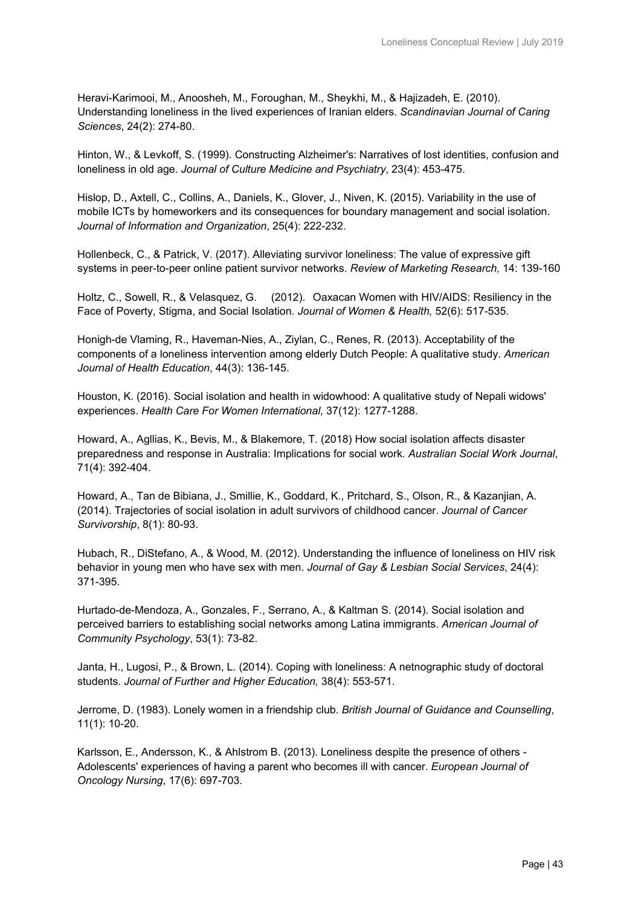Heravi-Karimooi, M., Anoosheh, M., Foroughan, M., Sheykhi, M., & Hajizadeh, E. (2010). Understanding loneliness in the lived experiences of Iranian elders. *Scandinavian Journal of Caring Sciences*, 24(2): 274-80.

Hinton, W., & Levkoff, S. (1999). Constructing Alzheimer's: Narratives of lost identities, confusion and loneliness in old age. *Journal of Culture Medicine and Psychiatry*, 23(4): 453-475.

Hislop, D., Axtell, C., Collins, A., Daniels, K., Glover, J., Niven, K. (2015). Variability in the use of mobile ICTs by homeworkers and its consequences for boundary management and social isolation. *Journal of Information and Organization*, 25(4): 222-232.

Hollenbeck, C., & Patrick, V. (2017). Alleviating survivor loneliness: The value of expressive gift systems in peer-to-peer online patient survivor networks. *Review of Marketing Research,* 14: 139-160

Holtz, C., Sowell, R., & Velasquez, G. (2012). Oaxacan Women with HIV/AIDS: Resiliency in the Face of Poverty, Stigma, and Social Isolation*. Journal of Women & Health,* 52(6): 517-535.

Honigh-de Vlaming, R., Haveman-Nies, A., Ziylan, C., Renes, R. (2013). Acceptability of the components of a loneliness intervention among elderly Dutch People: A qualitative study. *American Journal of Health Education*, 44(3): 136-145.

Houston, K. (2016). Social isolation and health in widowhood: A qualitative study of Nepali widows' experiences. *Health Care For Women International,* 37(12): 1277-1288.

Howard, A., Agllias, K., Bevis, M., & Blakemore, T. (2018) How social isolation affects disaster preparedness and response in Australia: Implications for social work. *Australian Social Work Journal*, 71(4): 392-404.

Howard, A., Tan de Bibiana, J., Smillie, K., Goddard, K., Pritchard, S., Olson, R., & Kazanjian, A. (2014). Trajectories of social isolation in adult survivors of childhood cancer. *Journal of Cancer Survivorship*, 8(1): 80-93.

Hubach, R., DiStefano, A., & Wood, M. (2012). Understanding the influence of loneliness on HIV risk behavior in young men who have sex with men. *Journal of Gay & Lesbian Social Services*, 24(4): 371-395.

Hurtado-de-Mendoza, A., Gonzales, F., Serrano, A., & Kaltman S. (2014). Social isolation and perceived barriers to establishing social networks among Latina immigrants. *American Journal of Community Psychology*, 53(1): 73-82.

Janta, H., Lugosi, P., & Brown, L. (2014). Coping with loneliness: A netnographic study of doctoral students. *Journal of Further and Higher Education,* 38(4): 553-571.

Jerrome, D. (1983). Lonely women in a friendship club. *British Journal of Guidance and Counselling*, 11(1): 10-20.

Karlsson, E., Andersson, K., & Ahlstrom B. (2013). Loneliness despite the presence of others - Adolescents' experiences of having a parent who becomes ill with cancer. *European Journal of Oncology Nursing*, 17(6): 697-703.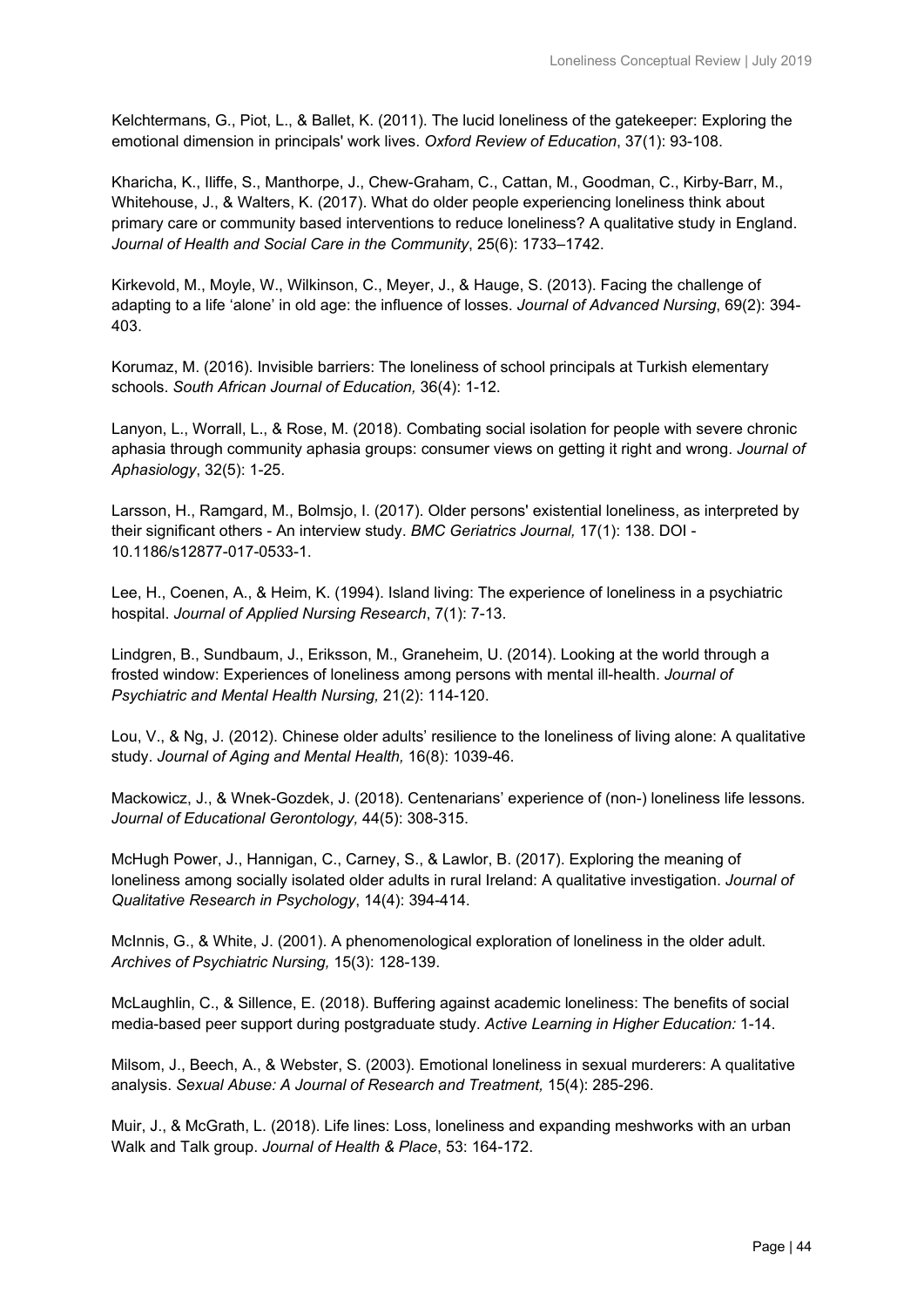Kelchtermans, G., Piot, L., & Ballet, K. (2011). The lucid loneliness of the gatekeeper: Exploring the emotional dimension in principals' work lives. *Oxford Review of Education*, 37(1): 93-108.

Kharicha, K., Iliffe, S., Manthorpe, J., Chew-Graham, C., Cattan, M., Goodman, C., Kirby-Barr, M., Whitehouse, J., & Walters, K. (2017). What do older people experiencing loneliness think about primary care or community based interventions to reduce loneliness? A qualitative study in England. *Journal of Health and Social Care in the Community*, 25(6): 1733–1742.

Kirkevold, M., Moyle, W., Wilkinson, C., Meyer, J., & Hauge, S. (2013). Facing the challenge of adapting to a life 'alone' in old age: the influence of losses. *Journal of Advanced Nursing*, 69(2): 394-403.

Korumaz, M. (2016). Invisible barriers: The loneliness of school principals at Turkish elementary schools. *South African Journal of Education,* 36(4): 1-12.

Lanyon, L., Worrall, L., & Rose, M. (2018). Combating social isolation for people with severe chronic aphasia through community aphasia groups: consumer views on getting it right and wrong. *Journal of Aphasiology*, 32(5): 1-25.

Larsson, H., Ramgard, M., Bolmsjo, I. (2017). Older persons' existential loneliness, as interpreted by their significant others - An interview study. *BMC Geriatrics Journal,* 17(1): 138. DOI - 10.1186/s12877-017-0533-1.

Lee, H., Coenen, A., & Heim, K. (1994). Island living: The experience of loneliness in a psychiatric hospital. *Journal of Applied Nursing Research*, 7(1): 7-13.

Lindgren, B., Sundbaum, J., Eriksson, M., Graneheim, U. (2014). Looking at the world through a frosted window: Experiences of loneliness among persons with mental ill-health. *Journal of Psychiatric and Mental Health Nursing,* 21(2): 114-120.

Lou, V., & Ng, J. (2012). Chinese older adults' resilience to the loneliness of living alone: A qualitative study. *Journal of Aging and Mental Health,* 16(8): 1039-46.

Mackowicz, J., & Wnek-Gozdek, J. (2018). Centenarians' experience of (non-) loneliness life lessons*. Journal of Educational Gerontology,* 44(5): 308-315.

McHugh Power, J., Hannigan, C., Carney, S., & Lawlor, B. (2017). Exploring the meaning of loneliness among socially isolated older adults in rural Ireland: A qualitative investigation. *Journal of Qualitative Research in Psychology*, 14(4): 394-414.

McInnis, G., & White, J. (2001). A phenomenological exploration of loneliness in the older adult. *Archives of Psychiatric Nursing,* 15(3): 128-139.

McLaughlin, C., & Sillence, E. (2018). Buffering against academic loneliness: The benefits of social media-based peer support during postgraduate study. *Active Learning in Higher Education:* 1-14.

Milsom, J., Beech, A., & Webster, S. (2003). Emotional loneliness in sexual murderers: A qualitative analysis. *Sexual Abuse: A Journal of Research and Treatment,* 15(4): 285-296.

Muir, J., & McGrath, L. (2018). Life lines: Loss, loneliness and expanding meshworks with an urban Walk and Talk group. *Journal of Health & Place*, 53: 164-172.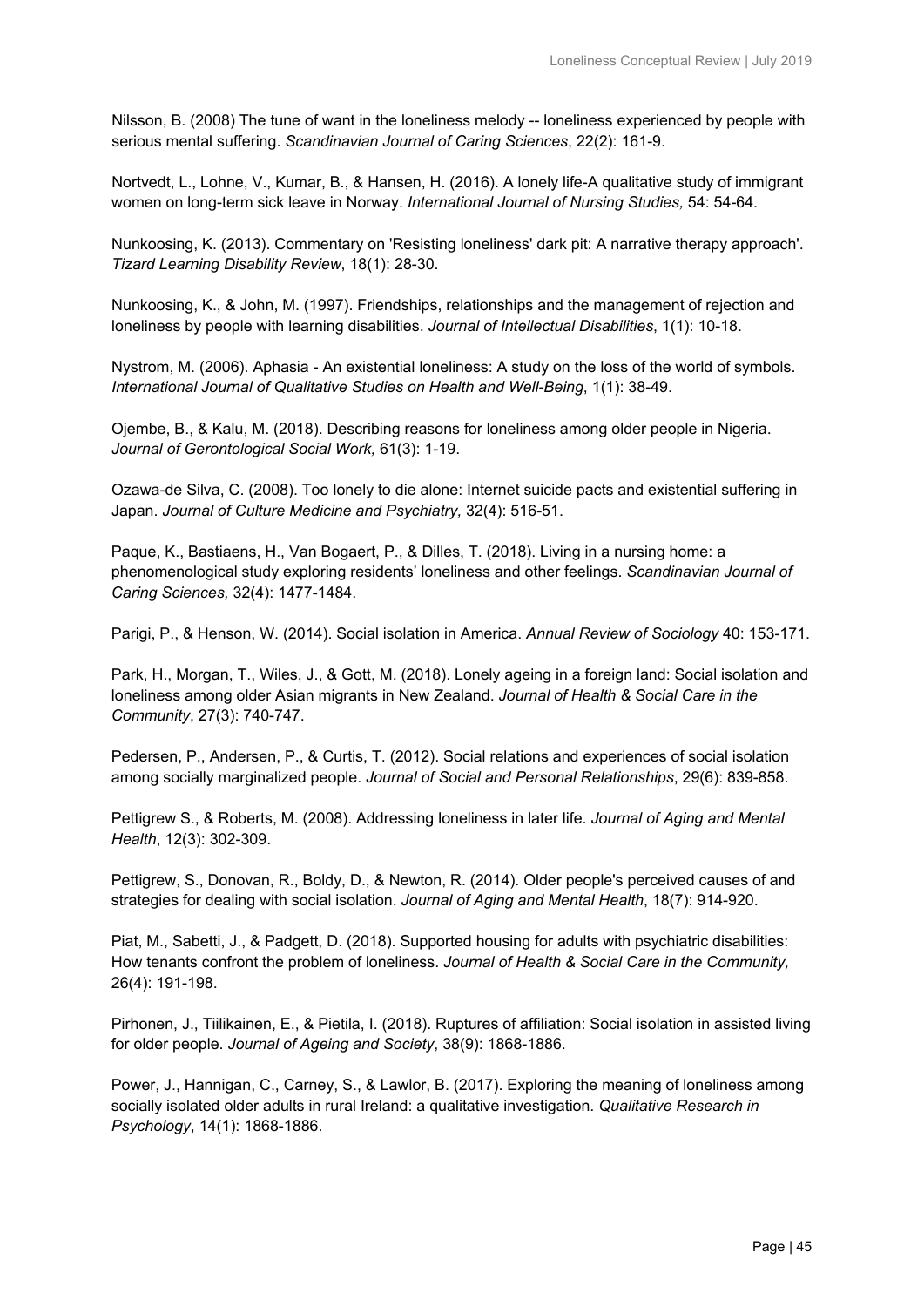Nilsson, B. (2008) The tune of want in the loneliness melody -- loneliness experienced by people with serious mental suffering. *Scandinavian Journal of Caring Sciences*, 22(2): 161-9.

Nortvedt, L., Lohne, V., Kumar, B., & Hansen, H. (2016). A lonely life-A qualitative study of immigrant women on long-term sick leave in Norway. *International Journal of Nursing Studies,* 54: 54-64.

Nunkoosing, K. (2013). Commentary on 'Resisting loneliness' dark pit: A narrative therapy approach'. *Tizard Learning Disability Review*, 18(1): 28-30.

Nunkoosing, K., & John, M. (1997). Friendships, relationships and the management of rejection and loneliness by people with learning disabilities. *Journal of Intellectual Disabilities*, 1(1): 10-18.

Nystrom, M. (2006). Aphasia - An existential loneliness: A study on the loss of the world of symbols. *International Journal of Qualitative Studies on Health and Well-Being*, 1(1): 38-49.

Ojembe, B., & Kalu, M. (2018). Describing reasons for loneliness among older people in Nigeria. *Journal of Gerontological Social Work,* 61(3): 1-19.

Ozawa-de Silva, C. (2008). Too lonely to die alone: Internet suicide pacts and existential suffering in Japan. *Journal of Culture Medicine and Psychiatry,* 32(4): 516-51.

Paque, K., Bastiaens, H., Van Bogaert, P., & Dilles, T. (2018). Living in a nursing home: a phenomenological study exploring residents' loneliness and other feelings. *Scandinavian Journal of Caring Sciences,* 32(4): 1477-1484.

Parigi, P., & Henson, W. (2014). Social isolation in America. *Annual Review of Sociology* 40: 153-171.

Park, H., Morgan, T., Wiles, J., & Gott, M. (2018). Lonely ageing in a foreign land: Social isolation and loneliness among older Asian migrants in New Zealand. *Journal of Health & Social Care in the Community*, 27(3): 740-747.

Pedersen, P., Andersen, P., & Curtis, T. (2012). Social relations and experiences of social isolation among socially marginalized people. *Journal of Social and Personal Relationships*, 29(6): 839-858.

Pettigrew S., & Roberts, M. (2008). Addressing loneliness in later life. *Journal of Aging and Mental Health*, 12(3): 302-309.

Pettigrew, S., Donovan, R., Boldy, D., & Newton, R. (2014). Older people's perceived causes of and strategies for dealing with social isolation. *Journal of Aging and Mental Health*, 18(7): 914-920.

Piat, M., Sabetti, J., & Padgett, D. (2018). Supported housing for adults with psychiatric disabilities: How tenants confront the problem of loneliness. *Journal of Health & Social Care in the Community,* 26(4): 191-198.

Pirhonen, J., Tiilikainen, E., & Pietila, I. (2018). Ruptures of affiliation: Social isolation in assisted living for older people. *Journal of Ageing and Society*, 38(9): 1868-1886.

Power, J., Hannigan, C., Carney, S., & Lawlor, B. (2017). Exploring the meaning of loneliness among socially isolated older adults in rural Ireland: a qualitative investigation. *Qualitative Research in Psychology*, 14(1): 1868-1886.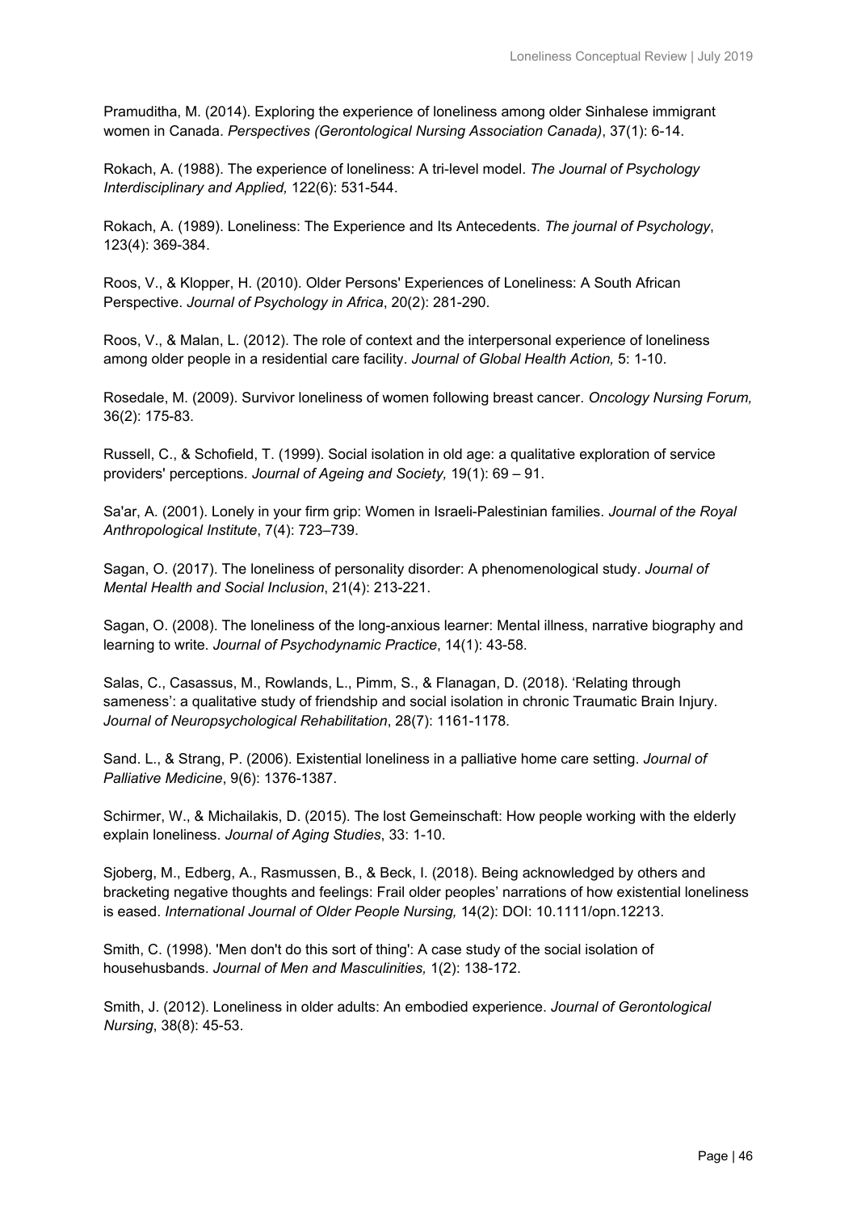Pramuditha, M. (2014). Exploring the experience of loneliness among older Sinhalese immigrant women in Canada. *Perspectives (Gerontological Nursing Association Canada)*, 37(1): 6-14.

Rokach, A. (1988). The experience of loneliness: A tri-level model. *The Journal of Psychology Interdisciplinary and Applied,* 122(6): 531-544.

Rokach, A. (1989). Loneliness: The Experience and Its Antecedents. *The journal of Psychology*, 123(4): 369-384.

Roos, V., & Klopper, H. (2010). Older Persons' Experiences of Loneliness: A South African Perspective. *Journal of Psychology in Africa*, 20(2): 281-290.

Roos, V., & Malan, L. (2012). The role of context and the interpersonal experience of loneliness among older people in a residential care facility. *Journal of Global Health Action,* 5: 1-10.

Rosedale, M. (2009). Survivor loneliness of women following breast cancer. *Oncology Nursing Forum,* 36(2): 175-83.

Russell, C., & Schofield, T. (1999). Social isolation in old age: a qualitative exploration of service providers' perceptions. *Journal of Ageing and Society,* 19(1): 69 – 91.

Sa'ar, A. (2001). Lonely in your firm grip: Women in Israeli-Palestinian families. *Journal of the Royal Anthropological Institute*, 7(4): 723–739.

Sagan, O. (2017). The loneliness of personality disorder: A phenomenological study. *Journal of Mental Health and Social Inclusion*, 21(4): 213-221.

Sagan, O. (2008). The loneliness of the long-anxious learner: Mental illness, narrative biography and learning to write. *Journal of Psychodynamic Practice*, 14(1): 43-58.

Salas, C., Casassus, M., Rowlands, L., Pimm, S., & Flanagan, D. (2018). 'Relating through sameness': a qualitative study of friendship and social isolation in chronic Traumatic Brain Injury. *Journal of Neuropsychological Rehabilitation*, 28(7): 1161-1178.

Sand. L., & Strang, P. (2006). Existential loneliness in a palliative home care setting. *Journal of Palliative Medicine*, 9(6): 1376-1387.

Schirmer, W., & Michailakis, D. (2015). The lost Gemeinschaft: How people working with the elderly explain loneliness. *Journal of Aging Studies*, 33: 1-10.

Sjoberg, M., Edberg, A., Rasmussen, B., & Beck, I. (2018). Being acknowledged by others and bracketing negative thoughts and feelings: Frail older peoples' narrations of how existential loneliness is eased. *International Journal of Older People Nursing,* 14(2): DOI: 10.1111/opn.12213.

Smith, C. (1998). 'Men don't do this sort of thing': A case study of the social isolation of househusbands. *Journal of Men and Masculinities,* 1(2): 138-172.

Smith, J. (2012). Loneliness in older adults: An embodied experience. *Journal of Gerontological Nursing*, 38(8): 45-53.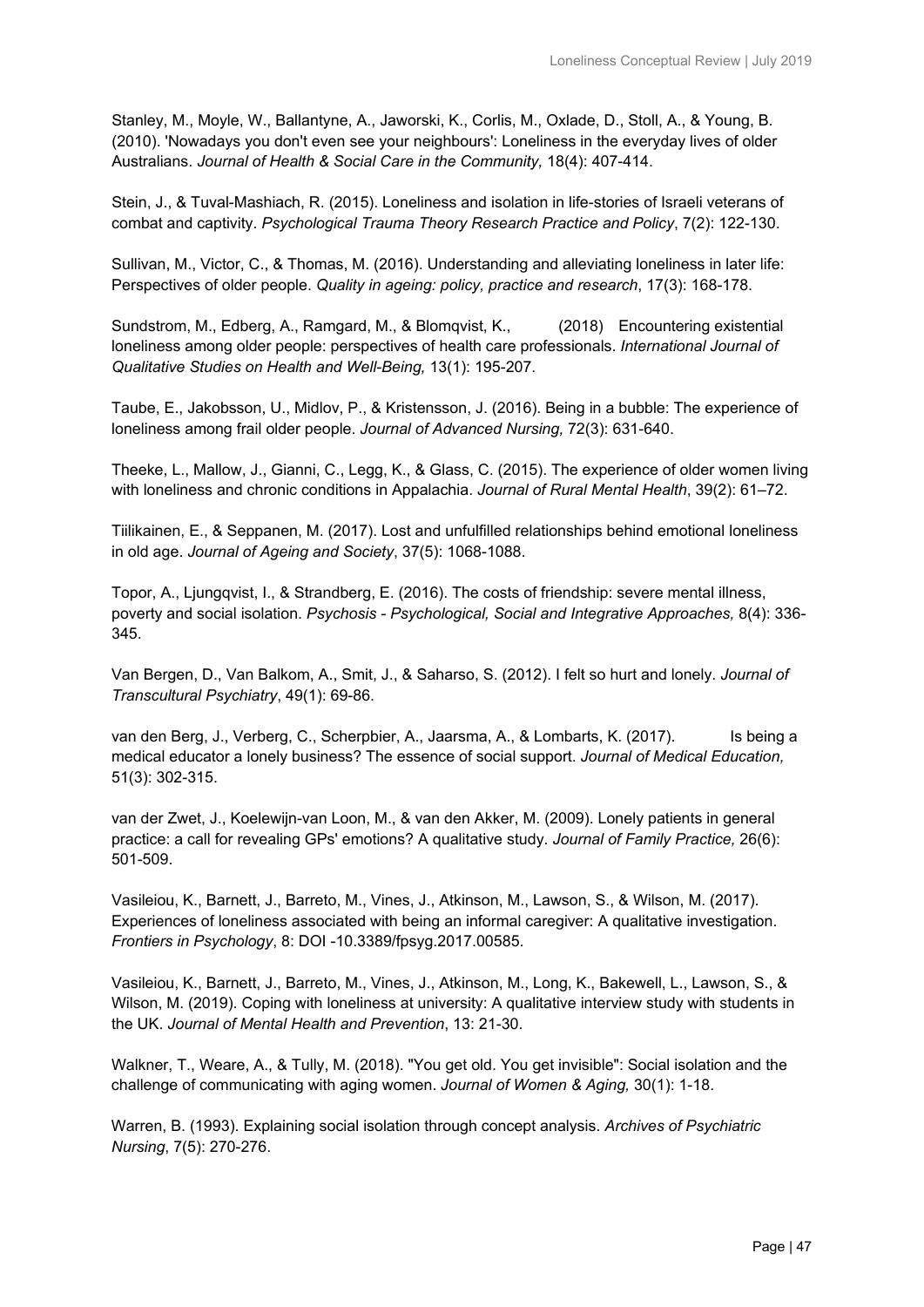Stanley, M., Moyle, W., Ballantyne, A., Jaworski, K., Corlis, M., Oxlade, D., Stoll, A., & Young, B. (2010). 'Nowadays you don't even see your neighbours': Loneliness in the everyday lives of older Australians. *Journal of Health & Social Care in the Community,* 18(4): 407-414.

Stein, J., & Tuval-Mashiach, R. (2015). Loneliness and isolation in life-stories of Israeli veterans of combat and captivity. *Psychological Trauma Theory Research Practice and Policy*, 7(2): 122-130.

Sullivan, M., Victor, C., & Thomas, M. (2016). Understanding and alleviating loneliness in later life: Perspectives of older people. *Quality in ageing: policy, practice and research*, 17(3): 168-178.

Sundstrom, M., Edberg, A., Ramgard, M., & Blomqvist, K., (2018) Encountering existential loneliness among older people: perspectives of health care professionals. *International Journal of Qualitative Studies on Health and Well-Being,* 13(1): 195-207.

Taube, E., Jakobsson, U., Midlov, P., & Kristensson, J. (2016). Being in a bubble: The experience of loneliness among frail older people. *Journal of Advanced Nursing,* 72(3): 631-640.

Theeke, L., Mallow, J., Gianni, C., Legg, K., & Glass, C. (2015). The experience of older women living with loneliness and chronic conditions in Appalachia. *Journal of Rural Mental Health*, 39(2): 61–72.

Tiilikainen, E., & Seppanen, M. (2017). Lost and unfulfilled relationships behind emotional loneliness in old age. *Journal of Ageing and Society*, 37(5): 1068-1088.

Topor, A., Ljungqvist, I., & Strandberg, E. (2016). The costs of friendship: severe mental illness, poverty and social isolation. *Psychosis - Psychological, Social and Integrative Approaches,* 8(4): 336-345.

Van Bergen, D., Van Balkom, A., Smit, J., & Saharso, S. (2012). I felt so hurt and lonely. *Journal of Transcultural Psychiatry*, 49(1): 69-86.

van den Berg, J., Verberg, C., Scherpbier, A., Jaarsma, A., & Lombarts, K. (2017). Is being a medical educator a lonely business? The essence of social support. *Journal of Medical Education,* 51(3): 302-315.

van der Zwet, J., Koelewijn-van Loon, M., & van den Akker, M. (2009). Lonely patients in general practice: a call for revealing GPs' emotions? A qualitative study. *Journal of Family Practice,* 26(6): 501-509.

Vasileiou, K., Barnett, J., Barreto, M., Vines, J., Atkinson, M., Lawson, S., & Wilson, M. (2017). Experiences of loneliness associated with being an informal caregiver: A qualitative investigation. *Frontiers in Psychology*, 8: DOI -10.3389/fpsyg.2017.00585.

Vasileiou, K., Barnett, J., Barreto, M., Vines, J., Atkinson, M., Long, K., Bakewell, L., Lawson, S., & Wilson, M. (2019). Coping with loneliness at university: A qualitative interview study with students in the UK. *Journal of Mental Health and Prevention*, 13: 21-30.

Walkner, T., Weare, A., & Tully, M. (2018). "You get old. You get invisible": Social isolation and the challenge of communicating with aging women. *Journal of Women & Aging,* 30(1): 1-18.

Warren, B. (1993). Explaining social isolation through concept analysis. *Archives of Psychiatric Nursing*, 7(5): 270-276.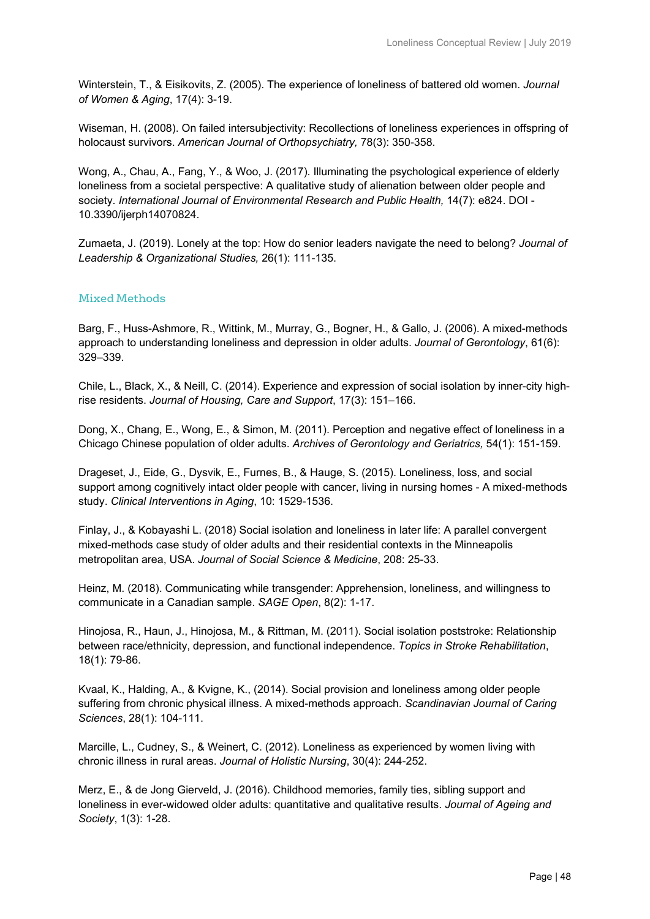Winterstein, T., & Eisikovits, Z. (2005). The experience of loneliness of battered old women. *Journal of Women & Aging*, 17(4): 3-19.

Wiseman, H. (2008). On failed intersubjectivity: Recollections of loneliness experiences in offspring of holocaust survivors. *American Journal of Orthopsychiatry,* 78(3): 350-358.

Wong, A., Chau, A., Fang, Y., & Woo, J. (2017). Illuminating the psychological experience of elderly loneliness from a societal perspective: A qualitative study of alienation between older people and society. *International Journal of Environmental Research and Public Health,* 14(7): e824. DOI - 10.3390/ijerph14070824.

Zumaeta, J. (2019). Lonely at the top: How do senior leaders navigate the need to belong? *Journal of Leadership & Organizational Studies,* 26(1): 111-135.

### Mixed Methods

Barg, F., Huss-Ashmore, R., Wittink, M., Murray, G., Bogner, H., & Gallo, J. (2006). A mixed-methods approach to understanding loneliness and depression in older adults. *Journal of Gerontology*, 61(6): 329–339.

Chile, L., Black, X., & Neill, C. (2014). Experience and expression of social isolation by inner-city high-rise residents. *Journal of Housing, Care and Support*, 17(3): 151–166.

Dong, X., Chang, E., Wong, E., & Simon, M. (2011). Perception and negative effect of loneliness in a Chicago Chinese population of older adults. *Archives of Gerontology and Geriatrics,* 54(1): 151-159.

Drageset, J., Eide, G., Dysvik, E., Furnes, B., & Hauge, S. (2015). Loneliness, loss, and social support among cognitively intact older people with cancer, living in nursing homes - A mixed-methods study. *Clinical Interventions in Aging*, 10: 1529-1536.

Finlay, J., & Kobayashi L. (2018) Social isolation and loneliness in later life: A parallel convergent mixed-methods case study of older adults and their residential contexts in the Minneapolis metropolitan area, USA. *Journal of Social Science & Medicine*, 208: 25-33.

Heinz, M. (2018). Communicating while transgender: Apprehension, loneliness, and willingness to communicate in a Canadian sample. *SAGE Open*, 8(2): 1-17.

Hinojosa, R., Haun, J., Hinojosa, M., & Rittman, M. (2011). Social isolation poststroke: Relationship between race/ethnicity, depression, and functional independence. *Topics in Stroke Rehabilitation*, 18(1): 79-86.

Kvaal, K., Halding, A., & Kvigne, K., (2014). Social provision and loneliness among older people suffering from chronic physical illness. A mixed-methods approach. *Scandinavian Journal of Caring Sciences*, 28(1): 104-111.

Marcille, L., Cudney, S., & Weinert, C. (2012). Loneliness as experienced by women living with chronic illness in rural areas. *Journal of Holistic Nursing*, 30(4): 244-252.

Merz, E., & de Jong Gierveld, J. (2016). Childhood memories, family ties, sibling support and loneliness in ever-widowed older adults: quantitative and qualitative results. *Journal of Ageing and Society*, 1(3): 1-28.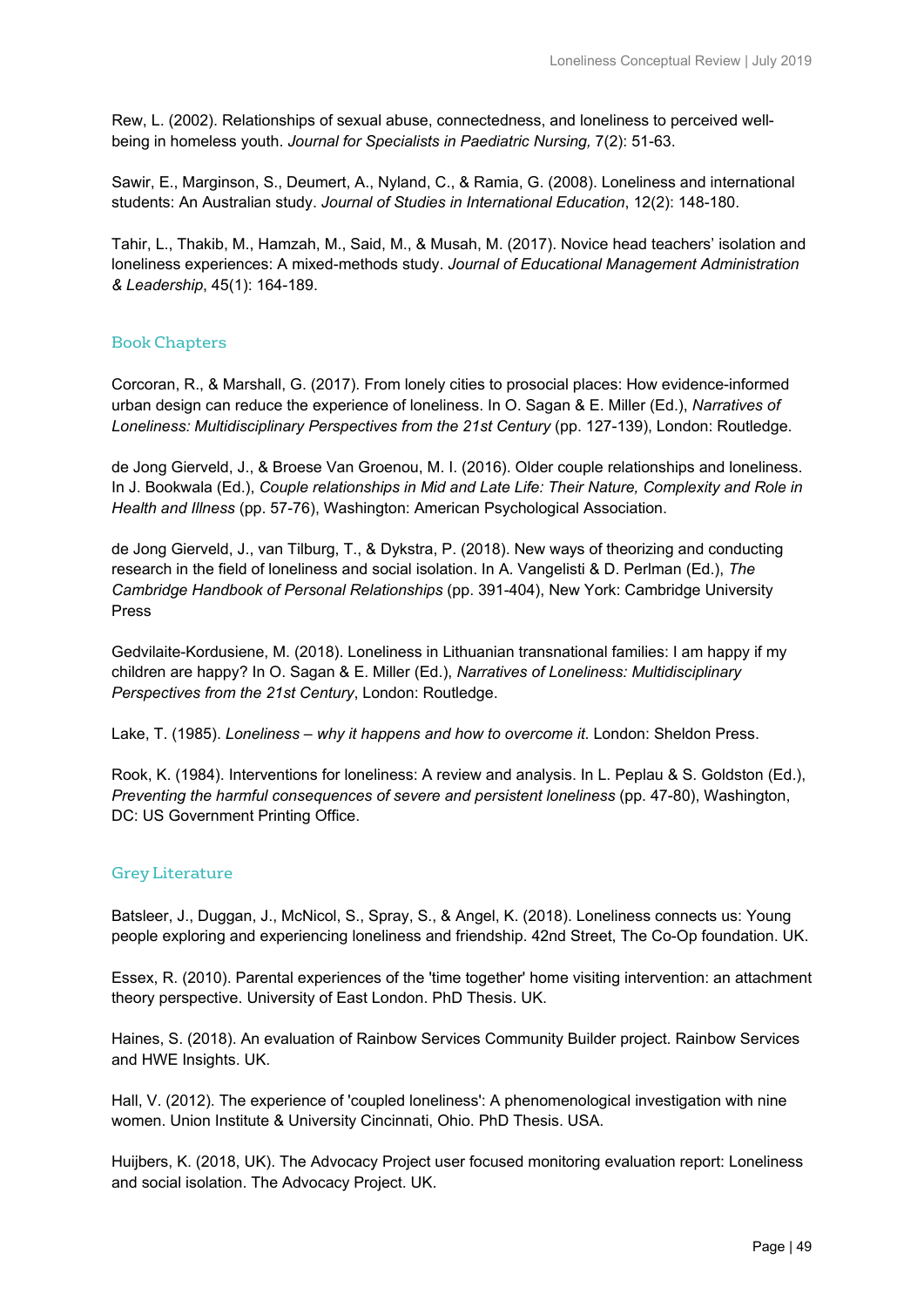Rew, L. (2002). Relationships of sexual abuse, connectedness, and loneliness to perceived well-being in homeless youth. *Journal for Specialists in Paediatric Nursing,* 7(2): 51-63.

Sawir, E., Marginson, S., Deumert, A., Nyland, C., & Ramia, G. (2008). Loneliness and international students: An Australian study. *Journal of Studies in International Education*, 12(2): 148-180.

Tahir, L., Thakib, M., Hamzah, M., Said, M., & Musah, M. (2017). Novice head teachers' isolation and loneliness experiences: A mixed-methods study. *Journal of Educational Management Administration & Leadership*, 45(1): 164-189.

## Book Chapters

Corcoran, R., & Marshall, G. (2017). From lonely cities to prosocial places: How evidence-informed urban design can reduce the experience of loneliness. In O. Sagan & E. Miller (Ed.), *Narratives of Loneliness: Multidisciplinary Perspectives from the 21st Century* (pp. 127-139), London: Routledge.

de Jong Gierveld, J., & Broese Van Groenou, M. I. (2016). Older couple relationships and loneliness. In J. Bookwala (Ed.), *Couple relationships in Mid and Late Life: Their Nature, Complexity and Role in Health and Illness* (pp. 57-76), Washington: American Psychological Association.

de Jong Gierveld, J., van Tilburg, T., & Dykstra, P. (2018). New ways of theorizing and conducting research in the field of loneliness and social isolation. In A. Vangelisti & D. Perlman (Ed.), *The Cambridge Handbook of Personal Relationships* (pp. 391-404), New York: Cambridge University Press

Gedvilaite-Kordusiene, M. (2018). Loneliness in Lithuanian transnational families: I am happy if my children are happy? In O. Sagan & E. Miller (Ed.), *Narratives of Loneliness: Multidisciplinary Perspectives from the 21st Century*, London: Routledge.

Lake, T. (1985). *Loneliness – why it happens and how to overcome it*. London: Sheldon Press.

Rook, K. (1984). Interventions for loneliness: A review and analysis. In L. Peplau & S. Goldston (Ed.), *Preventing the harmful consequences of severe and persistent loneliness* (pp. 47-80), Washington, DC: US Government Printing Office.

## Grey Literature

Batsleer, J., Duggan, J., McNicol, S., Spray, S., & Angel, K. (2018). Loneliness connects us: Young people exploring and experiencing loneliness and friendship. 42nd Street, The Co-Op foundation. UK.

Essex, R. (2010). Parental experiences of the 'time together' home visiting intervention: an attachment theory perspective. University of East London. PhD Thesis. UK.

Haines, S. (2018). An evaluation of Rainbow Services Community Builder project. Rainbow Services and HWE Insights. UK.

Hall, V. (2012). The experience of 'coupled loneliness': A phenomenological investigation with nine women. Union Institute & University Cincinnati, Ohio. PhD Thesis. USA.

Huijbers, K. (2018, UK). The Advocacy Project user focused monitoring evaluation report: Loneliness and social isolation. The Advocacy Project. UK.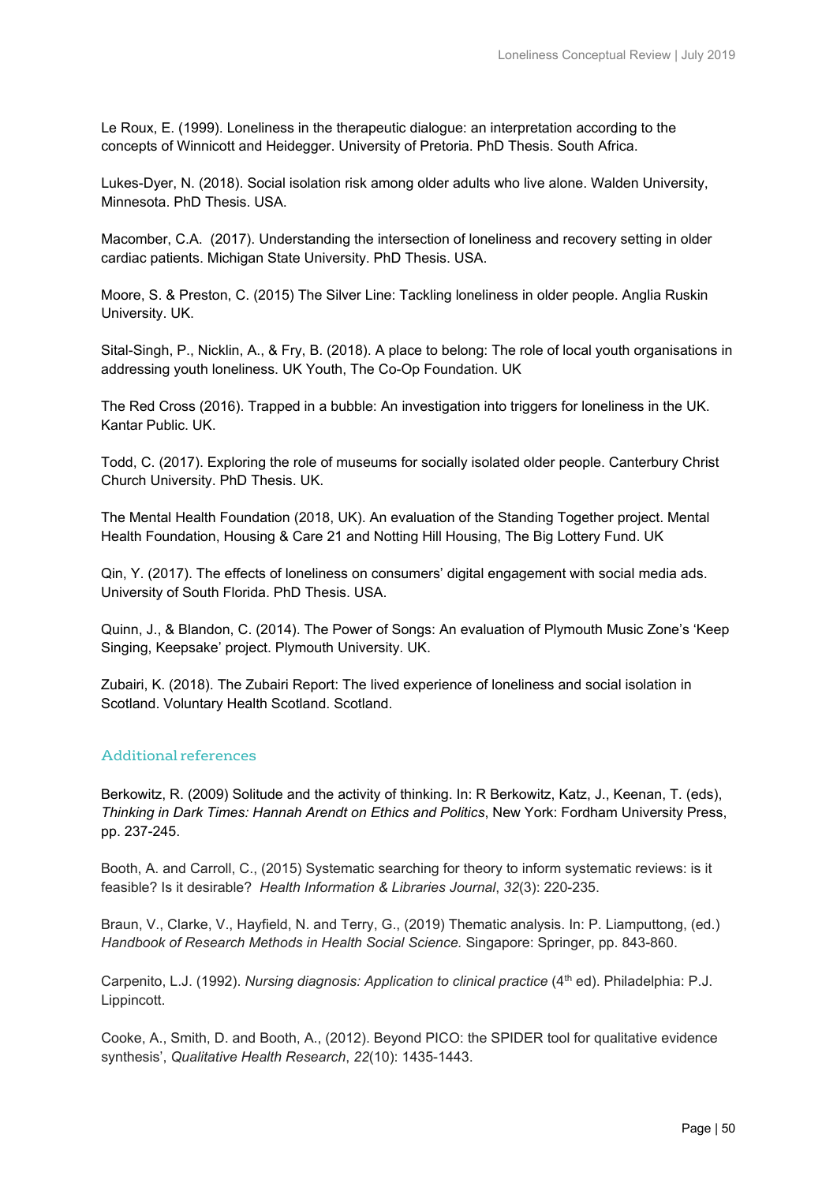Le Roux, E. (1999). Loneliness in the therapeutic dialogue: an interpretation according to the concepts of Winnicott and Heidegger. University of Pretoria. PhD Thesis. South Africa.

Lukes-Dyer, N. (2018). Social isolation risk among older adults who live alone. Walden University, Minnesota. PhD Thesis. USA.

Macomber, C.A. (2017). Understanding the intersection of loneliness and recovery setting in older cardiac patients. Michigan State University. PhD Thesis. USA.

Moore, S. & Preston, C. (2015) The Silver Line: Tackling loneliness in older people. Anglia Ruskin University. UK.

Sital-Singh, P., Nicklin, A., & Fry, B. (2018). A place to belong: The role of local youth organisations in addressing youth loneliness. UK Youth, The Co-Op Foundation. UK

The Red Cross (2016). Trapped in a bubble: An investigation into triggers for loneliness in the UK. Kantar Public. UK.

Todd, C. (2017). Exploring the role of museums for socially isolated older people. Canterbury Christ Church University. PhD Thesis. UK.

The Mental Health Foundation (2018, UK). An evaluation of the Standing Together project. Mental Health Foundation, Housing & Care 21 and Notting Hill Housing, The Big Lottery Fund. UK

Qin, Y. (2017). The effects of loneliness on consumers' digital engagement with social media ads. University of South Florida. PhD Thesis. USA.

Quinn, J., & Blandon, C. (2014). The Power of Songs: An evaluation of Plymouth Music Zone's 'Keep Singing, Keepsake' project. Plymouth University. UK.

Zubairi, K. (2018). The Zubairi Report: The lived experience of loneliness and social isolation in Scotland. Voluntary Health Scotland. Scotland.

## Additional references

Berkowitz, R. (2009) Solitude and the activity of thinking. In: R Berkowitz, Katz, J., Keenan, T. (eds), *Thinking in Dark Times: Hannah Arendt on Ethics and Politics*, New York: Fordham University Press, pp. 237-245.

Booth, A. and Carroll, C., (2015) Systematic searching for theory to inform systematic reviews: is it feasible? Is it desirable? *Health Information & Libraries Journal*, *32*(3): 220-235.

Braun, V., Clarke, V., Hayfield, N. and Terry, G., (2019) Thematic analysis. In: P. Liamputtong, (ed.) *Handbook of Research Methods in Health Social Science.* Singapore: Springer, pp. 843-860.

Carpenito, L.J. (1992). *Nursing diagnosis: Application to clinical practice* (4th ed). Philadelphia: P.J. Lippincott.

Cooke, A., Smith, D. and Booth, A., (2012). Beyond PICO: the SPIDER tool for qualitative evidence synthesis', *Qualitative Health Research*, *22*(10): 1435-1443.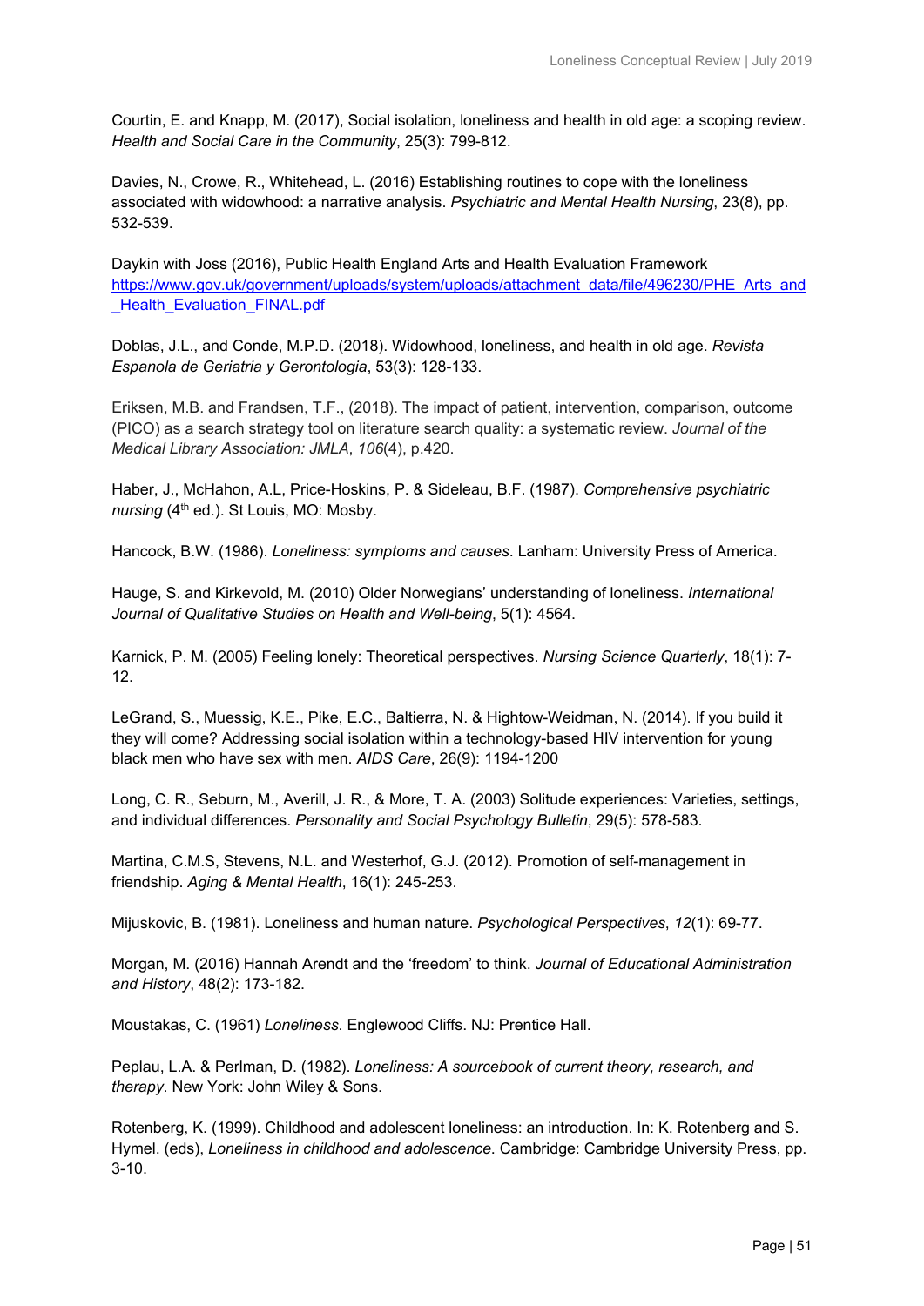Courtin, E. and Knapp, M. (2017), Social isolation, loneliness and health in old age: a scoping review. *Health and Social Care in the Community*, 25(3): 799-812.

Davies, N., Crowe, R., Whitehead, L. (2016) Establishing routines to cope with the loneliness associated with widowhood: a narrative analysis. *Psychiatric and Mental Health Nursing*, 23(8), pp. 532-539.

Daykin with Joss (2016), Public Health England Arts and Health Evaluation Framework [https://www.gov.uk/government/uploads/system/uploads/attachment_data/file/496230/PHE_Arts_and_Health_Evaluation_FINAL.pdf](https://www.gov.uk/government/uploads/system/uploads/attachment_data/file/496230/PHE_Arts_and_Health_Evaluation_FINAL.pdf)

Doblas, J.L., and Conde, M.P.D. (2018). Widowhood, loneliness, and health in old age. *Revista Espanola de Geriatria y Gerontologia*, 53(3): 128-133.

Eriksen, M.B. and Frandsen, T.F., (2018). The impact of patient, intervention, comparison, outcome (PICO) as a search strategy tool on literature search quality: a systematic review. *Journal of the Medical Library Association: JMLA*, *106*(4), p.420.

Haber, J., McHahon, A.L, Price-Hoskins, P. & Sideleau, B.F. (1987). *Comprehensive psychiatric nursing* (4th ed.). St Louis, MO: Mosby.

Hancock, B.W. (1986). *Loneliness: symptoms and causes*. Lanham: University Press of America.

Hauge, S. and Kirkevold, M. (2010) Older Norwegians' understanding of loneliness. *International Journal of Qualitative Studies on Health and Well-being*, 5(1): 4564.

Karnick, P. M. (2005) Feeling lonely: Theoretical perspectives. *Nursing Science Quarterly*, 18(1): 7-12.

LeGrand, S., Muessig, K.E., Pike, E.C., Baltierra, N. & Hightow-Weidman, N. (2014). If you build it they will come? Addressing social isolation within a technology-based HIV intervention for young black men who have sex with men. *AIDS Care*, 26(9): 1194-1200

Long, C. R., Seburn, M., Averill, J. R., & More, T. A. (2003) Solitude experiences: Varieties, settings, and individual differences. *Personality and Social Psychology Bulletin*, 29(5): 578-583.

Martina, C.M.S, Stevens, N.L. and Westerhof, G.J. (2012). Promotion of self-management in friendship. *Aging & Mental Health*, 16(1): 245-253.

Mijuskovic, B. (1981). Loneliness and human nature. *Psychological Perspectives*, *12*(1): 69-77.

Morgan, M. (2016) Hannah Arendt and the 'freedom' to think. *Journal of Educational Administration and History*, 48(2): 173-182.

Moustakas, C. (1961) *Loneliness*. Englewood Cliffs. NJ: Prentice Hall.

Peplau, L.A. & Perlman, D. (1982). *Loneliness: A sourcebook of current theory, research, and therapy*. New York: John Wiley & Sons.

Rotenberg, K. (1999). Childhood and adolescent loneliness: an introduction. In: K. Rotenberg and S. Hymel. (eds), *Loneliness in childhood and adolescence*. Cambridge: Cambridge University Press, pp. 3-10.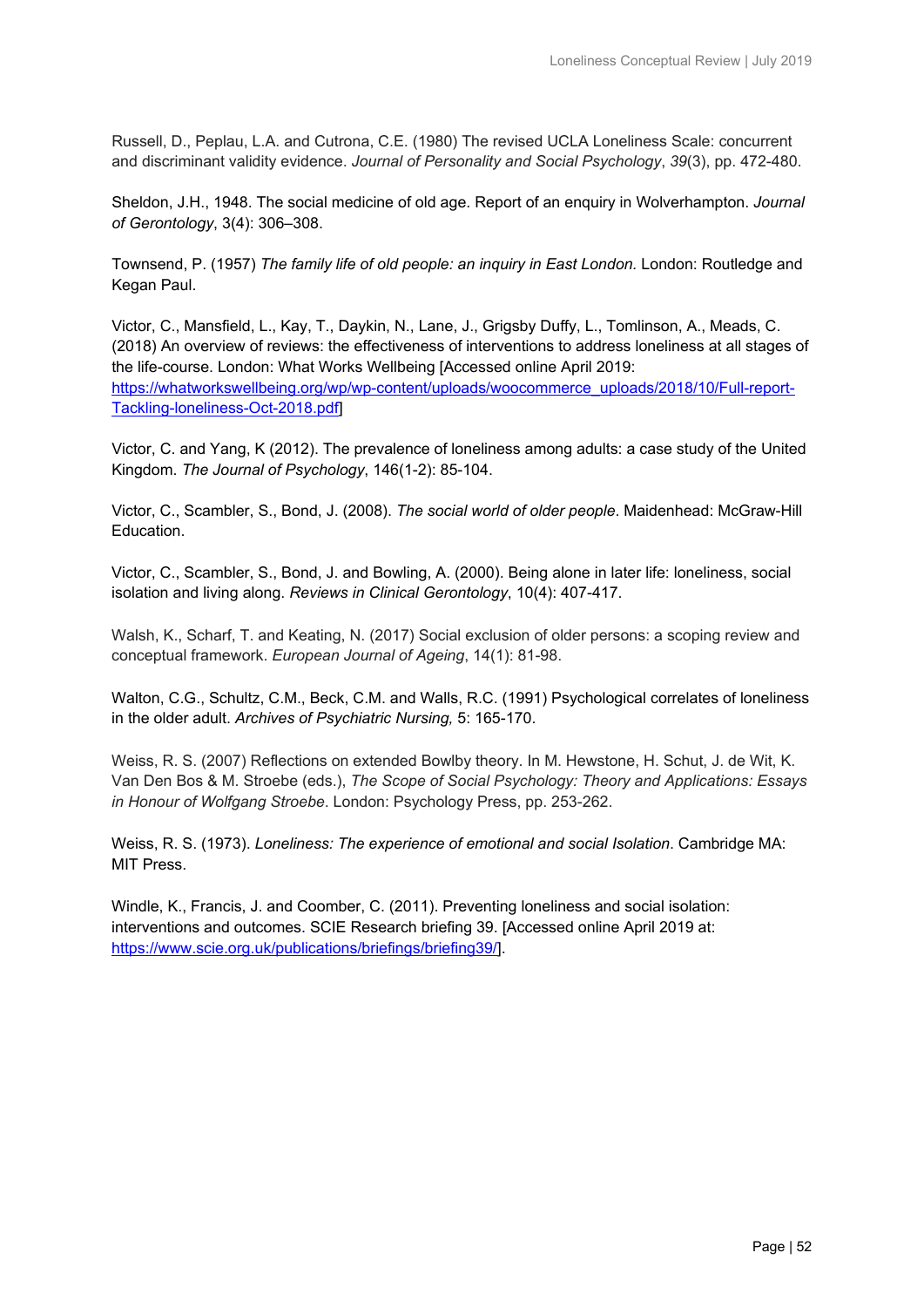Russell, D., Peplau, L.A. and Cutrona, C.E. (1980) The revised UCLA Loneliness Scale: concurrent and discriminant validity evidence. *Journal of Personality and Social Psychology*, *39*(3), pp. 472-480.

Sheldon, J.H., 1948. The social medicine of old age. Report of an enquiry in Wolverhampton. *Journal of Gerontology*, 3(4): 306–308.

Townsend, P. (1957) *The family life of old people: an inquiry in East London.* London: Routledge and Kegan Paul.

Victor, C., Mansfield, L., Kay, T., Daykin, N., Lane, J., Grigsby Duffy, L., Tomlinson, A., Meads, C. (2018) An overview of reviews: the effectiveness of interventions to address loneliness at all stages of the life-course. London: What Works Wellbeing [Accessed online April 2019: https://whatworkswellbeing.org/wp/wp-content/uploads/woocommerce_uploads/2018/10/Full-report-Tackling-loneliness-Oct-2018.pdf]

Victor, C. and Yang, K (2012). The prevalence of loneliness among adults: a case study of the United Kingdom. *The Journal of Psychology*, 146(1-2): 85-104.

Victor, C., Scambler, S., Bond, J. (2008). *The social world of older people*. Maidenhead: McGraw-Hill Education.

Victor, C., Scambler, S., Bond, J. and Bowling, A. (2000). Being alone in later life: loneliness, social isolation and living along. *Reviews in Clinical Gerontology*, 10(4): 407-417.

Walsh, K., Scharf, T. and Keating, N. (2017) Social exclusion of older persons: a scoping review and conceptual framework. *European Journal of Ageing*, 14(1): 81-98.

Walton, C.G., Schultz, C.M., Beck, C.M. and Walls, R.C. (1991) Psychological correlates of loneliness in the older adult. *Archives of Psychiatric Nursing,* 5: 165-170.

Weiss, R. S. (2007) Reflections on extended Bowlby theory. In M. Hewstone, H. Schut, J. de Wit, K. Van Den Bos & M. Stroebe (eds.), *The Scope of Social Psychology: Theory and Applications: Essays in Honour of Wolfgang Stroebe*. London: Psychology Press, pp. 253-262.

Weiss, R. S. (1973). *Loneliness: The experience of emotional and social Isolation*. Cambridge MA: MIT Press.

Windle, K., Francis, J. and Coomber, C. (2011). Preventing loneliness and social isolation: interventions and outcomes. SCIE Research briefing 39. [Accessed online April 2019 at: https://www.scie.org.uk/publications/briefings/briefing39/].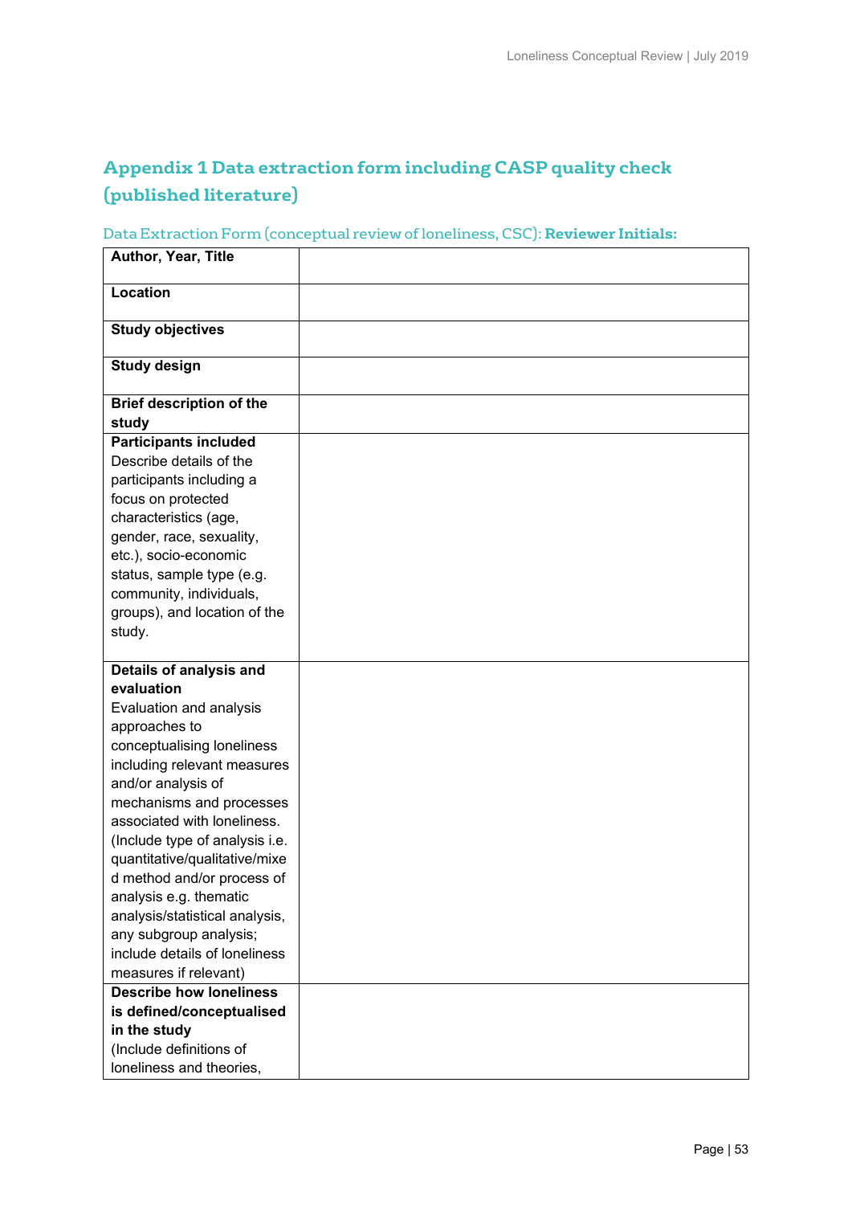## Appendix 1 Data extraction form including CASP quality check (published literature)

Data Extraction Form (conceptual review of loneliness, CSC): **Reviewer Initials:**

| | |
|---|---|
| **Author, Year, Title** | |
| **Location** | |
| **Study objectives** | |
| **Study design** | |
| **Brief description of the study** | |
| **Participants included** Describe details of the participants including a focus on protected characteristics (age, gender, race, sexuality, etc.), socio-economic status, sample type (e.g. community, individuals, groups), and location of the study. | |
| **Details of analysis and evaluation** Evaluation and analysis approaches to conceptualising loneliness including relevant measures and/or analysis of mechanisms and processes associated with loneliness. (Include type of analysis i.e. quantitative/qualitative/mixed method and/or process of analysis e.g. thematic analysis/statistical analysis, any subgroup analysis; include details of loneliness measures if relevant) | |
| **Describe how loneliness is defined/conceptualised in the study** (Include definitions of loneliness and theories, | |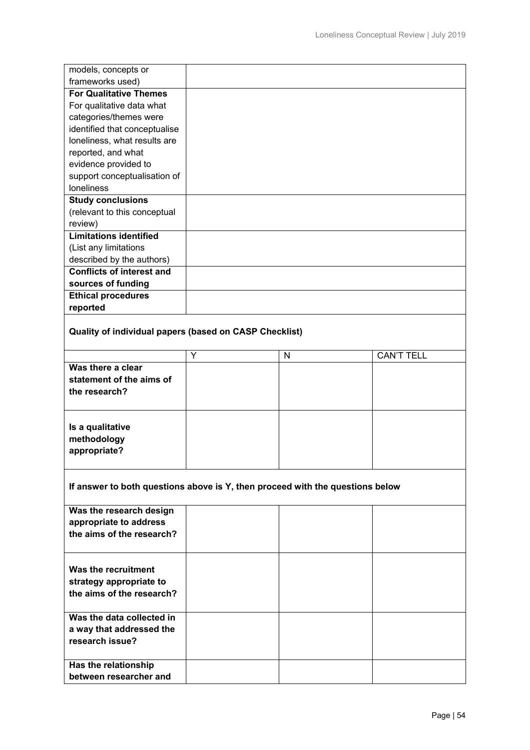| | |
|---|---|
| models, concepts or frameworks used) | |
| **For Qualitative Themes** For qualitative data what categories/themes were identified that conceptualise loneliness, what results are reported, and what evidence provided to support conceptualisation of loneliness | |
| **Study conclusions** (relevant to this conceptual review) | |
| **Limitations identified** (List any limitations described by the authors) | |
| **Conflicts of interest and sources of funding** | |
| **Ethical procedures reported** | |

**Quality of individual papers (based on CASP Checklist)**

| | Y | N | CAN'T TELL |
|---|---|---|---|
| **Was there a clear statement of the aims of the research?** | | | |
| **Is a qualitative methodology appropriate?** | | | |

**If answer to both questions above is Y, then proceed with the questions below**

| | | | |
|---|---|---|---|
| **Was the research design appropriate to address the aims of the research?** | | | |
| **Was the recruitment strategy appropriate to the aims of the research?** | | | |
| **Was the data collected in a way that addressed the research issue?** | | | |
| **Has the relationship between researcher and** | | | |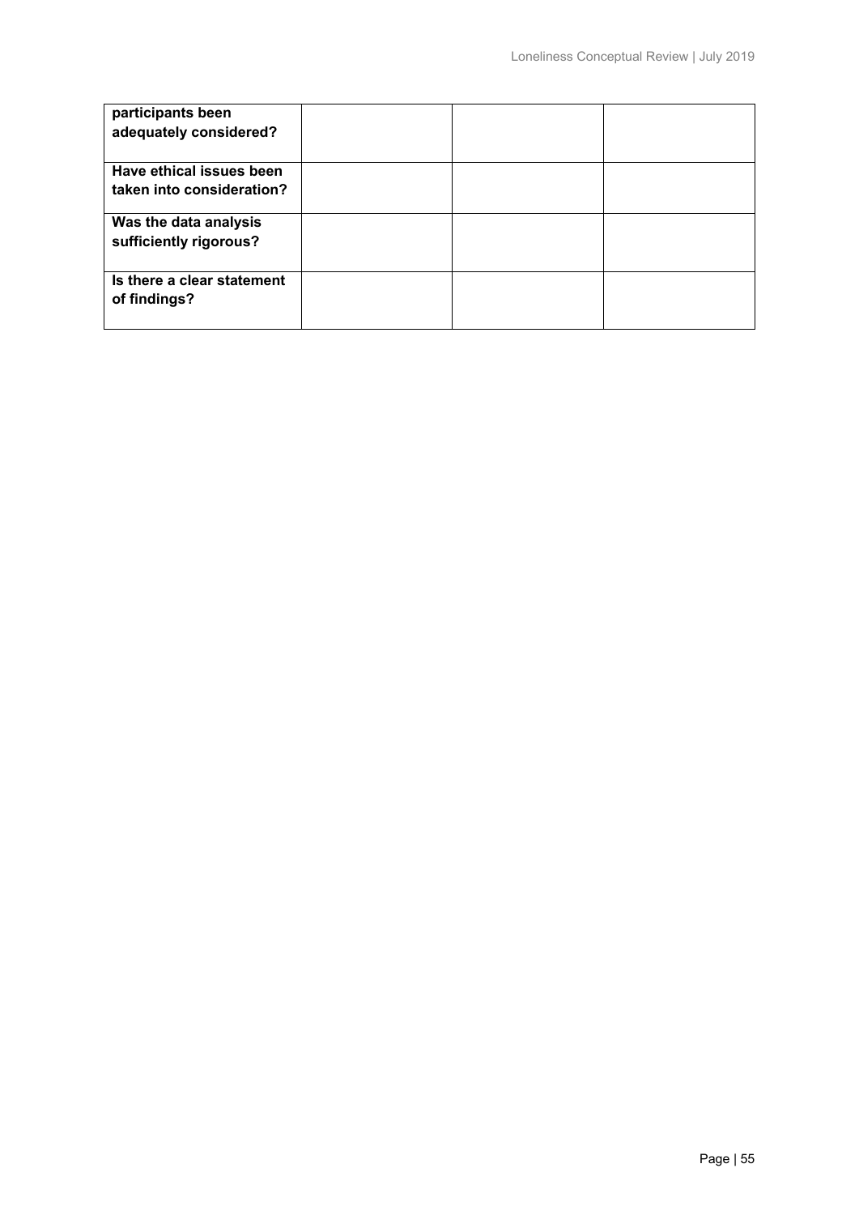| | | | |
|---|---|---|---|
| **participants been adequately considered?** | | | |
| **Have ethical issues been taken into consideration?** | | | |
| **Was the data analysis sufficiently rigorous?** | | | |
| **Is there a clear statement of findings?** | | | |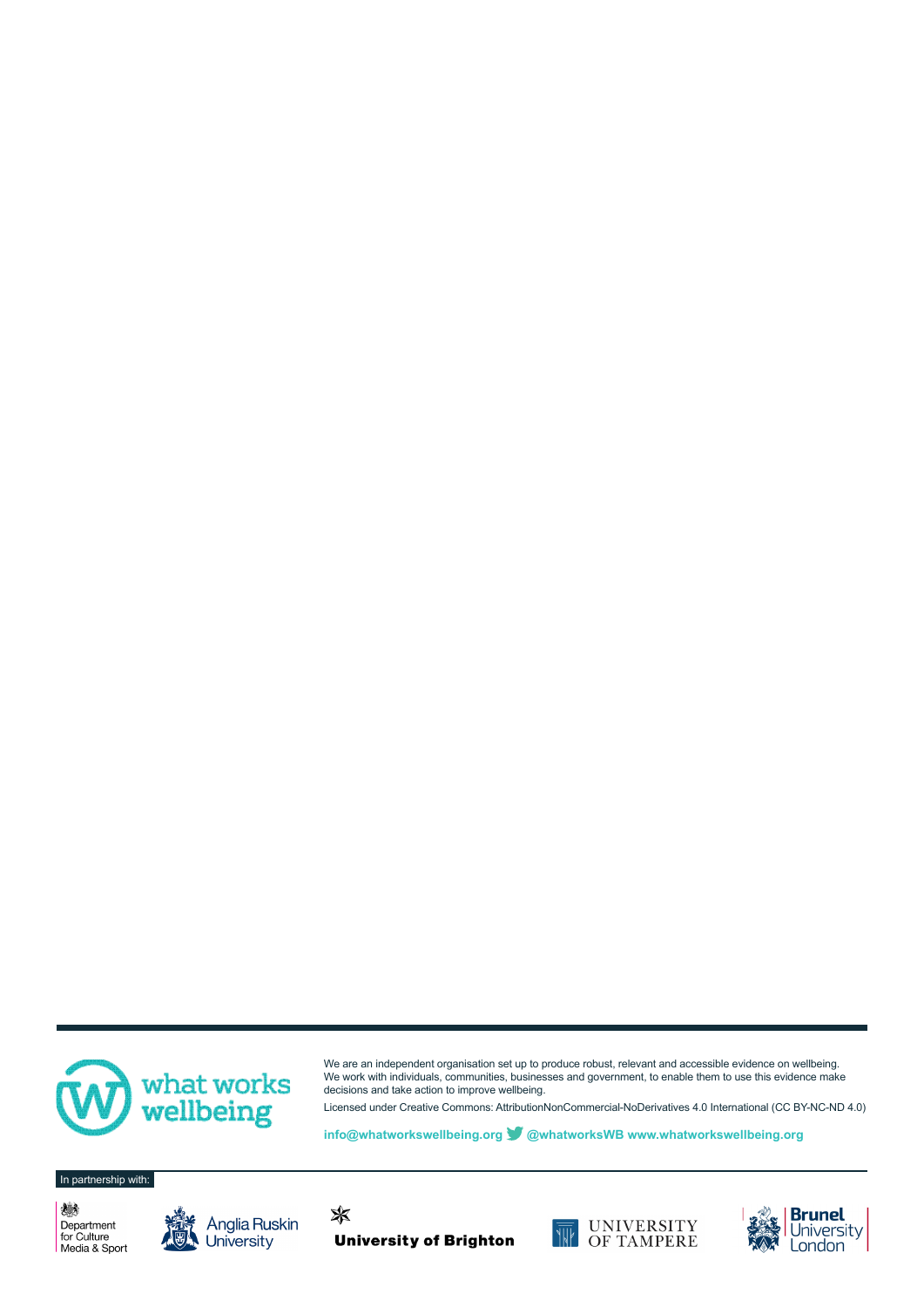what works wellbeing

We are an independent organisation set up to produce robust, relevant and accessible evidence on wellbeing. We work with individuals, communities, businesses and government, to enable them to use this evidence make decisions and take action to improve wellbeing.

Licensed under Creative Commons: AttributionNonCommercial-NoDerivatives 4.0 International (CC BY-NC-ND 4.0)

**info@whatworkswellbeing.org @whatworksWB www.whatworkswellbeing.org**

In partnership with:

Department for Culture Media & Sport

Anglia Ruskin University

University of Brighton

UNIVERSITY OF TAMPERE

Brunel University London